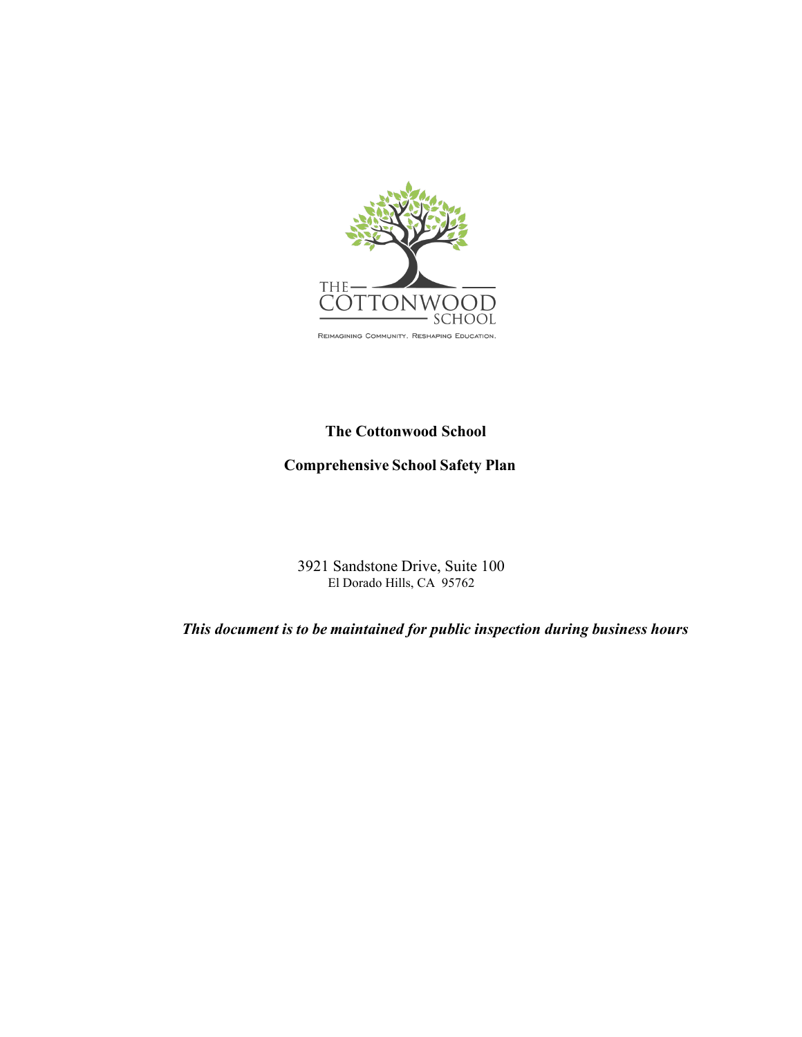THE COTTONWOOD SCHOOL

Reimagining Community. Reshaping Education.

# The Cottonwood School

## Comprehensive School Safety Plan

3921 Sandstone Drive, Suite 100
El Dorado Hills, CA 95762

***This document is to be maintained for public inspection during business hours***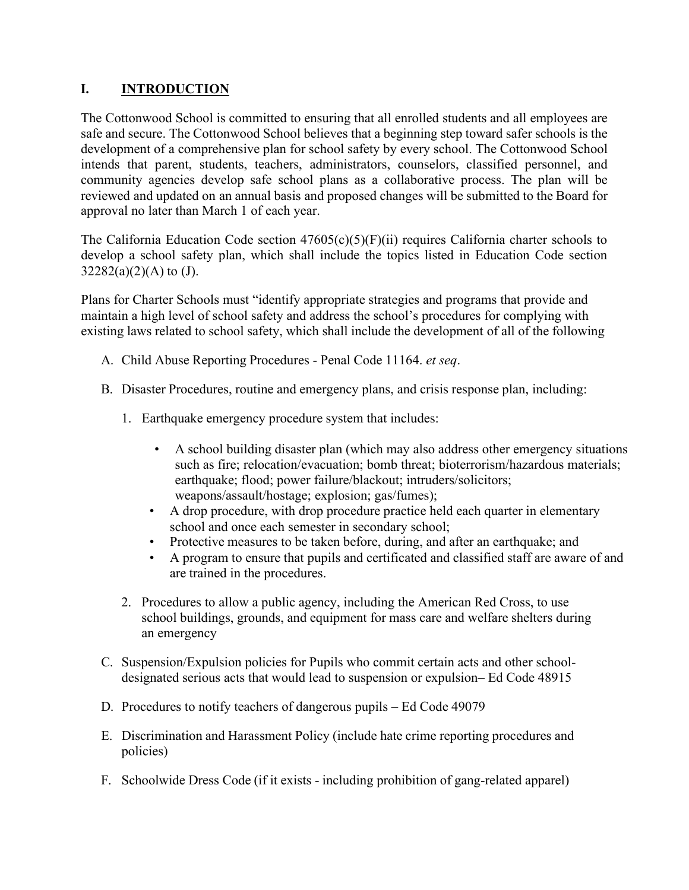# I. INTRODUCTION

The Cottonwood School is committed to ensuring that all enrolled students and all employees are safe and secure. The Cottonwood School believes that a beginning step toward safer schools is the development of a comprehensive plan for school safety by every school. The Cottonwood School intends that parent, students, teachers, administrators, counselors, classified personnel, and community agencies develop safe school plans as a collaborative process. The plan will be reviewed and updated on an annual basis and proposed changes will be submitted to the Board for approval no later than March 1 of each year.

The California Education Code section 47605(c)(5)(F)(ii) requires California charter schools to develop a school safety plan, which shall include the topics listed in Education Code section 32282(a)(2)(A) to (J).

Plans for Charter Schools must "identify appropriate strategies and programs that provide and maintain a high level of school safety and address the school's procedures for complying with existing laws related to school safety, which shall include the development of all of the following

A. Child Abuse Reporting Procedures - Penal Code 11164. *et seq*.

B. Disaster Procedures, routine and emergency plans, and crisis response plan, including:

   1. Earthquake emergency procedure system that includes:

      - A school building disaster plan (which may also address other emergency situations such as fire; relocation/evacuation; bomb threat; bioterrorism/hazardous materials; earthquake; flood; power failure/blackout; intruders/solicitors; weapons/assault/hostage; explosion; gas/fumes);
      - A drop procedure, with drop procedure practice held each quarter in elementary school and once each semester in secondary school;
      - Protective measures to be taken before, during, and after an earthquake; and
      - A program to ensure that pupils and certificated and classified staff are aware of and are trained in the procedures.

   2. Procedures to allow a public agency, including the American Red Cross, to use school buildings, grounds, and equipment for mass care and welfare shelters during an emergency

C. Suspension/Expulsion policies for Pupils who commit certain acts and other school-designated serious acts that would lead to suspension or expulsion– Ed Code 48915

D. Procedures to notify teachers of dangerous pupils – Ed Code 49079

E. Discrimination and Harassment Policy (include hate crime reporting procedures and policies)

F. Schoolwide Dress Code (if it exists - including prohibition of gang-related apparel)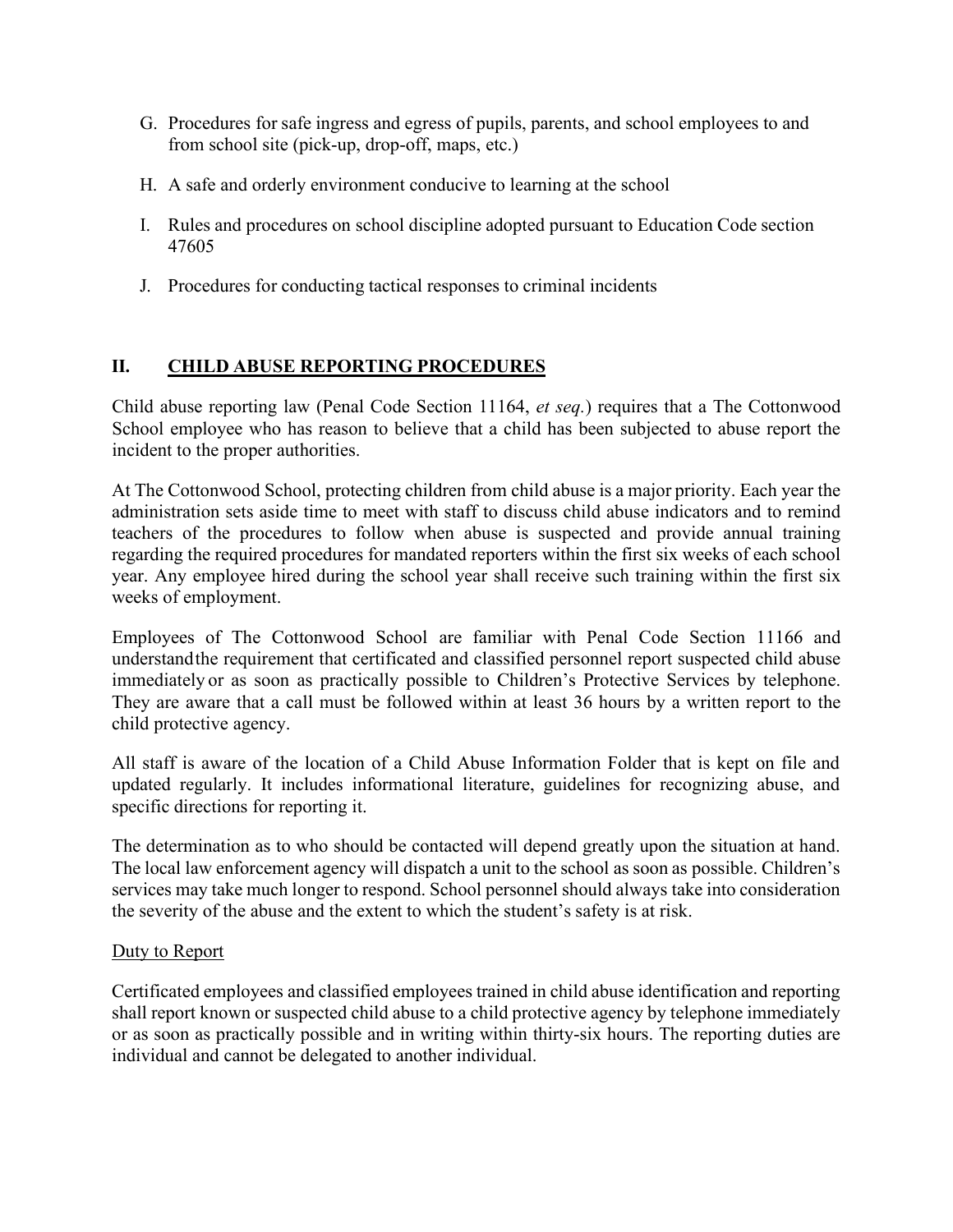G. Procedures for safe ingress and egress of pupils, parents, and school employees to and from school site (pick-up, drop-off, maps, etc.)

H. A safe and orderly environment conducive to learning at the school

I. Rules and procedures on school discipline adopted pursuant to Education Code section 47605

J. Procedures for conducting tactical responses to criminal incidents

## II. CHILD ABUSE REPORTING PROCEDURES

Child abuse reporting law (Penal Code Section 11164, *et seq.*) requires that a The Cottonwood School employee who has reason to believe that a child has been subjected to abuse report the incident to the proper authorities.

At The Cottonwood School, protecting children from child abuse is a major priority. Each year the administration sets aside time to meet with staff to discuss child abuse indicators and to remind teachers of the procedures to follow when abuse is suspected and provide annual training regarding the required procedures for mandated reporters within the first six weeks of each school year. Any employee hired during the school year shall receive such training within the first six weeks of employment.

Employees of The Cottonwood School are familiar with Penal Code Section 11166 and understand the requirement that certificated and classified personnel report suspected child abuse immediately or as soon as practically possible to Children's Protective Services by telephone. They are aware that a call must be followed within at least 36 hours by a written report to the child protective agency.

All staff is aware of the location of a Child Abuse Information Folder that is kept on file and updated regularly. It includes informational literature, guidelines for recognizing abuse, and specific directions for reporting it.

The determination as to who should be contacted will depend greatly upon the situation at hand. The local law enforcement agency will dispatch a unit to the school as soon as possible. Children's services may take much longer to respond. School personnel should always take into consideration the severity of the abuse and the extent to which the student's safety is at risk.

### Duty to Report

Certificated employees and classified employees trained in child abuse identification and reporting shall report known or suspected child abuse to a child protective agency by telephone immediately or as soon as practically possible and in writing within thirty-six hours. The reporting duties are individual and cannot be delegated to another individual.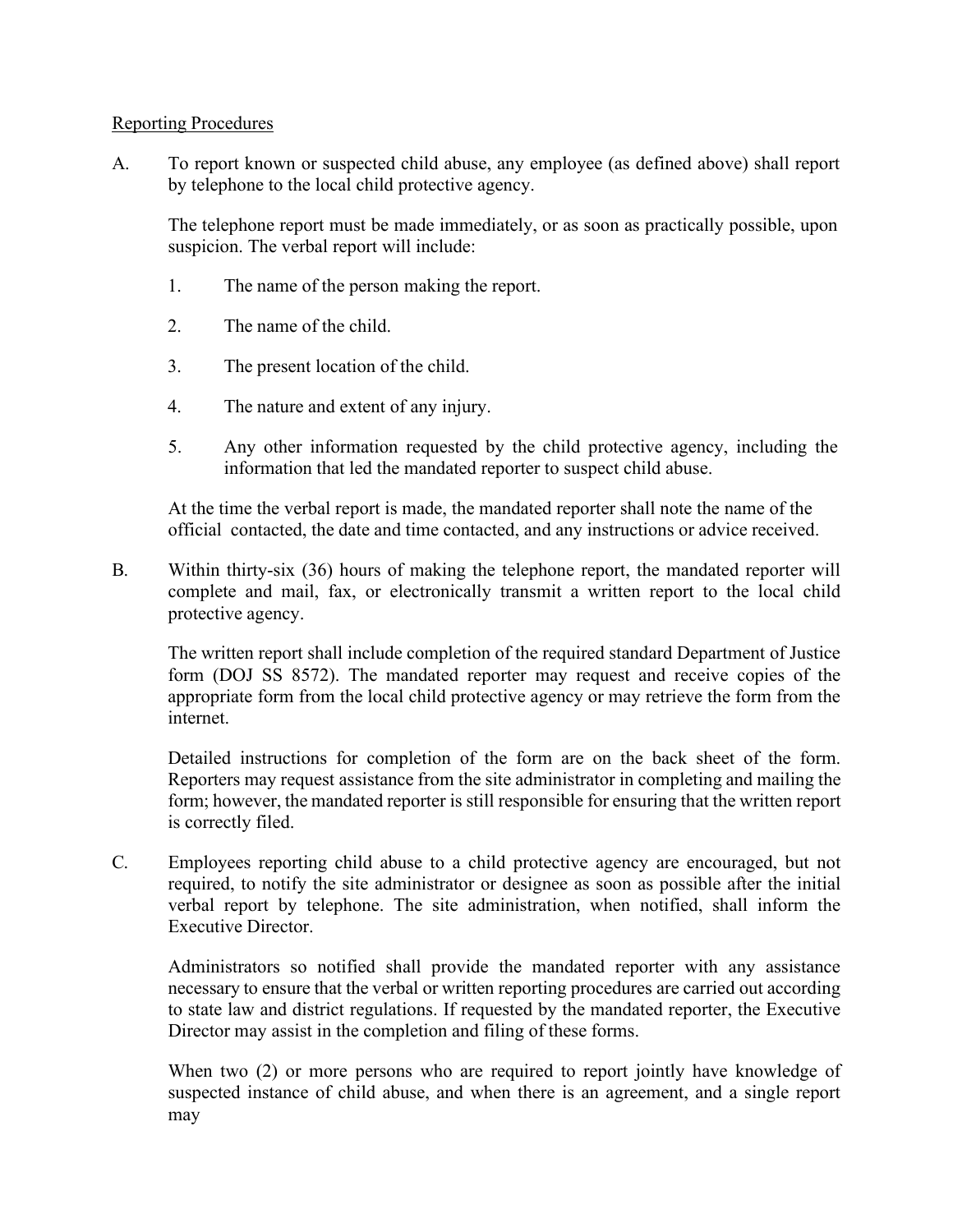Reporting Procedures

A. To report known or suspected child abuse, any employee (as defined above) shall report by telephone to the local child protective agency.

   The telephone report must be made immediately, or as soon as practically possible, upon suspicion. The verbal report will include:

   1. The name of the person making the report.

   2. The name of the child.

   3. The present location of the child.

   4. The nature and extent of any injury.

   5. Any other information requested by the child protective agency, including the information that led the mandated reporter to suspect child abuse.

   At the time the verbal report is made, the mandated reporter shall note the name of the official contacted, the date and time contacted, and any instructions or advice received.

B. Within thirty-six (36) hours of making the telephone report, the mandated reporter will complete and mail, fax, or electronically transmit a written report to the local child protective agency.

   The written report shall include completion of the required standard Department of Justice form (DOJ SS 8572). The mandated reporter may request and receive copies of the appropriate form from the local child protective agency or may retrieve the form from the internet.

   Detailed instructions for completion of the form are on the back sheet of the form. Reporters may request assistance from the site administrator in completing and mailing the form; however, the mandated reporter is still responsible for ensuring that the written report is correctly filed.

C. Employees reporting child abuse to a child protective agency are encouraged, but not required, to notify the site administrator or designee as soon as possible after the initial verbal report by telephone. The site administration, when notified, shall inform the Executive Director.

   Administrators so notified shall provide the mandated reporter with any assistance necessary to ensure that the verbal or written reporting procedures are carried out according to state law and district regulations. If requested by the mandated reporter, the Executive Director may assist in the completion and filing of these forms.

   When two (2) or more persons who are required to report jointly have knowledge of suspected instance of child abuse, and when there is an agreement, and a single report may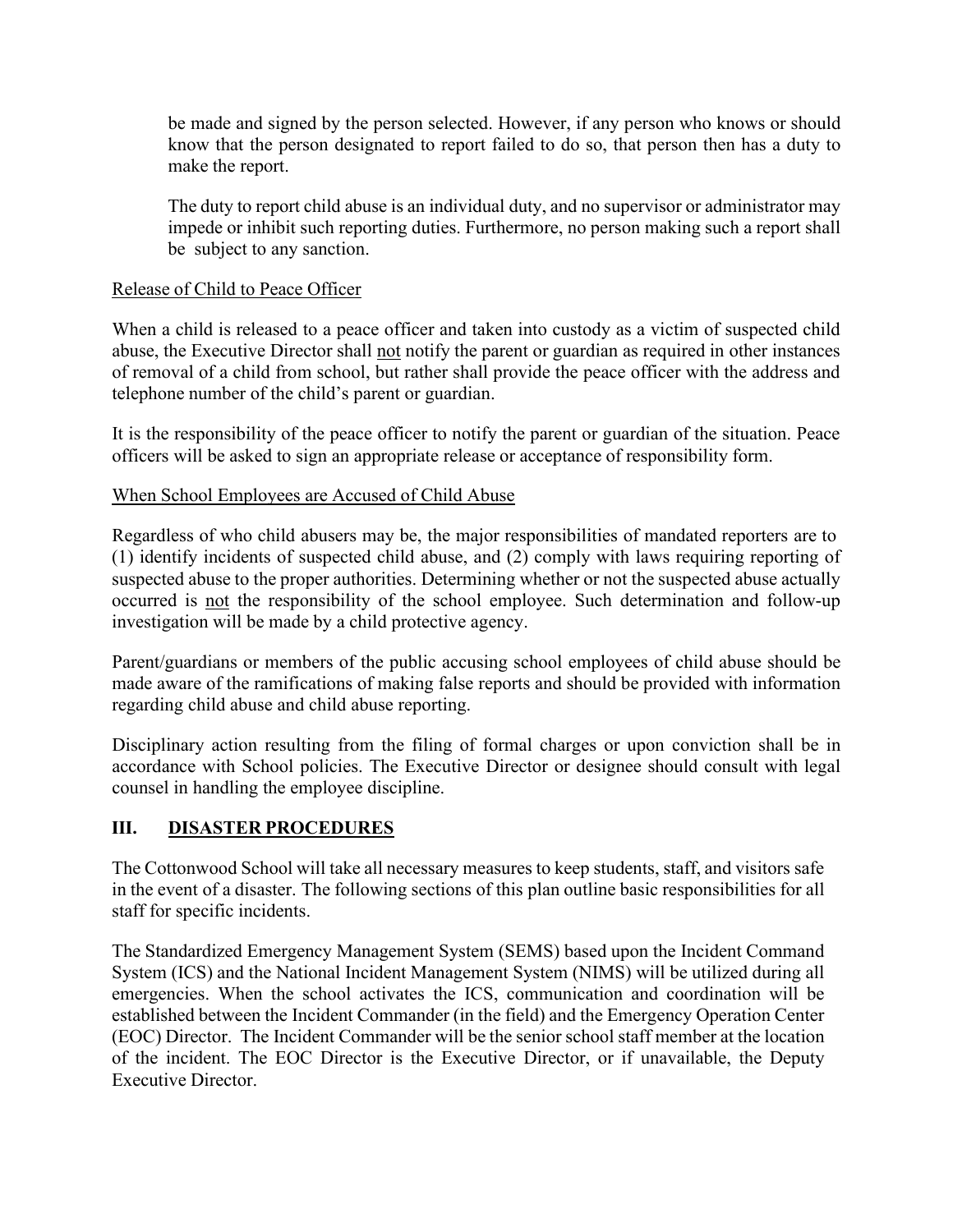be made and signed by the person selected. However, if any person who knows or should know that the person designated to report failed to do so, that person then has a duty to make the report.

The duty to report child abuse is an individual duty, and no supervisor or administrator may impede or inhibit such reporting duties. Furthermore, no person making such a report shall be subject to any sanction.

Release of Child to Peace Officer

When a child is released to a peace officer and taken into custody as a victim of suspected child abuse, the Executive Director shall not notify the parent or guardian as required in other instances of removal of a child from school, but rather shall provide the peace officer with the address and telephone number of the child's parent or guardian.

It is the responsibility of the peace officer to notify the parent or guardian of the situation. Peace officers will be asked to sign an appropriate release or acceptance of responsibility form.

When School Employees are Accused of Child Abuse

Regardless of who child abusers may be, the major responsibilities of mandated reporters are to (1) identify incidents of suspected child abuse, and (2) comply with laws requiring reporting of suspected abuse to the proper authorities. Determining whether or not the suspected abuse actually occurred is not the responsibility of the school employee. Such determination and follow-up investigation will be made by a child protective agency.

Parent/guardians or members of the public accusing school employees of child abuse should be made aware of the ramifications of making false reports and should be provided with information regarding child abuse and child abuse reporting.

Disciplinary action resulting from the filing of formal charges or upon conviction shall be in accordance with School policies. The Executive Director or designee should consult with legal counsel in handling the employee discipline.

## III. DISASTER PROCEDURES

The Cottonwood School will take all necessary measures to keep students, staff, and visitors safe in the event of a disaster. The following sections of this plan outline basic responsibilities for all staff for specific incidents.

The Standardized Emergency Management System (SEMS) based upon the Incident Command System (ICS) and the National Incident Management System (NIMS) will be utilized during all emergencies. When the school activates the ICS, communication and coordination will be established between the Incident Commander (in the field) and the Emergency Operation Center (EOC) Director. The Incident Commander will be the senior school staff member at the location of the incident. The EOC Director is the Executive Director, or if unavailable, the Deputy Executive Director.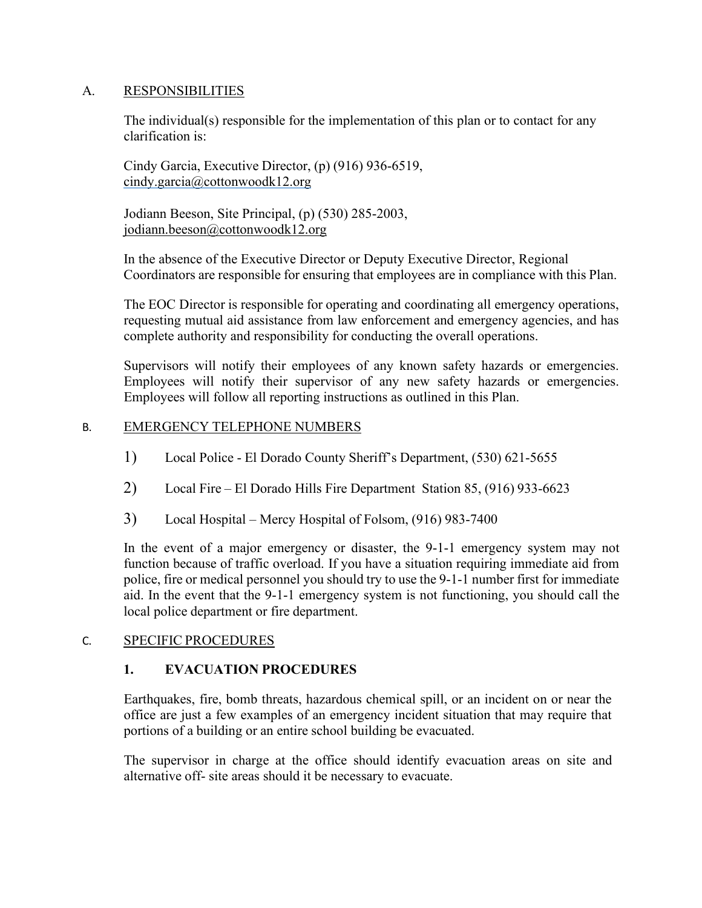## A. RESPONSIBILITIES

The individual(s) responsible for the implementation of this plan or to contact for any clarification is:

Cindy Garcia, Executive Director, (p) (916) 936-6519, cindy.garcia@cottonwoodk12.org

Jodiann Beeson, Site Principal, (p) (530) 285-2003, jodiann.beeson@cottonwoodk12.org

In the absence of the Executive Director or Deputy Executive Director, Regional Coordinators are responsible for ensuring that employees are in compliance with this Plan.

The EOC Director is responsible for operating and coordinating all emergency operations, requesting mutual aid assistance from law enforcement and emergency agencies, and has complete authority and responsibility for conducting the overall operations.

Supervisors will notify their employees of any known safety hazards or emergencies. Employees will notify their supervisor of any new safety hazards or emergencies. Employees will follow all reporting instructions as outlined in this Plan.

## B. EMERGENCY TELEPHONE NUMBERS

1) Local Police - El Dorado County Sheriff's Department, (530) 621-5655

2) Local Fire – El Dorado Hills Fire Department Station 85, (916) 933-6623

3) Local Hospital – Mercy Hospital of Folsom, (916) 983-7400

In the event of a major emergency or disaster, the 9-1-1 emergency system may not function because of traffic overload. If you have a situation requiring immediate aid from police, fire or medical personnel you should try to use the 9-1-1 number first for immediate aid. In the event that the 9-1-1 emergency system is not functioning, you should call the local police department or fire department.

## C. SPECIFIC PROCEDURES

### 1. EVACUATION PROCEDURES

Earthquakes, fire, bomb threats, hazardous chemical spill, or an incident on or near the office are just a few examples of an emergency incident situation that may require that portions of a building or an entire school building be evacuated.

The supervisor in charge at the office should identify evacuation areas on site and alternative off- site areas should it be necessary to evacuate.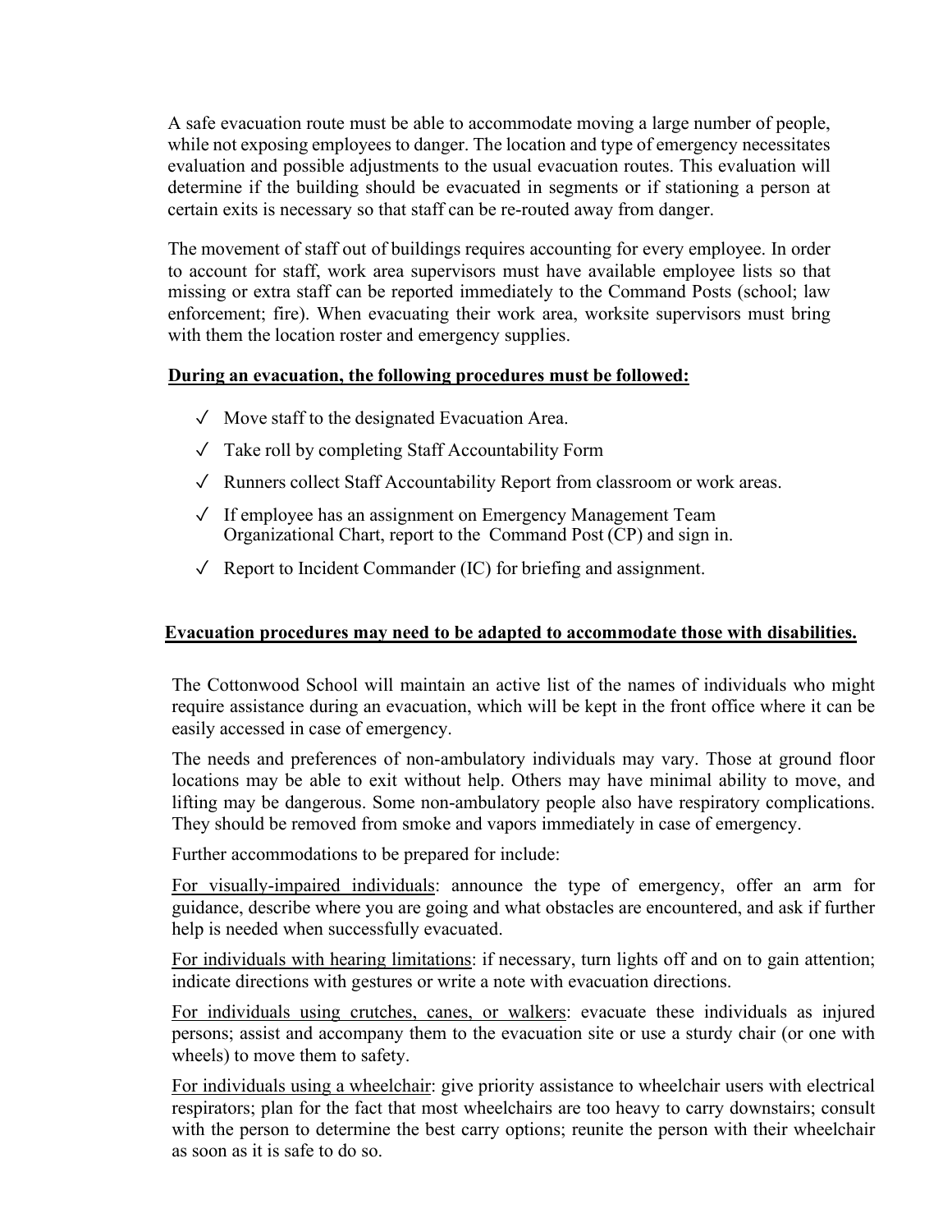A safe evacuation route must be able to accommodate moving a large number of people, while not exposing employees to danger. The location and type of emergency necessitates evaluation and possible adjustments to the usual evacuation routes. This evaluation will determine if the building should be evacuated in segments or if stationing a person at certain exits is necessary so that staff can be re-routed away from danger.

The movement of staff out of buildings requires accounting for every employee. In order to account for staff, work area supervisors must have available employee lists so that missing or extra staff can be reported immediately to the Command Posts (school; law enforcement; fire). When evacuating their work area, worksite supervisors must bring with them the location roster and emergency supplies.

**<u>During an evacuation, the following procedures must be followed:</u>**

- ✓ Move staff to the designated Evacuation Area.
- ✓ Take roll by completing Staff Accountability Form
- ✓ Runners collect Staff Accountability Report from classroom or work areas.
- ✓ If employee has an assignment on Emergency Management Team Organizational Chart, report to the Command Post (CP) and sign in.
- ✓ Report to Incident Commander (IC) for briefing and assignment.

**<u>Evacuation procedures may need to be adapted to accommodate those with disabilities.</u>**

The Cottonwood School will maintain an active list of the names of individuals who might require assistance during an evacuation, which will be kept in the front office where it can be easily accessed in case of emergency.

The needs and preferences of non-ambulatory individuals may vary. Those at ground floor locations may be able to exit without help. Others may have minimal ability to move, and lifting may be dangerous. Some non-ambulatory people also have respiratory complications. They should be removed from smoke and vapors immediately in case of emergency.

Further accommodations to be prepared for include:

<u>For visually-impaired individuals</u>: announce the type of emergency, offer an arm for guidance, describe where you are going and what obstacles are encountered, and ask if further help is needed when successfully evacuated.

<u>For individuals with hearing limitations</u>: if necessary, turn lights off and on to gain attention; indicate directions with gestures or write a note with evacuation directions.

<u>For individuals using crutches, canes, or walkers</u>: evacuate these individuals as injured persons; assist and accompany them to the evacuation site or use a sturdy chair (or one with wheels) to move them to safety.

<u>For individuals using a wheelchair</u>: give priority assistance to wheelchair users with electrical respirators; plan for the fact that most wheelchairs are too heavy to carry downstairs; consult with the person to determine the best carry options; reunite the person with their wheelchair as soon as it is safe to do so.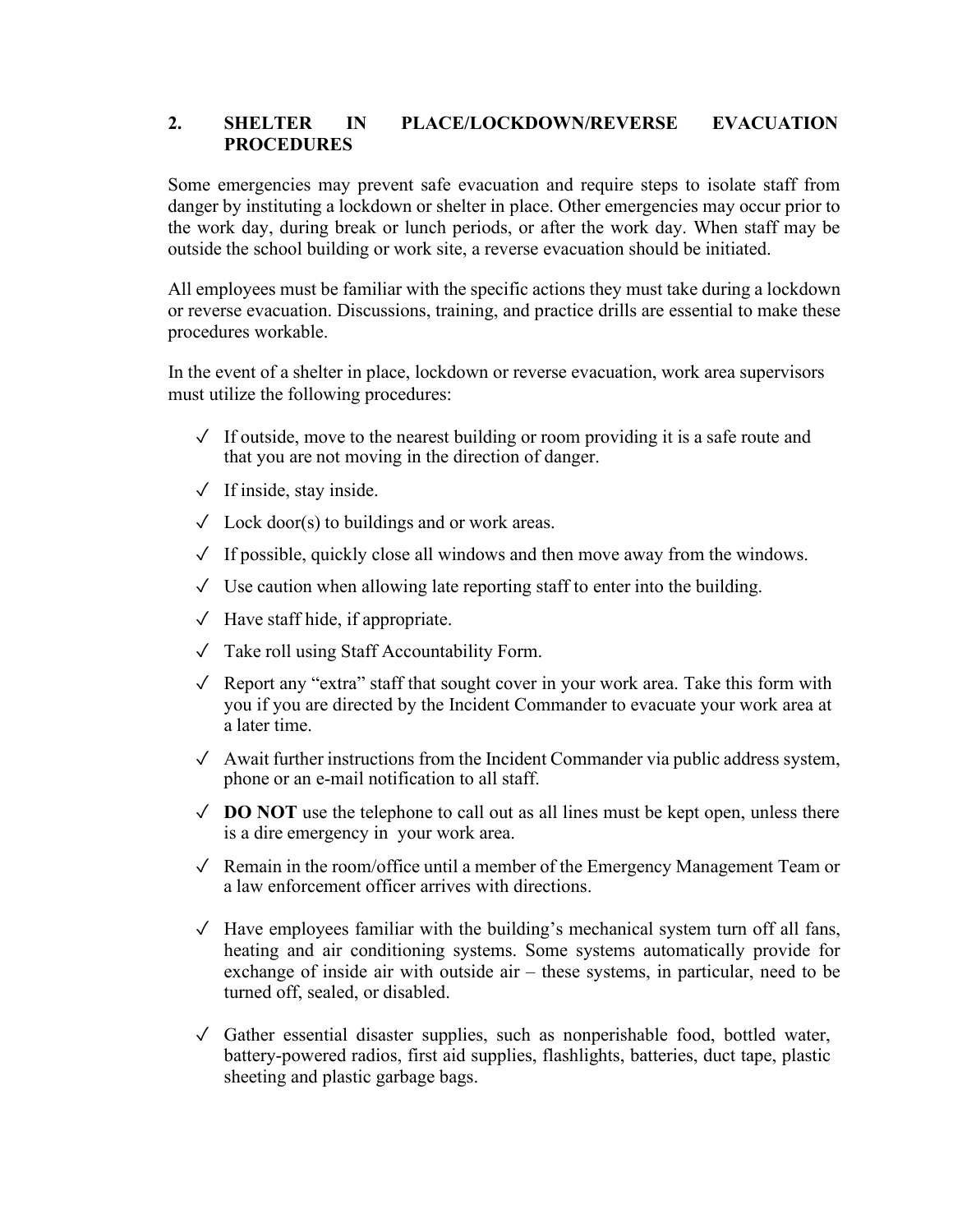## 2. SHELTER IN PLACE/LOCKDOWN/REVERSE EVACUATION PROCEDURES

Some emergencies may prevent safe evacuation and require steps to isolate staff from danger by instituting a lockdown or shelter in place. Other emergencies may occur prior to the work day, during break or lunch periods, or after the work day. When staff may be outside the school building or work site, a reverse evacuation should be initiated.

All employees must be familiar with the specific actions they must take during a lockdown or reverse evacuation. Discussions, training, and practice drills are essential to make these procedures workable.

In the event of a shelter in place, lockdown or reverse evacuation, work area supervisors must utilize the following procedures:

- ✓ If outside, move to the nearest building or room providing it is a safe route and that you are not moving in the direction of danger.
- ✓ If inside, stay inside.
- ✓ Lock door(s) to buildings and or work areas.
- ✓ If possible, quickly close all windows and then move away from the windows.
- ✓ Use caution when allowing late reporting staff to enter into the building.
- ✓ Have staff hide, if appropriate.
- ✓ Take roll using Staff Accountability Form.
- ✓ Report any "extra" staff that sought cover in your work area. Take this form with you if you are directed by the Incident Commander to evacuate your work area at a later time.
- ✓ Await further instructions from the Incident Commander via public address system, phone or an e-mail notification to all staff.
- ✓ **DO NOT** use the telephone to call out as all lines must be kept open, unless there is a dire emergency in your work area.
- ✓ Remain in the room/office until a member of the Emergency Management Team or a law enforcement officer arrives with directions.
- ✓ Have employees familiar with the building's mechanical system turn off all fans, heating and air conditioning systems. Some systems automatically provide for exchange of inside air with outside air – these systems, in particular, need to be turned off, sealed, or disabled.
- ✓ Gather essential disaster supplies, such as nonperishable food, bottled water, battery-powered radios, first aid supplies, flashlights, batteries, duct tape, plastic sheeting and plastic garbage bags.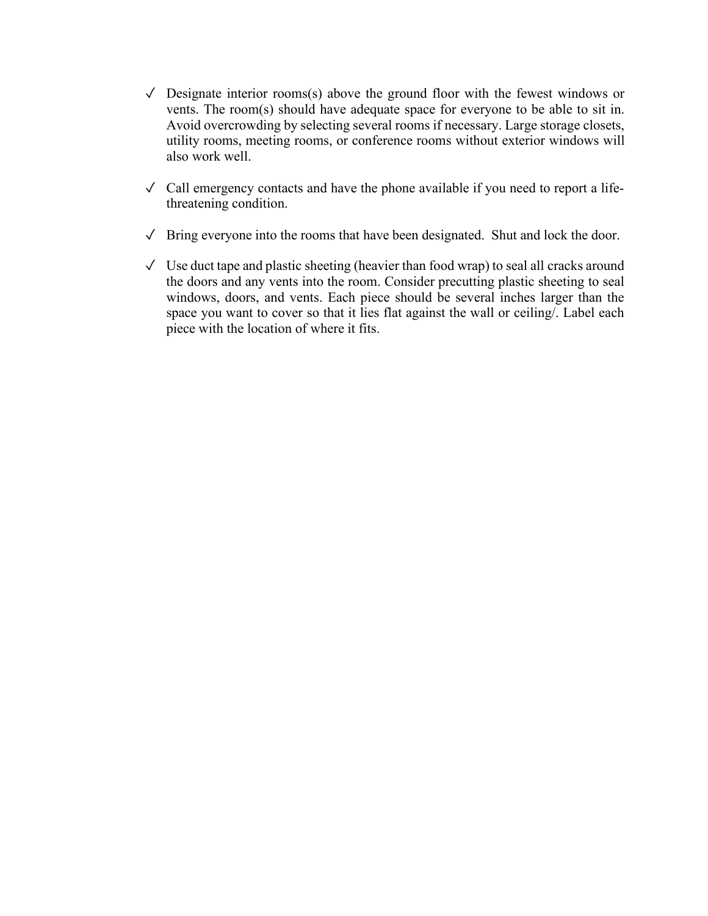- ✓ Designate interior rooms(s) above the ground floor with the fewest windows or vents. The room(s) should have adequate space for everyone to be able to sit in. Avoid overcrowding by selecting several rooms if necessary. Large storage closets, utility rooms, meeting rooms, or conference rooms without exterior windows will also work well.

- ✓ Call emergency contacts and have the phone available if you need to report a life-threatening condition.

- ✓ Bring everyone into the rooms that have been designated. Shut and lock the door.

- ✓ Use duct tape and plastic sheeting (heavier than food wrap) to seal all cracks around the doors and any vents into the room. Consider precutting plastic sheeting to seal windows, doors, and vents. Each piece should be several inches larger than the space you want to cover so that it lies flat against the wall or ceiling/. Label each piece with the location of where it fits.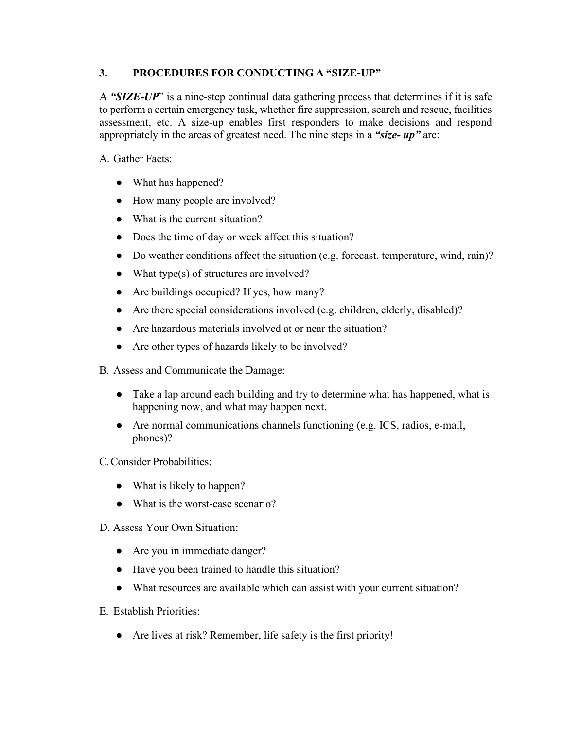## 3. PROCEDURES FOR CONDUCTING A "SIZE-UP"

A ***"SIZE-UP***" is a nine-step continual data gathering process that determines if it is safe to perform a certain emergency task, whether fire suppression, search and rescue, facilities assessment, etc. A size-up enables first responders to make decisions and respond appropriately in the areas of greatest need. The nine steps in a ***"size- up"*** are:

A. Gather Facts:

- What has happened?
- How many people are involved?
- What is the current situation?
- Does the time of day or week affect this situation?
- Do weather conditions affect the situation (e.g. forecast, temperature, wind, rain)?
- What type(s) of structures are involved?
- Are buildings occupied? If yes, how many?
- Are there special considerations involved (e.g. children, elderly, disabled)?
- Are hazardous materials involved at or near the situation?
- Are other types of hazards likely to be involved?

B. Assess and Communicate the Damage:

- Take a lap around each building and try to determine what has happened, what is happening now, and what may happen next.
- Are normal communications channels functioning (e.g. ICS, radios, e-mail, phones)?

C. Consider Probabilities:

- What is likely to happen?
- What is the worst-case scenario?

D. Assess Your Own Situation:

- Are you in immediate danger?
- Have you been trained to handle this situation?
- What resources are available which can assist with your current situation?

E. Establish Priorities:

- Are lives at risk? Remember, life safety is the first priority!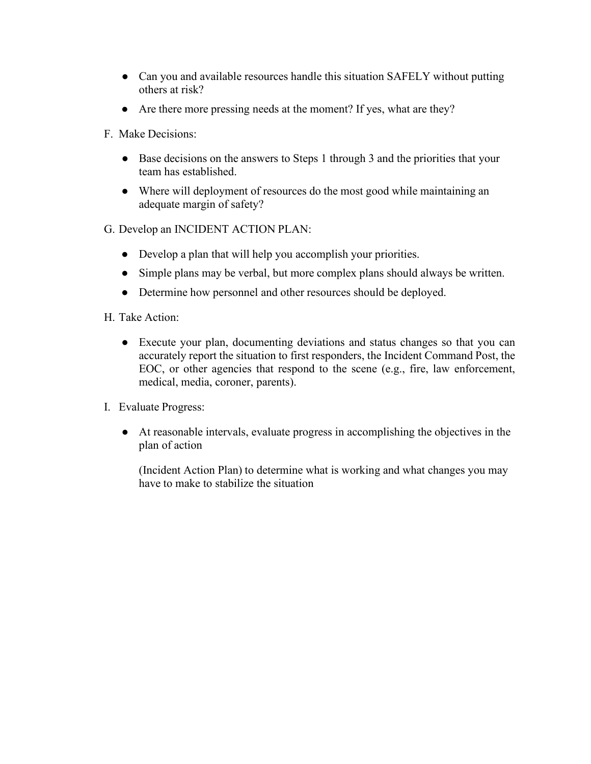- Can you and available resources handle this situation SAFELY without putting others at risk?
- Are there more pressing needs at the moment? If yes, what are they?

F. Make Decisions:

- Base decisions on the answers to Steps 1 through 3 and the priorities that your team has established.
- Where will deployment of resources do the most good while maintaining an adequate margin of safety?

G. Develop an INCIDENT ACTION PLAN:

- Develop a plan that will help you accomplish your priorities.
- Simple plans may be verbal, but more complex plans should always be written.
- Determine how personnel and other resources should be deployed.

H. Take Action:

- Execute your plan, documenting deviations and status changes so that you can accurately report the situation to first responders, the Incident Command Post, the EOC, or other agencies that respond to the scene (e.g., fire, law enforcement, medical, media, coroner, parents).

I. Evaluate Progress:

- At reasonable intervals, evaluate progress in accomplishing the objectives in the plan of action

  (Incident Action Plan) to determine what is working and what changes you may have to make to stabilize the situation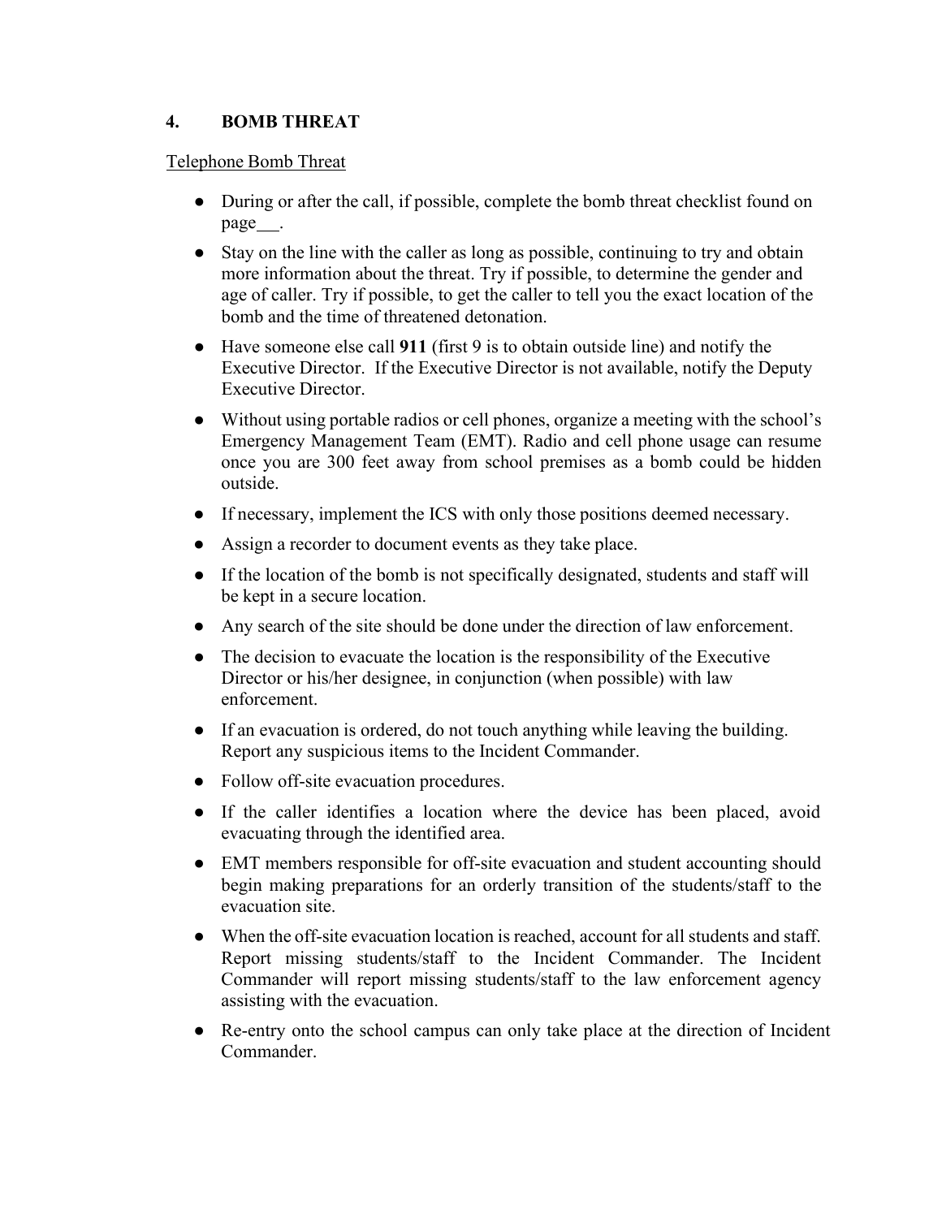## 4. BOMB THREAT

<u>Telephone Bomb Threat</u>

- During or after the call, if possible, complete the bomb threat checklist found on page___.
- Stay on the line with the caller as long as possible, continuing to try and obtain more information about the threat. Try if possible, to determine the gender and age of caller. Try if possible, to get the caller to tell you the exact location of the bomb and the time of threatened detonation.
- Have someone else call **911** (first 9 is to obtain outside line) and notify the Executive Director. If the Executive Director is not available, notify the Deputy Executive Director.
- Without using portable radios or cell phones, organize a meeting with the school's Emergency Management Team (EMT). Radio and cell phone usage can resume once you are 300 feet away from school premises as a bomb could be hidden outside.
- If necessary, implement the ICS with only those positions deemed necessary.
- Assign a recorder to document events as they take place.
- If the location of the bomb is not specifically designated, students and staff will be kept in a secure location.
- Any search of the site should be done under the direction of law enforcement.
- The decision to evacuate the location is the responsibility of the Executive Director or his/her designee, in conjunction (when possible) with law enforcement.
- If an evacuation is ordered, do not touch anything while leaving the building. Report any suspicious items to the Incident Commander.
- Follow off-site evacuation procedures.
- If the caller identifies a location where the device has been placed, avoid evacuating through the identified area.
- EMT members responsible for off-site evacuation and student accounting should begin making preparations for an orderly transition of the students/staff to the evacuation site.
- When the off-site evacuation location is reached, account for all students and staff. Report missing students/staff to the Incident Commander. The Incident Commander will report missing students/staff to the law enforcement agency assisting with the evacuation.
- Re-entry onto the school campus can only take place at the direction of Incident Commander.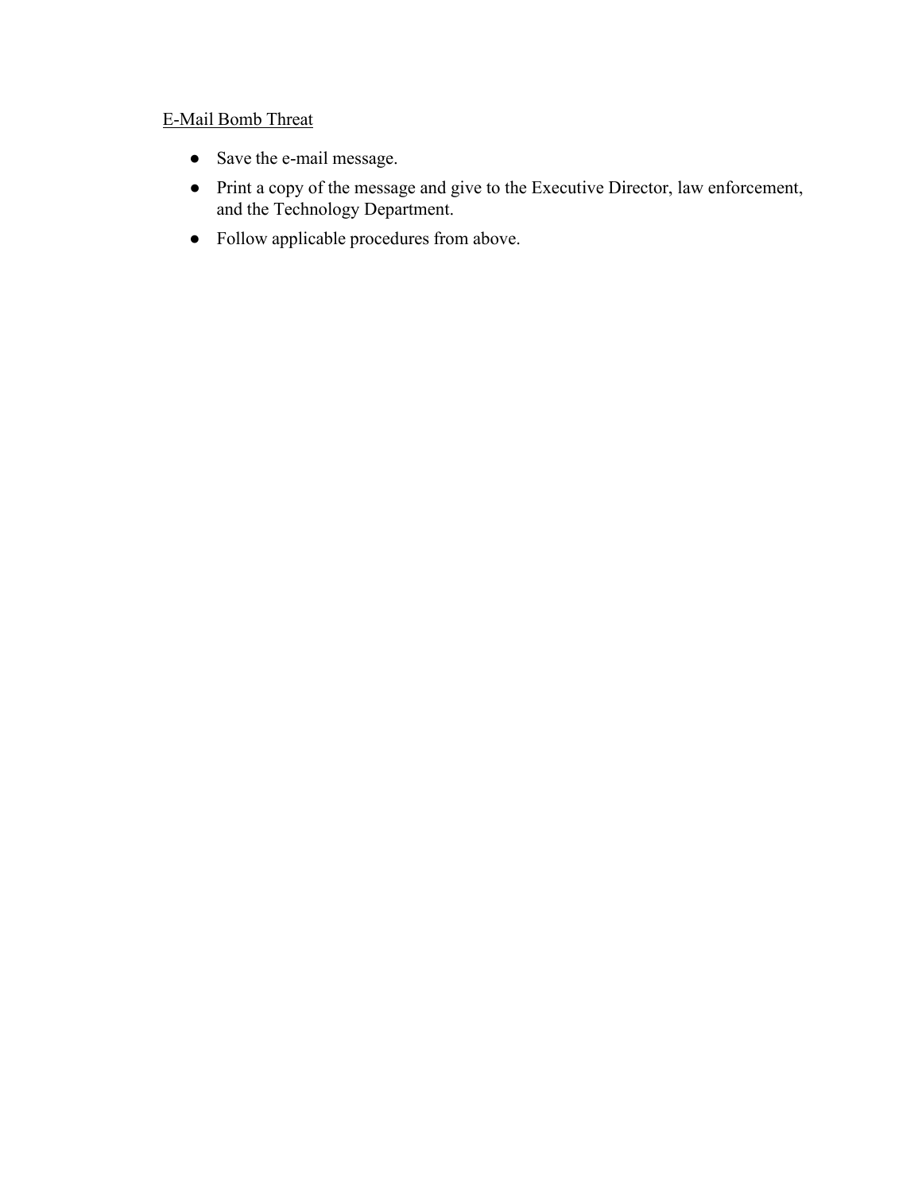<u>E-Mail Bomb Threat</u>

- Save the e-mail message.
- Print a copy of the message and give to the Executive Director, law enforcement, and the Technology Department.
- Follow applicable procedures from above.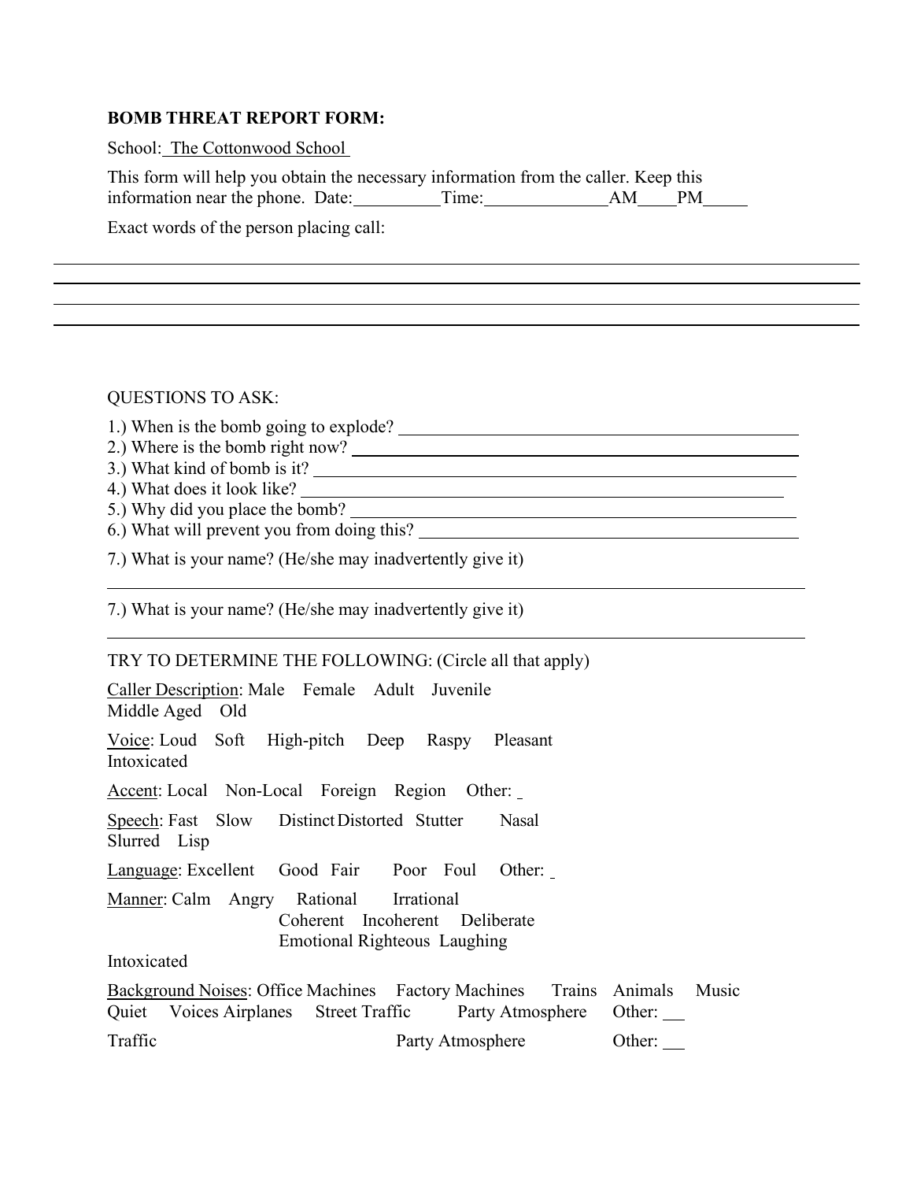**BOMB THREAT REPORT FORM:**

School: The Cottonwood School

This form will help you obtain the necessary information from the caller. Keep this information near the phone. Date:__________ Time:______________ AM____ PM_____

Exact words of the person placing call:

______________________________________________________________________

______________________________________________________________________

______________________________________________________________________

______________________________________________________________________

QUESTIONS TO ASK:

1.) When is the bomb going to explode? ______________________________
2.) Where is the bomb right now? ______________________________
3.) What kind of bomb is it? ______________________________
4.) What does it look like? ______________________________
5.) Why did you place the bomb? ______________________________
6.) What will prevent you from doing this? ______________________________

7.) What is your name? (He/she may inadvertently give it)

______________________________________________________________________

7.) What is your name? (He/she may inadvertently give it)

______________________________________________________________________

TRY TO DETERMINE THE FOLLOWING: (Circle all that apply)

Caller Description: Male Female Adult Juvenile Middle Aged Old

Voice: Loud Soft High-pitch Deep Raspy Pleasant Intoxicated

Accent: Local Non-Local Foreign Region Other: _

Speech: Fast Slow Distinct Distorted Stutter Nasal Slurred Lisp

Language: Excellent Good Fair Poor Foul Other: _

Manner: Calm Angry Rational Irrational Coherent Incoherent Deliberate Emotional Righteous Laughing Intoxicated

Background Noises: Office Machines Factory Machines Trains Animals Music Quiet Voices Airplanes Street Traffic Party Atmosphere Other: __

Traffic Party Atmosphere Other: __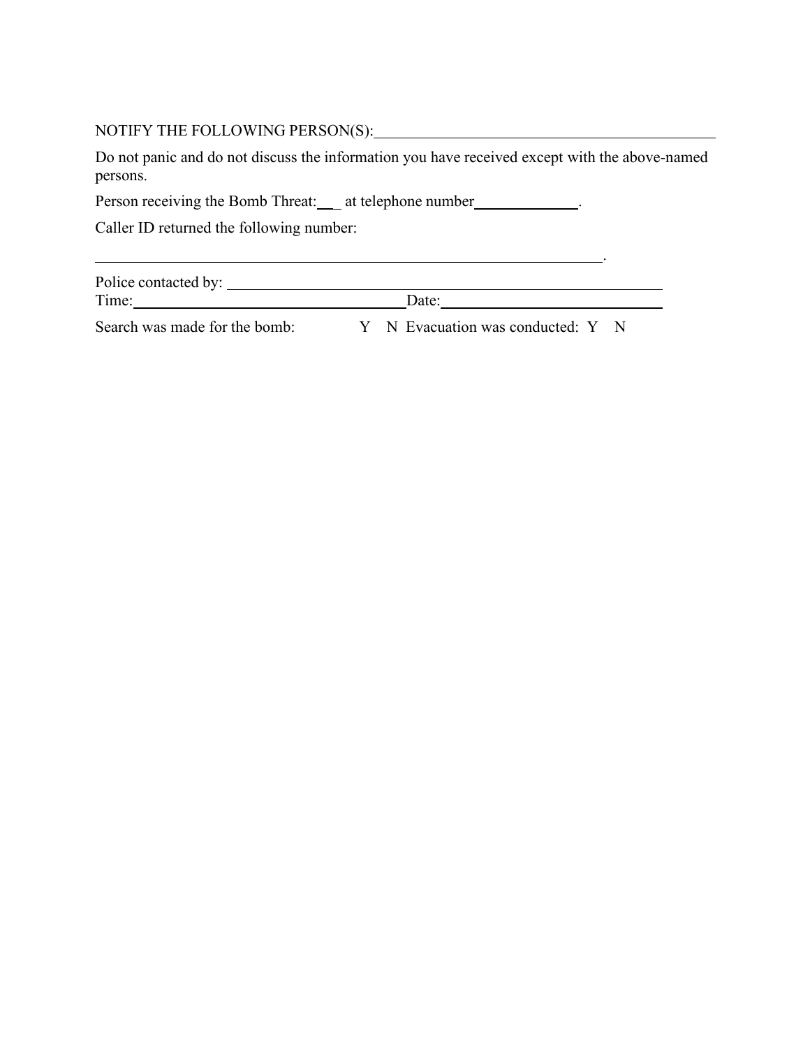NOTIFY THE FOLLOWING PERSON(S):______________________________________________

Do not panic and do not discuss the information you have received except with the above-named persons.

Person receiving the Bomb Threat:___ at telephone number_____________.

Caller ID returned the following number:

______________________________________________________________________.

Police contacted by: ___________________________________________________

Time:___________________________________Date:______________________________

Search was made for the bomb: Y N Evacuation was conducted: Y N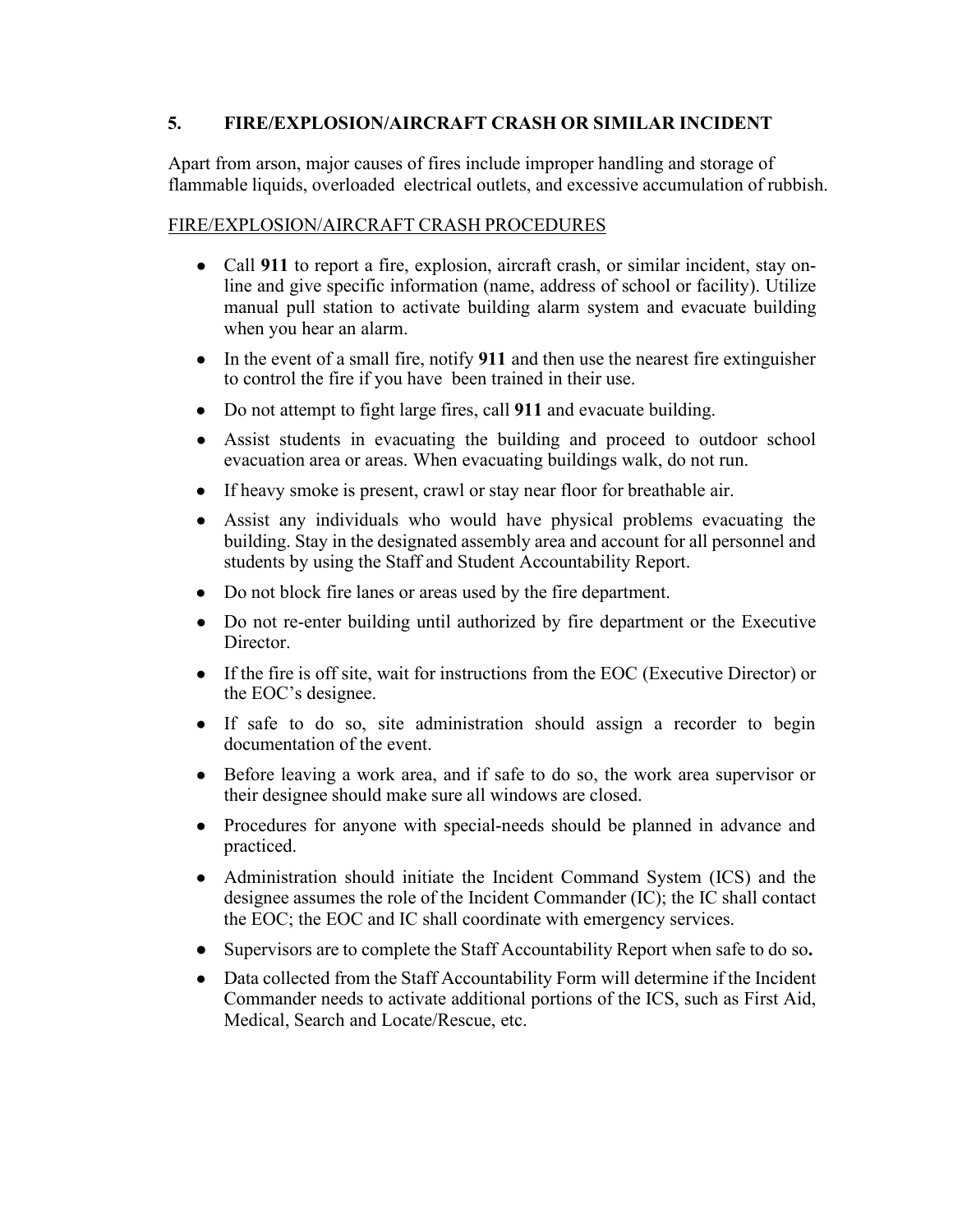## 5. FIRE/EXPLOSION/AIRCRAFT CRASH OR SIMILAR INCIDENT

Apart from arson, major causes of fires include improper handling and storage of flammable liquids, overloaded electrical outlets, and excessive accumulation of rubbish.

FIRE/EXPLOSION/AIRCRAFT CRASH PROCEDURES

- Call **911** to report a fire, explosion, aircraft crash, or similar incident, stay on-line and give specific information (name, address of school or facility). Utilize manual pull station to activate building alarm system and evacuate building when you hear an alarm.
- In the event of a small fire, notify **911** and then use the nearest fire extinguisher to control the fire if you have been trained in their use.
- Do not attempt to fight large fires, call **911** and evacuate building.
- Assist students in evacuating the building and proceed to outdoor school evacuation area or areas. When evacuating buildings walk, do not run.
- If heavy smoke is present, crawl or stay near floor for breathable air.
- Assist any individuals who would have physical problems evacuating the building. Stay in the designated assembly area and account for all personnel and students by using the Staff and Student Accountability Report.
- Do not block fire lanes or areas used by the fire department.
- Do not re-enter building until authorized by fire department or the Executive Director.
- If the fire is off site, wait for instructions from the EOC (Executive Director) or the EOC's designee.
- If safe to do so, site administration should assign a recorder to begin documentation of the event.
- Before leaving a work area, and if safe to do so, the work area supervisor or their designee should make sure all windows are closed.
- Procedures for anyone with special-needs should be planned in advance and practiced.
- Administration should initiate the Incident Command System (ICS) and the designee assumes the role of the Incident Commander (IC); the IC shall contact the EOC; the EOC and IC shall coordinate with emergency services.
- Supervisors are to complete the Staff Accountability Report when safe to do so**.**
- Data collected from the Staff Accountability Form will determine if the Incident Commander needs to activate additional portions of the ICS, such as First Aid, Medical, Search and Locate/Rescue, etc.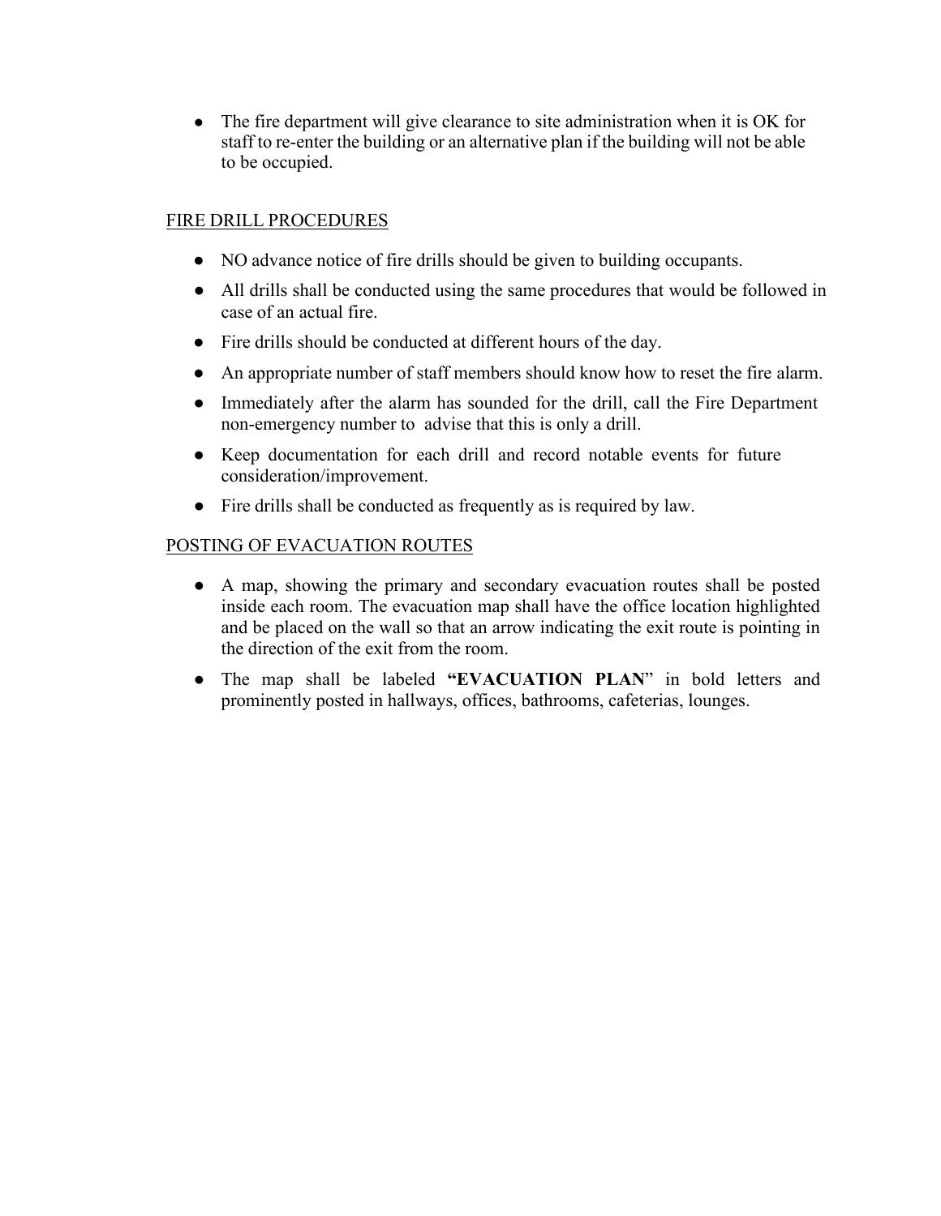- The fire department will give clearance to site administration when it is OK for staff to re-enter the building or an alternative plan if the building will not be able to be occupied.

## FIRE DRILL PROCEDURES

- NO advance notice of fire drills should be given to building occupants.
- All drills shall be conducted using the same procedures that would be followed in case of an actual fire.
- Fire drills should be conducted at different hours of the day.
- An appropriate number of staff members should know how to reset the fire alarm.
- Immediately after the alarm has sounded for the drill, call the Fire Department non-emergency number to advise that this is only a drill.
- Keep documentation for each drill and record notable events for future consideration/improvement.
- Fire drills shall be conducted as frequently as is required by law.

## POSTING OF EVACUATION ROUTES

- A map, showing the primary and secondary evacuation routes shall be posted inside each room. The evacuation map shall have the office location highlighted and be placed on the wall so that an arrow indicating the exit route is pointing in the direction of the exit from the room.
- The map shall be labeled **"EVACUATION PLAN**" in bold letters and prominently posted in hallways, offices, bathrooms, cafeterias, lounges.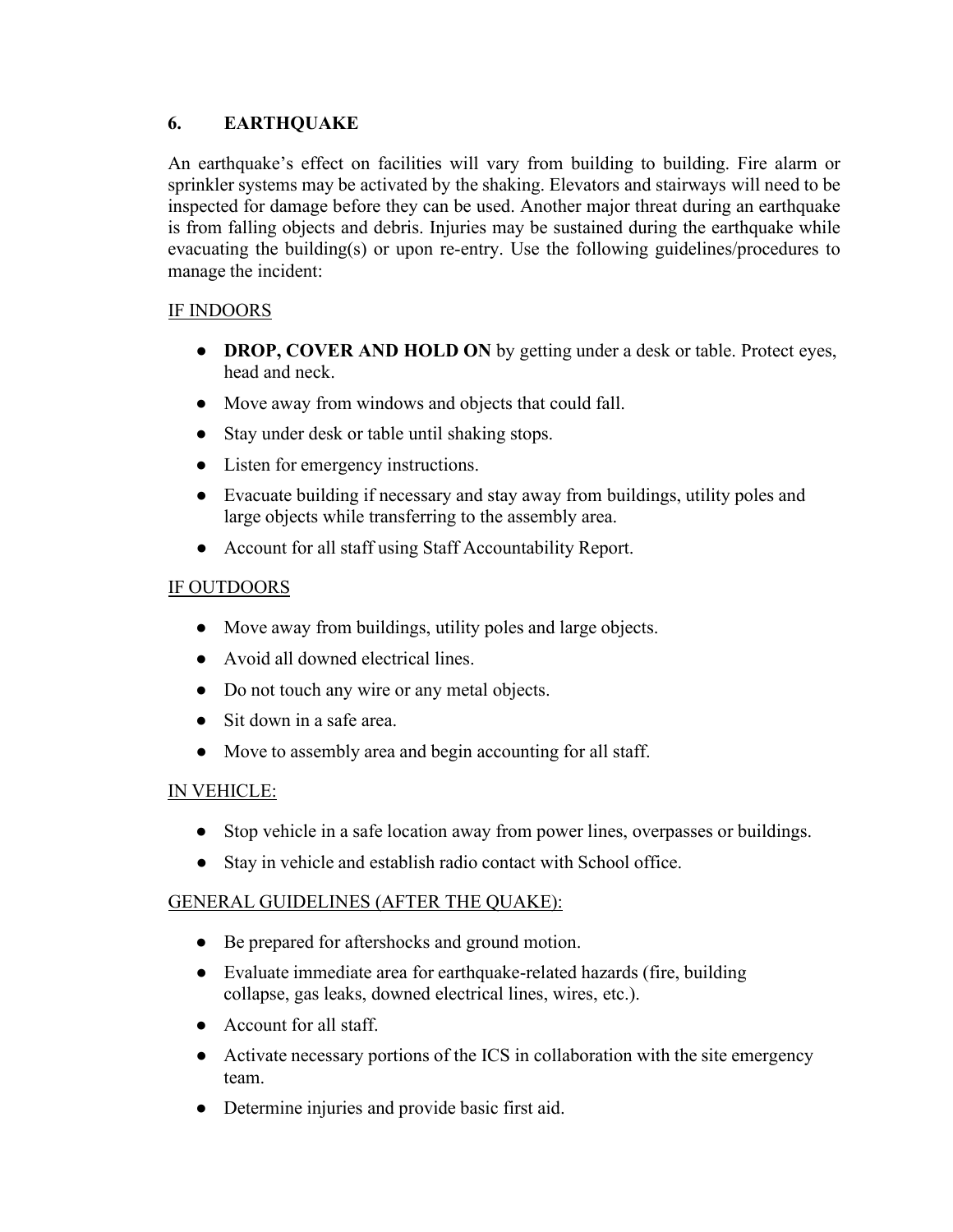## 6. EARTHQUAKE

An earthquake's effect on facilities will vary from building to building. Fire alarm or sprinkler systems may be activated by the shaking. Elevators and stairways will need to be inspected for damage before they can be used. Another major threat during an earthquake is from falling objects and debris. Injuries may be sustained during the earthquake while evacuating the building(s) or upon re-entry. Use the following guidelines/procedures to manage the incident:

<u>IF INDOORS</u>

- **DROP, COVER AND HOLD ON** by getting under a desk or table. Protect eyes, head and neck.
- Move away from windows and objects that could fall.
- Stay under desk or table until shaking stops.
- Listen for emergency instructions.
- Evacuate building if necessary and stay away from buildings, utility poles and large objects while transferring to the assembly area.
- Account for all staff using Staff Accountability Report.

<u>IF OUTDOORS</u>

- Move away from buildings, utility poles and large objects.
- Avoid all downed electrical lines.
- Do not touch any wire or any metal objects.
- Sit down in a safe area.
- Move to assembly area and begin accounting for all staff.

<u>IN VEHICLE:</u>

- Stop vehicle in a safe location away from power lines, overpasses or buildings.
- Stay in vehicle and establish radio contact with School office.

<u>GENERAL GUIDELINES (AFTER THE QUAKE):</u>

- Be prepared for aftershocks and ground motion.
- Evaluate immediate area for earthquake-related hazards (fire, building collapse, gas leaks, downed electrical lines, wires, etc.).
- Account for all staff.
- Activate necessary portions of the ICS in collaboration with the site emergency team.
- Determine injuries and provide basic first aid.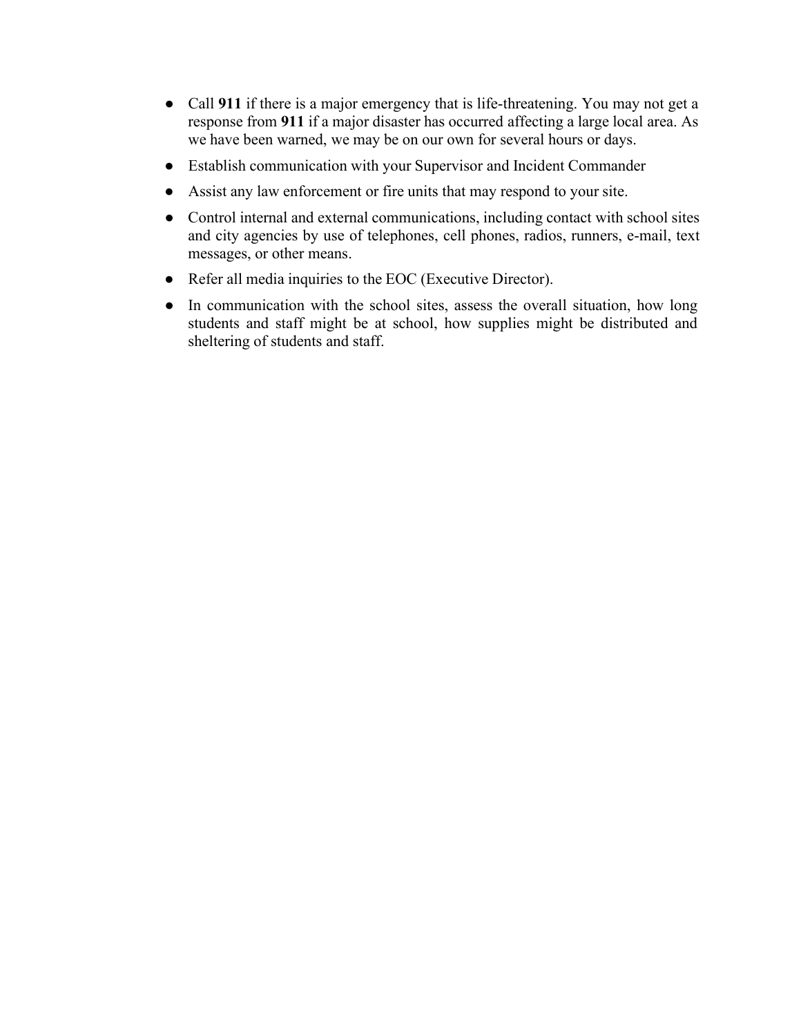- Call **911** if there is a major emergency that is life-threatening. You may not get a response from **911** if a major disaster has occurred affecting a large local area. As we have been warned, we may be on our own for several hours or days.
- Establish communication with your Supervisor and Incident Commander
- Assist any law enforcement or fire units that may respond to your site.
- Control internal and external communications, including contact with school sites and city agencies by use of telephones, cell phones, radios, runners, e-mail, text messages, or other means.
- Refer all media inquiries to the EOC (Executive Director).
- In communication with the school sites, assess the overall situation, how long students and staff might be at school, how supplies might be distributed and sheltering of students and staff.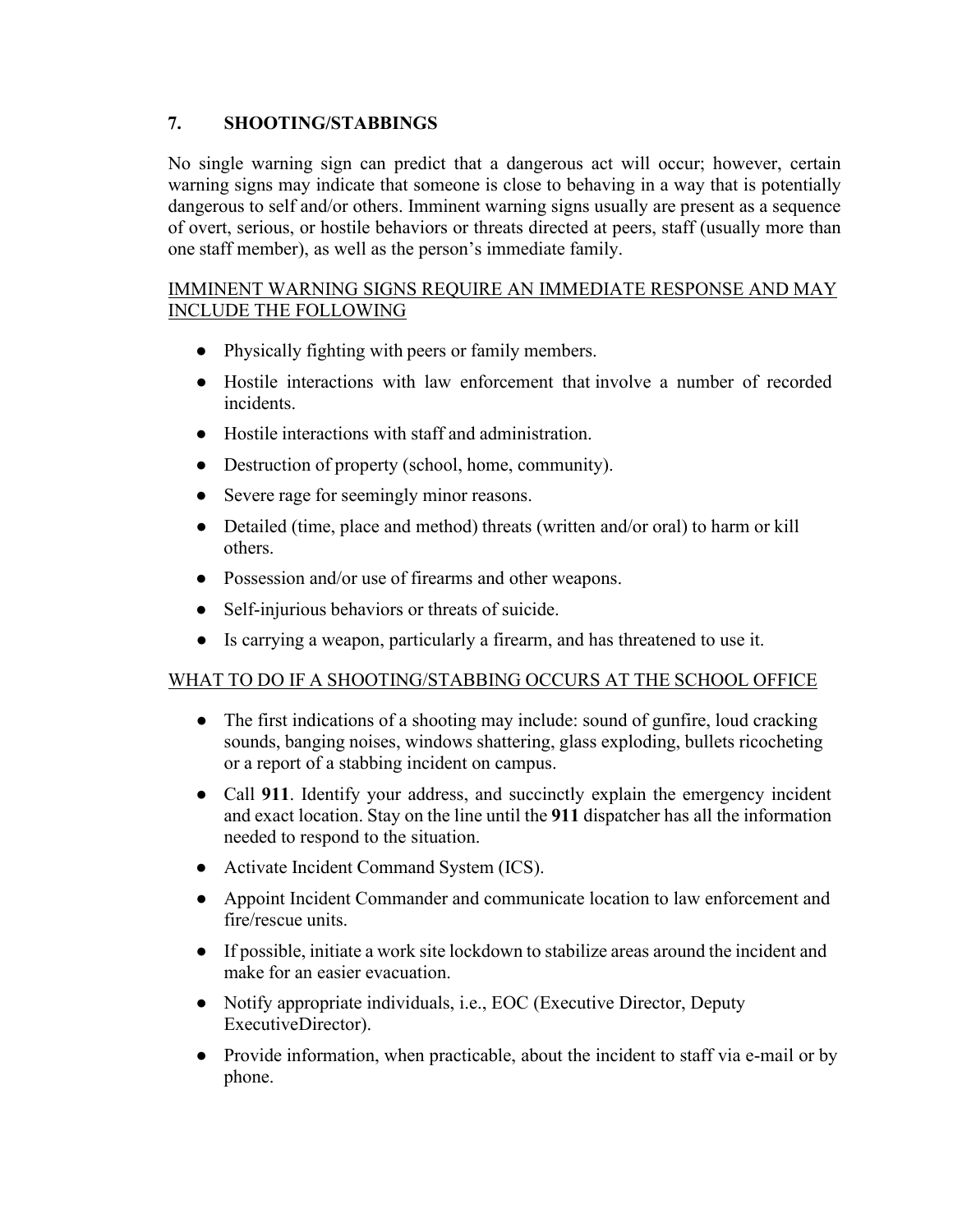## 7. SHOOTING/STABBINGS

No single warning sign can predict that a dangerous act will occur; however, certain warning signs may indicate that someone is close to behaving in a way that is potentially dangerous to self and/or others. Imminent warning signs usually are present as a sequence of overt, serious, or hostile behaviors or threats directed at peers, staff (usually more than one staff member), as well as the person's immediate family.

<u>IMMINENT WARNING SIGNS REQUIRE AN IMMEDIATE RESPONSE AND MAY INCLUDE THE FOLLOWING</u>

- Physically fighting with peers or family members.
- Hostile interactions with law enforcement that involve a number of recorded incidents.
- Hostile interactions with staff and administration.
- Destruction of property (school, home, community).
- Severe rage for seemingly minor reasons.
- Detailed (time, place and method) threats (written and/or oral) to harm or kill others.
- Possession and/or use of firearms and other weapons.
- Self-injurious behaviors or threats of suicide.
- Is carrying a weapon, particularly a firearm, and has threatened to use it.

<u>WHAT TO DO IF A SHOOTING/STABBING OCCURS AT THE SCHOOL OFFICE</u>

- The first indications of a shooting may include: sound of gunfire, loud cracking sounds, banging noises, windows shattering, glass exploding, bullets ricocheting or a report of a stabbing incident on campus.
- Call **911**. Identify your address, and succinctly explain the emergency incident and exact location. Stay on the line until the **911** dispatcher has all the information needed to respond to the situation.
- Activate Incident Command System (ICS).
- Appoint Incident Commander and communicate location to law enforcement and fire/rescue units.
- If possible, initiate a work site lockdown to stabilize areas around the incident and make for an easier evacuation.
- Notify appropriate individuals, i.e., EOC (Executive Director, Deputy ExecutiveDirector).
- Provide information, when practicable, about the incident to staff via e-mail or by phone.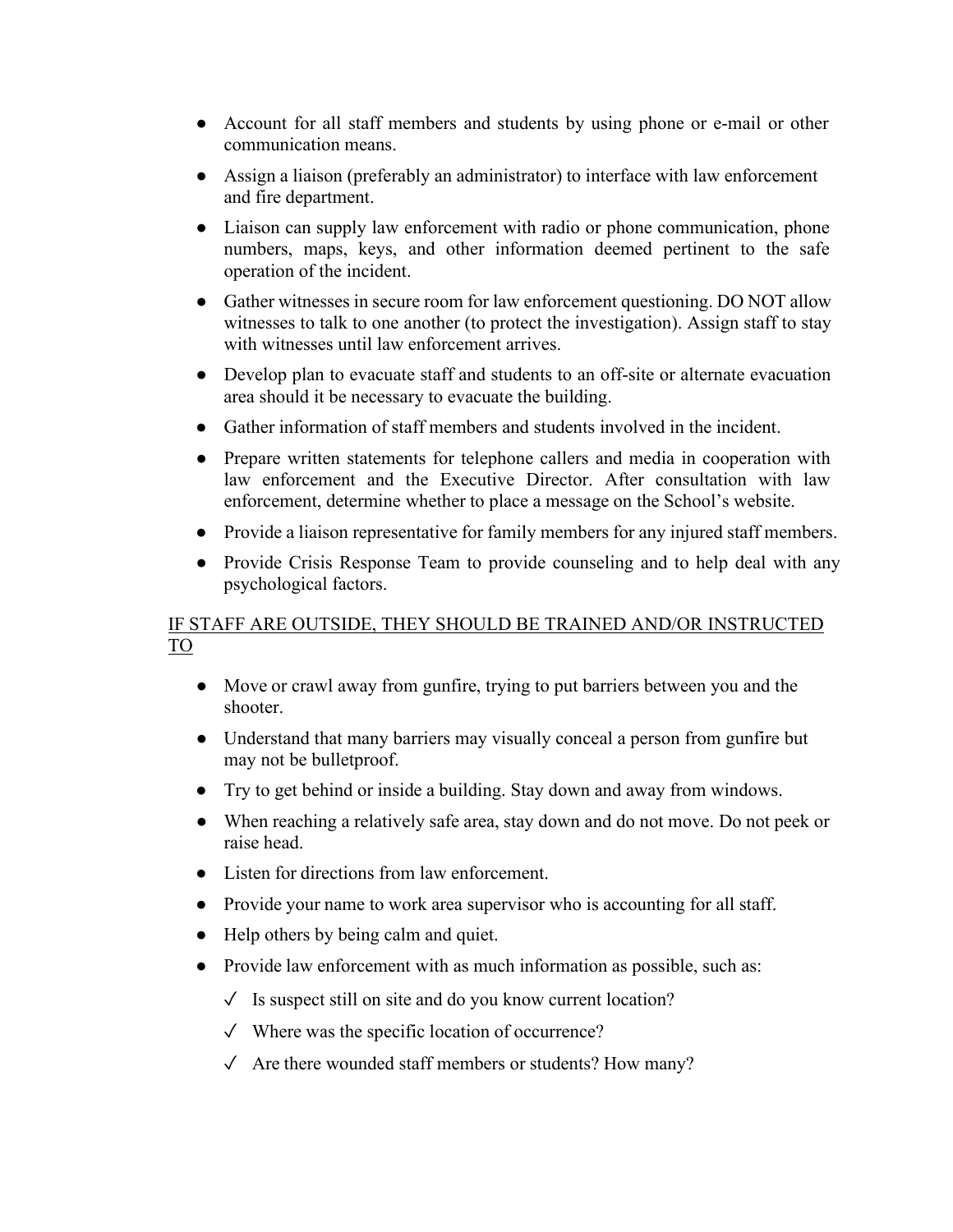- Account for all staff members and students by using phone or e-mail or other communication means.
- Assign a liaison (preferably an administrator) to interface with law enforcement and fire department.
- Liaison can supply law enforcement with radio or phone communication, phone numbers, maps, keys, and other information deemed pertinent to the safe operation of the incident.
- Gather witnesses in secure room for law enforcement questioning. DO NOT allow witnesses to talk to one another (to protect the investigation). Assign staff to stay with witnesses until law enforcement arrives.
- Develop plan to evacuate staff and students to an off-site or alternate evacuation area should it be necessary to evacuate the building.
- Gather information of staff members and students involved in the incident.
- Prepare written statements for telephone callers and media in cooperation with law enforcement and the Executive Director. After consultation with law enforcement, determine whether to place a message on the School's website.
- Provide a liaison representative for family members for any injured staff members.
- Provide Crisis Response Team to provide counseling and to help deal with any psychological factors.

<u>IF STAFF ARE OUTSIDE, THEY SHOULD BE TRAINED AND/OR INSTRUCTED TO</u>

- Move or crawl away from gunfire, trying to put barriers between you and the shooter.
- Understand that many barriers may visually conceal a person from gunfire but may not be bulletproof.
- Try to get behind or inside a building. Stay down and away from windows.
- When reaching a relatively safe area, stay down and do not move. Do not peek or raise head.
- Listen for directions from law enforcement.
- Provide your name to work area supervisor who is accounting for all staff.
- Help others by being calm and quiet.
- Provide law enforcement with as much information as possible, such as:
  - ✓ Is suspect still on site and do you know current location?
  - ✓ Where was the specific location of occurrence?
  - ✓ Are there wounded staff members or students? How many?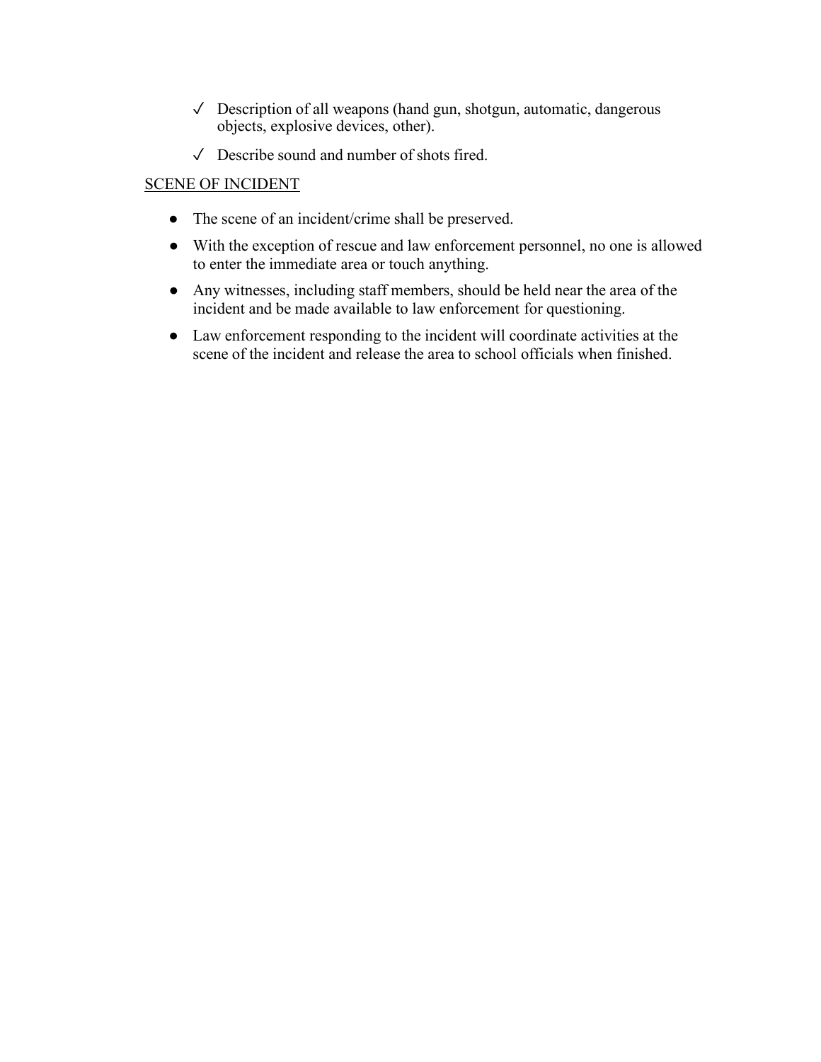- ✓ Description of all weapons (hand gun, shotgun, automatic, dangerous objects, explosive devices, other).
- ✓ Describe sound and number of shots fired.

<u>SCENE OF INCIDENT</u>

- The scene of an incident/crime shall be preserved.
- With the exception of rescue and law enforcement personnel, no one is allowed to enter the immediate area or touch anything.
- Any witnesses, including staff members, should be held near the area of the incident and be made available to law enforcement for questioning.
- Law enforcement responding to the incident will coordinate activities at the scene of the incident and release the area to school officials when finished.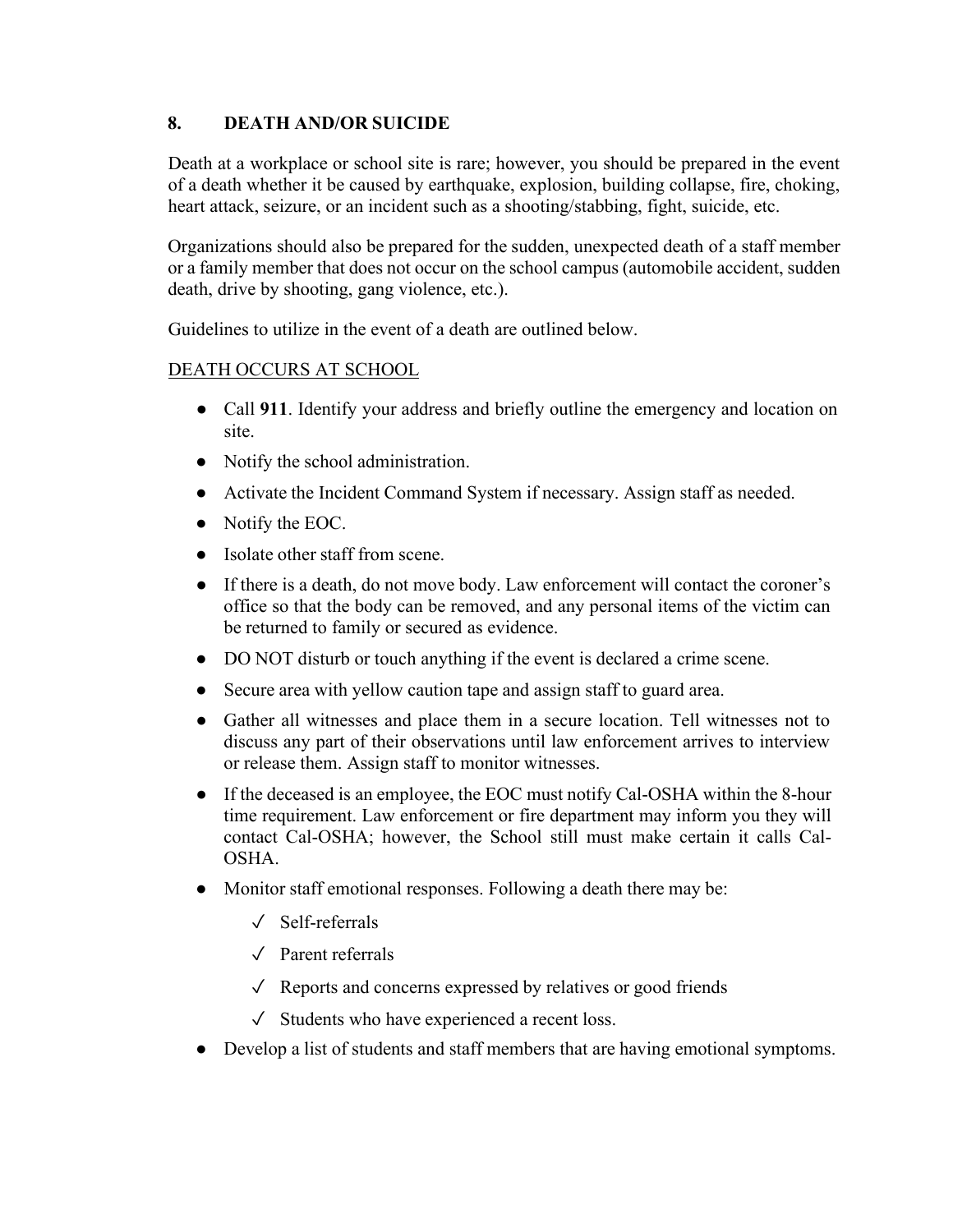## 8. DEATH AND/OR SUICIDE

Death at a workplace or school site is rare; however, you should be prepared in the event of a death whether it be caused by earthquake, explosion, building collapse, fire, choking, heart attack, seizure, or an incident such as a shooting/stabbing, fight, suicide, etc.

Organizations should also be prepared for the sudden, unexpected death of a staff member or a family member that does not occur on the school campus (automobile accident, sudden death, drive by shooting, gang violence, etc.).

Guidelines to utilize in the event of a death are outlined below.

<u>DEATH OCCURS AT SCHOOL</u>

- Call **911**. Identify your address and briefly outline the emergency and location on site.
- Notify the school administration.
- Activate the Incident Command System if necessary. Assign staff as needed.
- Notify the EOC.
- Isolate other staff from scene.
- If there is a death, do not move body. Law enforcement will contact the coroner's office so that the body can be removed, and any personal items of the victim can be returned to family or secured as evidence.
- DO NOT disturb or touch anything if the event is declared a crime scene.
- Secure area with yellow caution tape and assign staff to guard area.
- Gather all witnesses and place them in a secure location. Tell witnesses not to discuss any part of their observations until law enforcement arrives to interview or release them. Assign staff to monitor witnesses.
- If the deceased is an employee, the EOC must notify Cal-OSHA within the 8-hour time requirement. Law enforcement or fire department may inform you they will contact Cal-OSHA; however, the School still must make certain it calls Cal-OSHA.
- Monitor staff emotional responses. Following a death there may be:
  - ✓ Self-referrals
  - ✓ Parent referrals
  - ✓ Reports and concerns expressed by relatives or good friends
  - ✓ Students who have experienced a recent loss.
- Develop a list of students and staff members that are having emotional symptoms.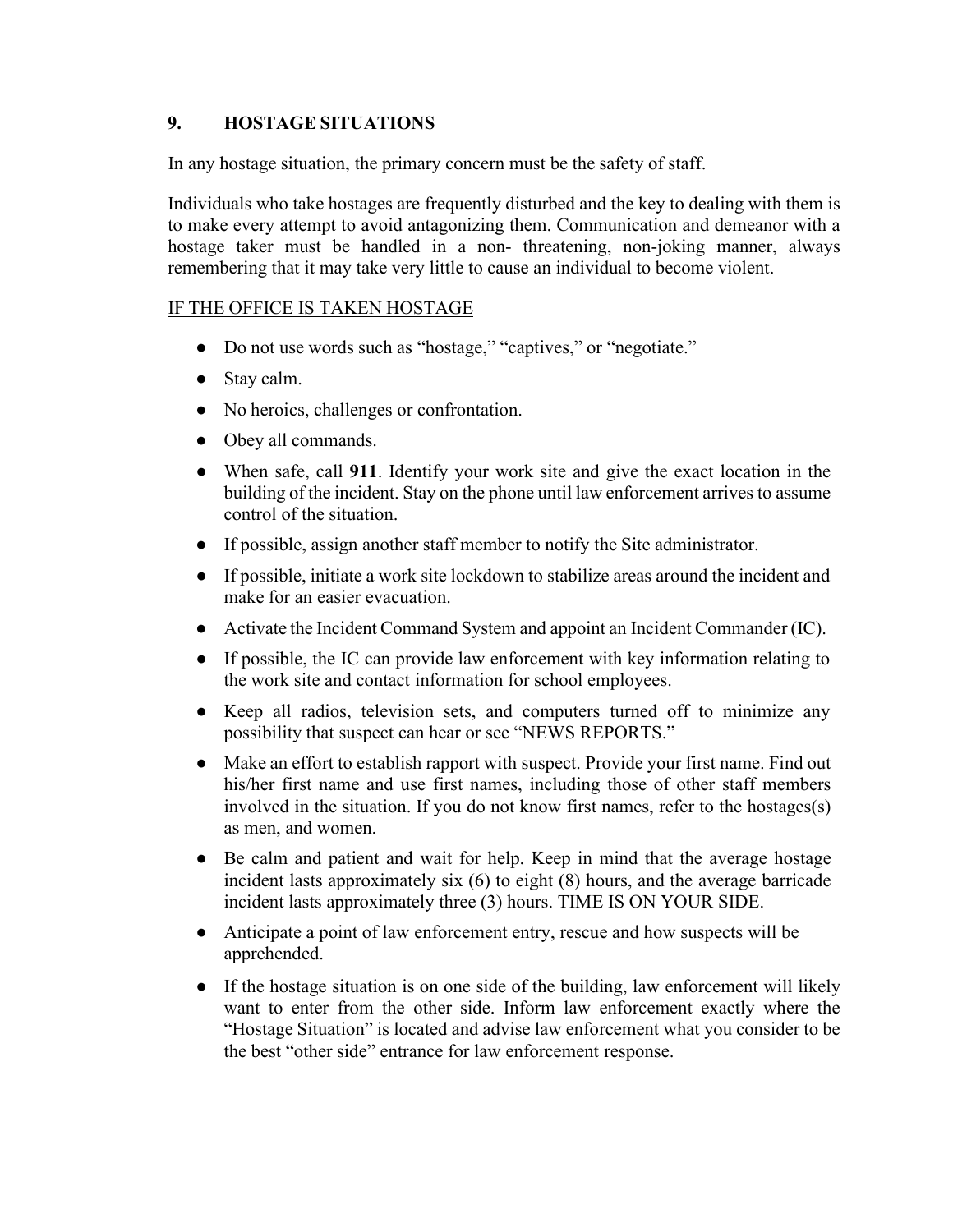## 9. HOSTAGE SITUATIONS

In any hostage situation, the primary concern must be the safety of staff.

Individuals who take hostages are frequently disturbed and the key to dealing with them is to make every attempt to avoid antagonizing them. Communication and demeanor with a hostage taker must be handled in a non- threatening, non-joking manner, always remembering that it may take very little to cause an individual to become violent.

IF THE OFFICE IS TAKEN HOSTAGE

- Do not use words such as "hostage," "captives," or "negotiate."
- Stay calm.
- No heroics, challenges or confrontation.
- Obey all commands.
- When safe, call **911**. Identify your work site and give the exact location in the building of the incident. Stay on the phone until law enforcement arrives to assume control of the situation.
- If possible, assign another staff member to notify the Site administrator.
- If possible, initiate a work site lockdown to stabilize areas around the incident and make for an easier evacuation.
- Activate the Incident Command System and appoint an Incident Commander (IC).
- If possible, the IC can provide law enforcement with key information relating to the work site and contact information for school employees.
- Keep all radios, television sets, and computers turned off to minimize any possibility that suspect can hear or see "NEWS REPORTS."
- Make an effort to establish rapport with suspect. Provide your first name. Find out his/her first name and use first names, including those of other staff members involved in the situation. If you do not know first names, refer to the hostages(s) as men, and women.
- Be calm and patient and wait for help. Keep in mind that the average hostage incident lasts approximately six (6) to eight (8) hours, and the average barricade incident lasts approximately three (3) hours. TIME IS ON YOUR SIDE.
- Anticipate a point of law enforcement entry, rescue and how suspects will be apprehended.
- If the hostage situation is on one side of the building, law enforcement will likely want to enter from the other side. Inform law enforcement exactly where the "Hostage Situation" is located and advise law enforcement what you consider to be the best "other side" entrance for law enforcement response.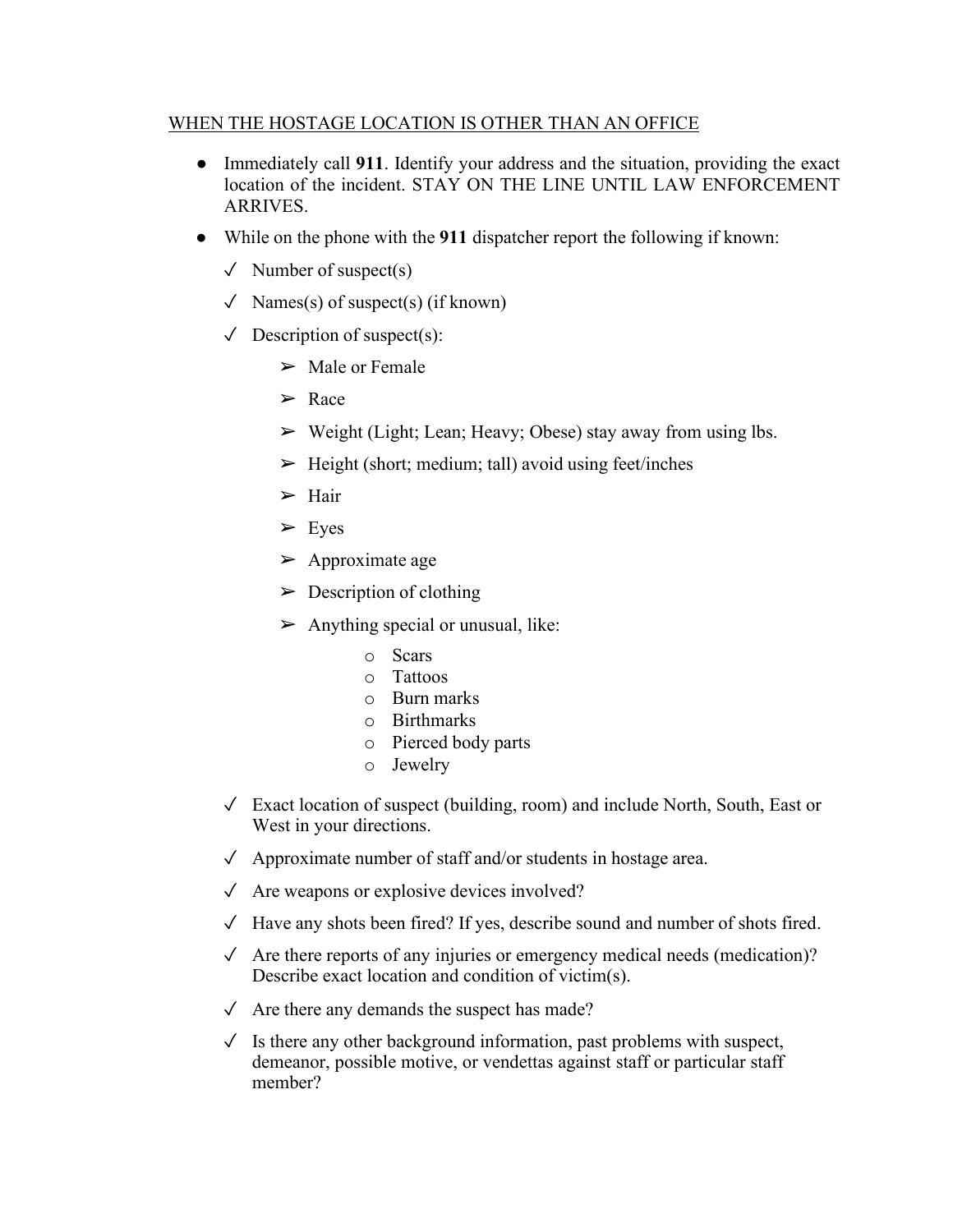<u>WHEN THE HOSTAGE LOCATION IS OTHER THAN AN OFFICE</u>

- Immediately call **911**. Identify your address and the situation, providing the exact location of the incident. STAY ON THE LINE UNTIL LAW ENFORCEMENT ARRIVES.
- While on the phone with the **911** dispatcher report the following if known:
  - ✓ Number of suspect(s)
  - ✓ Names(s) of suspect(s) (if known)
  - ✓ Description of suspect(s):
    - ➢ Male or Female
    - ➢ Race
    - ➢ Weight (Light; Lean; Heavy; Obese) stay away from using lbs.
    - ➢ Height (short; medium; tall) avoid using feet/inches
    - ➢ Hair
    - ➢ Eyes
    - ➢ Approximate age
    - ➢ Description of clothing
    - ➢ Anything special or unusual, like:
      - o Scars
      - o Tattoos
      - o Burn marks
      - o Birthmarks
      - o Pierced body parts
      - o Jewelry
  - ✓ Exact location of suspect (building, room) and include North, South, East or West in your directions.
  - ✓ Approximate number of staff and/or students in hostage area.
  - ✓ Are weapons or explosive devices involved?
  - ✓ Have any shots been fired? If yes, describe sound and number of shots fired.
  - ✓ Are there reports of any injuries or emergency medical needs (medication)? Describe exact location and condition of victim(s).
  - ✓ Are there any demands the suspect has made?
  - ✓ Is there any other background information, past problems with suspect, demeanor, possible motive, or vendettas against staff or particular staff member?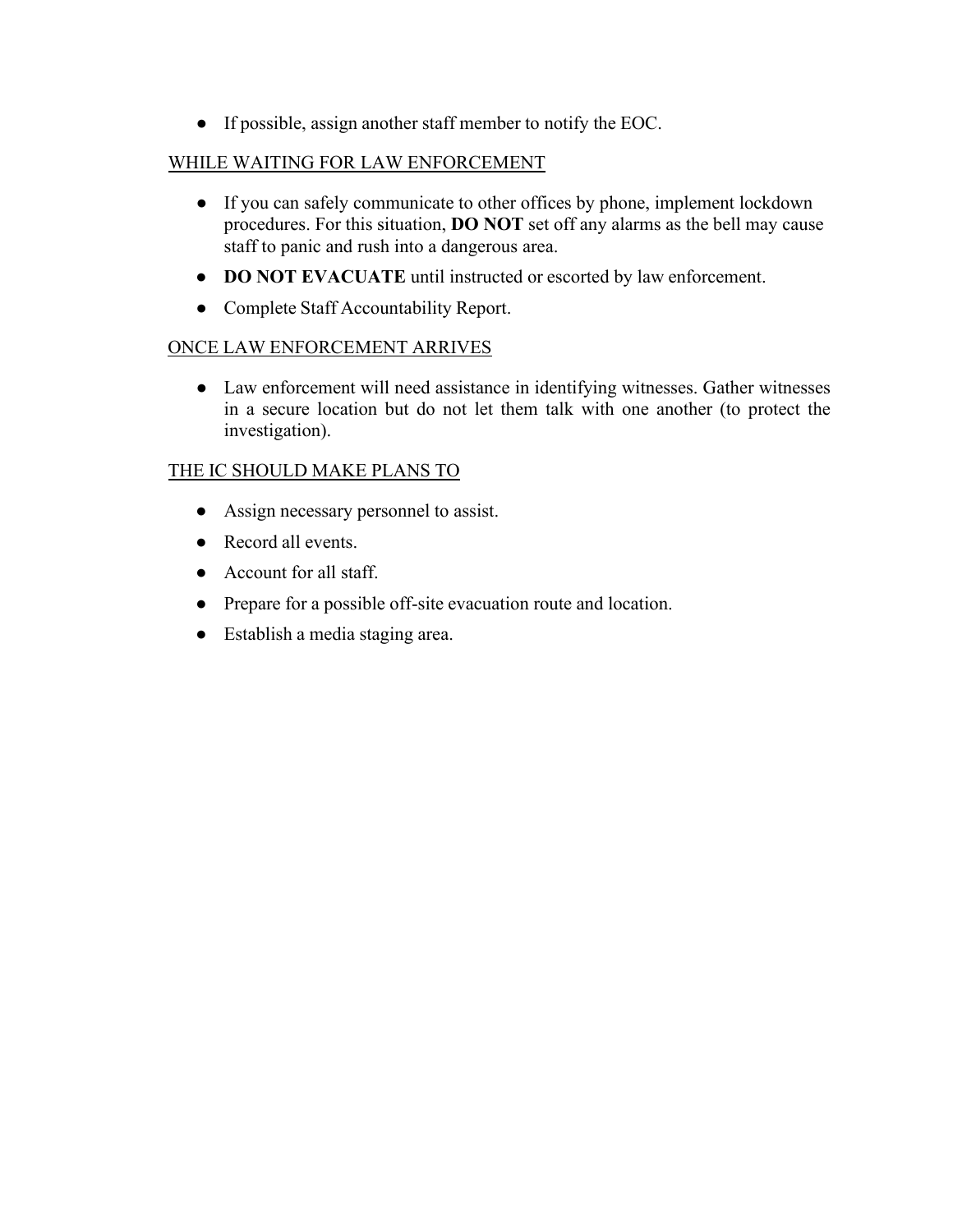- If possible, assign another staff member to notify the EOC.

<u>WHILE WAITING FOR LAW ENFORCEMENT</u>

- If you can safely communicate to other offices by phone, implement lockdown procedures. For this situation, **DO NOT** set off any alarms as the bell may cause staff to panic and rush into a dangerous area.
- **DO NOT EVACUATE** until instructed or escorted by law enforcement.
- Complete Staff Accountability Report.

<u>ONCE LAW ENFORCEMENT ARRIVES</u>

- Law enforcement will need assistance in identifying witnesses. Gather witnesses in a secure location but do not let them talk with one another (to protect the investigation).

<u>THE IC SHOULD MAKE PLANS TO</u>

- Assign necessary personnel to assist.
- Record all events.
- Account for all staff.
- Prepare for a possible off-site evacuation route and location.
- Establish a media staging area.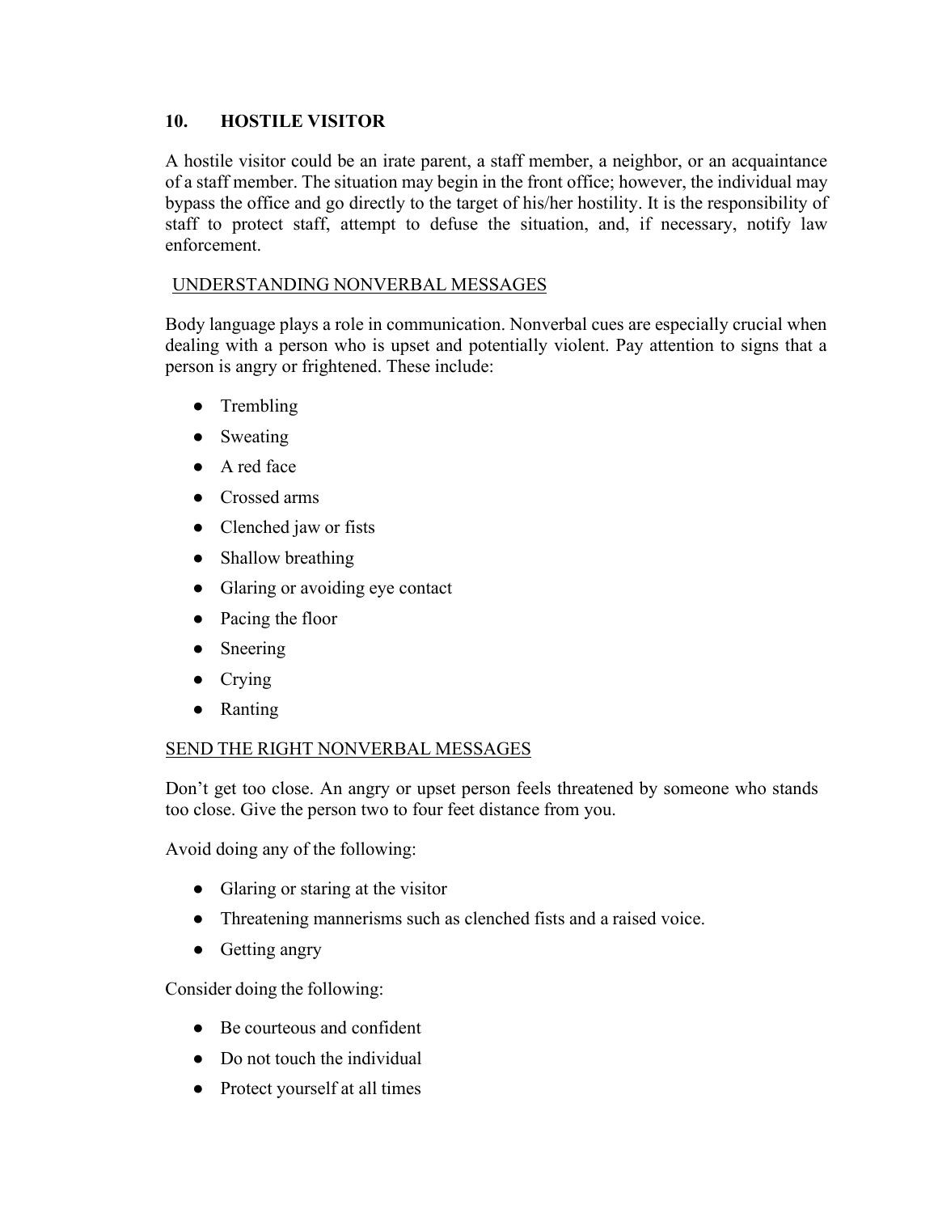## 10. HOSTILE VISITOR

A hostile visitor could be an irate parent, a staff member, a neighbor, or an acquaintance of a staff member. The situation may begin in the front office; however, the individual may bypass the office and go directly to the target of his/her hostility. It is the responsibility of staff to protect staff, attempt to defuse the situation, and, if necessary, notify law enforcement.

### UNDERSTANDING NONVERBAL MESSAGES

Body language plays a role in communication. Nonverbal cues are especially crucial when dealing with a person who is upset and potentially violent. Pay attention to signs that a person is angry or frightened. These include:

- Trembling
- Sweating
- A red face
- Crossed arms
- Clenched jaw or fists
- Shallow breathing
- Glaring or avoiding eye contact
- Pacing the floor
- Sneering
- Crying
- Ranting

### SEND THE RIGHT NONVERBAL MESSAGES

Don't get too close. An angry or upset person feels threatened by someone who stands too close. Give the person two to four feet distance from you.

Avoid doing any of the following:

- Glaring or staring at the visitor
- Threatening mannerisms such as clenched fists and a raised voice.
- Getting angry

Consider doing the following:

- Be courteous and confident
- Do not touch the individual
- Protect yourself at all times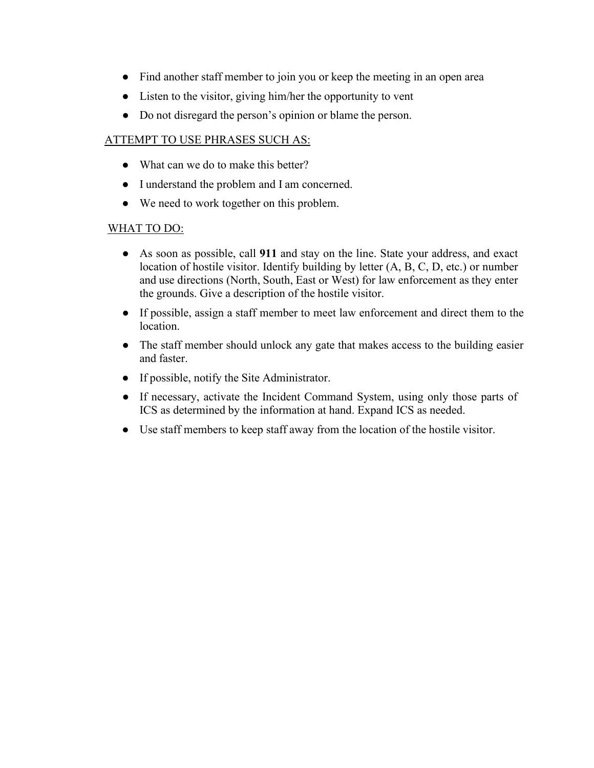- Find another staff member to join you or keep the meeting in an open area
- Listen to the visitor, giving him/her the opportunity to vent
- Do not disregard the person's opinion or blame the person.

ATTEMPT TO USE PHRASES SUCH AS:

- What can we do to make this better?
- I understand the problem and I am concerned.
- We need to work together on this problem.

WHAT TO DO:

- As soon as possible, call **911** and stay on the line. State your address, and exact location of hostile visitor. Identify building by letter (A, B, C, D, etc.) or number and use directions (North, South, East or West) for law enforcement as they enter the grounds. Give a description of the hostile visitor.
- If possible, assign a staff member to meet law enforcement and direct them to the location.
- The staff member should unlock any gate that makes access to the building easier and faster.
- If possible, notify the Site Administrator.
- If necessary, activate the Incident Command System, using only those parts of ICS as determined by the information at hand. Expand ICS as needed.
- Use staff members to keep staff away from the location of the hostile visitor.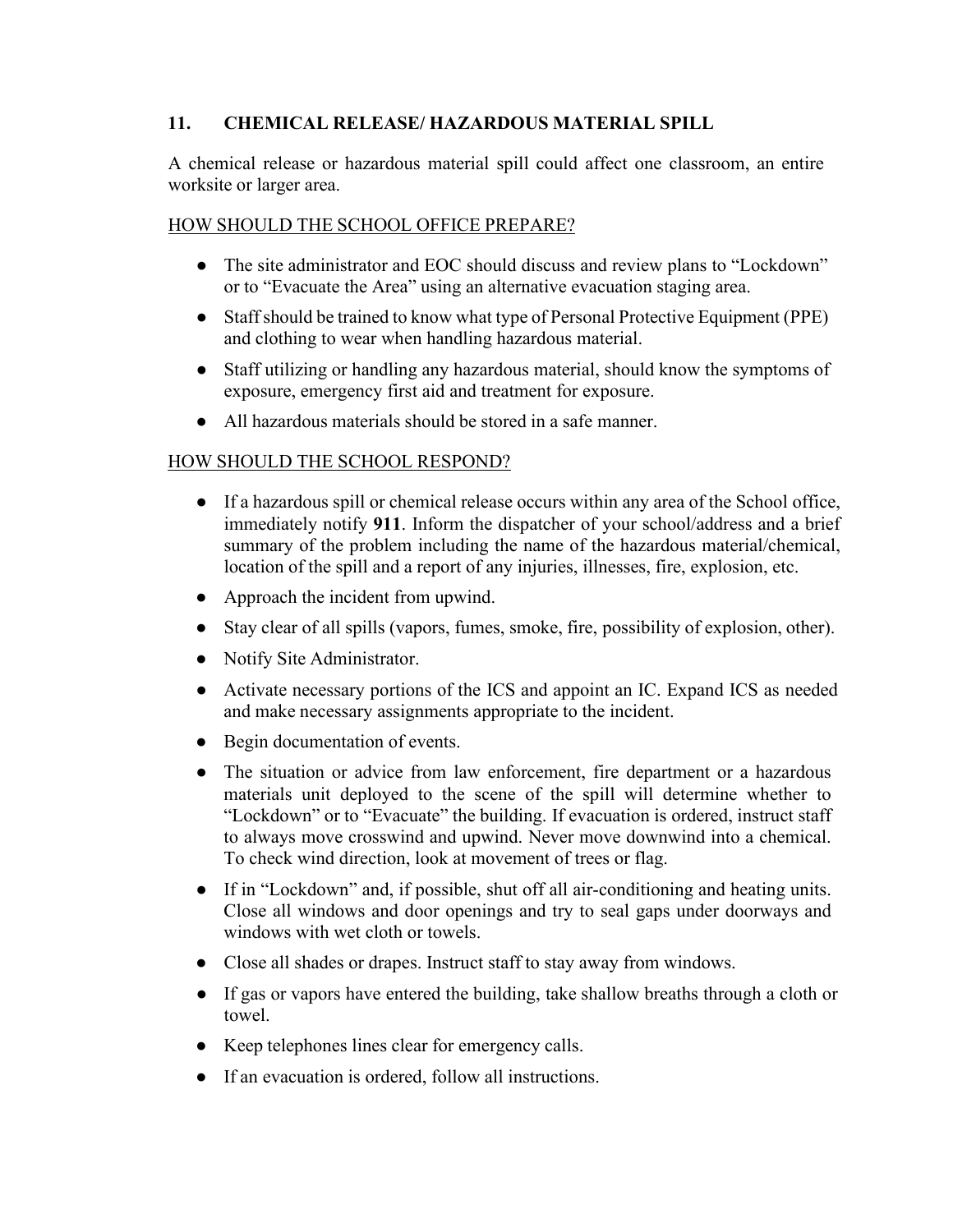## 11. CHEMICAL RELEASE/ HAZARDOUS MATERIAL SPILL

A chemical release or hazardous material spill could affect one classroom, an entire worksite or larger area.

<u>HOW SHOULD THE SCHOOL OFFICE PREPARE?</u>

- The site administrator and EOC should discuss and review plans to "Lockdown" or to "Evacuate the Area" using an alternative evacuation staging area.
- Staff should be trained to know what type of Personal Protective Equipment (PPE) and clothing to wear when handling hazardous material.
- Staff utilizing or handling any hazardous material, should know the symptoms of exposure, emergency first aid and treatment for exposure.
- All hazardous materials should be stored in a safe manner.

<u>HOW SHOULD THE SCHOOL RESPOND?</u>

- If a hazardous spill or chemical release occurs within any area of the School office, immediately notify **911**. Inform the dispatcher of your school/address and a brief summary of the problem including the name of the hazardous material/chemical, location of the spill and a report of any injuries, illnesses, fire, explosion, etc.
- Approach the incident from upwind.
- Stay clear of all spills (vapors, fumes, smoke, fire, possibility of explosion, other).
- Notify Site Administrator.
- Activate necessary portions of the ICS and appoint an IC. Expand ICS as needed and make necessary assignments appropriate to the incident.
- Begin documentation of events.
- The situation or advice from law enforcement, fire department or a hazardous materials unit deployed to the scene of the spill will determine whether to "Lockdown" or to "Evacuate" the building. If evacuation is ordered, instruct staff to always move crosswind and upwind. Never move downwind into a chemical. To check wind direction, look at movement of trees or flag.
- If in "Lockdown" and, if possible, shut off all air-conditioning and heating units. Close all windows and door openings and try to seal gaps under doorways and windows with wet cloth or towels.
- Close all shades or drapes. Instruct staff to stay away from windows.
- If gas or vapors have entered the building, take shallow breaths through a cloth or towel.
- Keep telephones lines clear for emergency calls.
- If an evacuation is ordered, follow all instructions.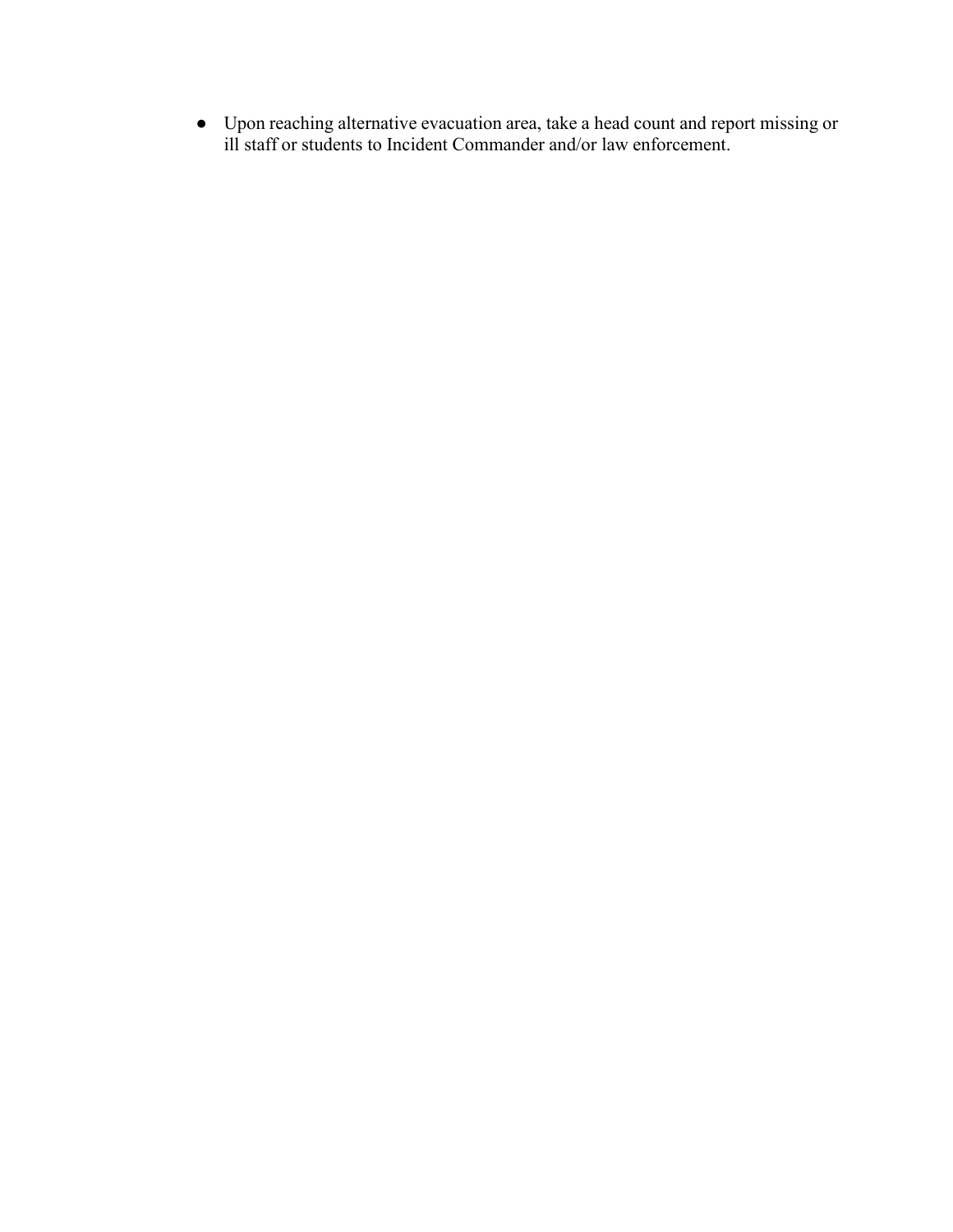- Upon reaching alternative evacuation area, take a head count and report missing or ill staff or students to Incident Commander and/or law enforcement.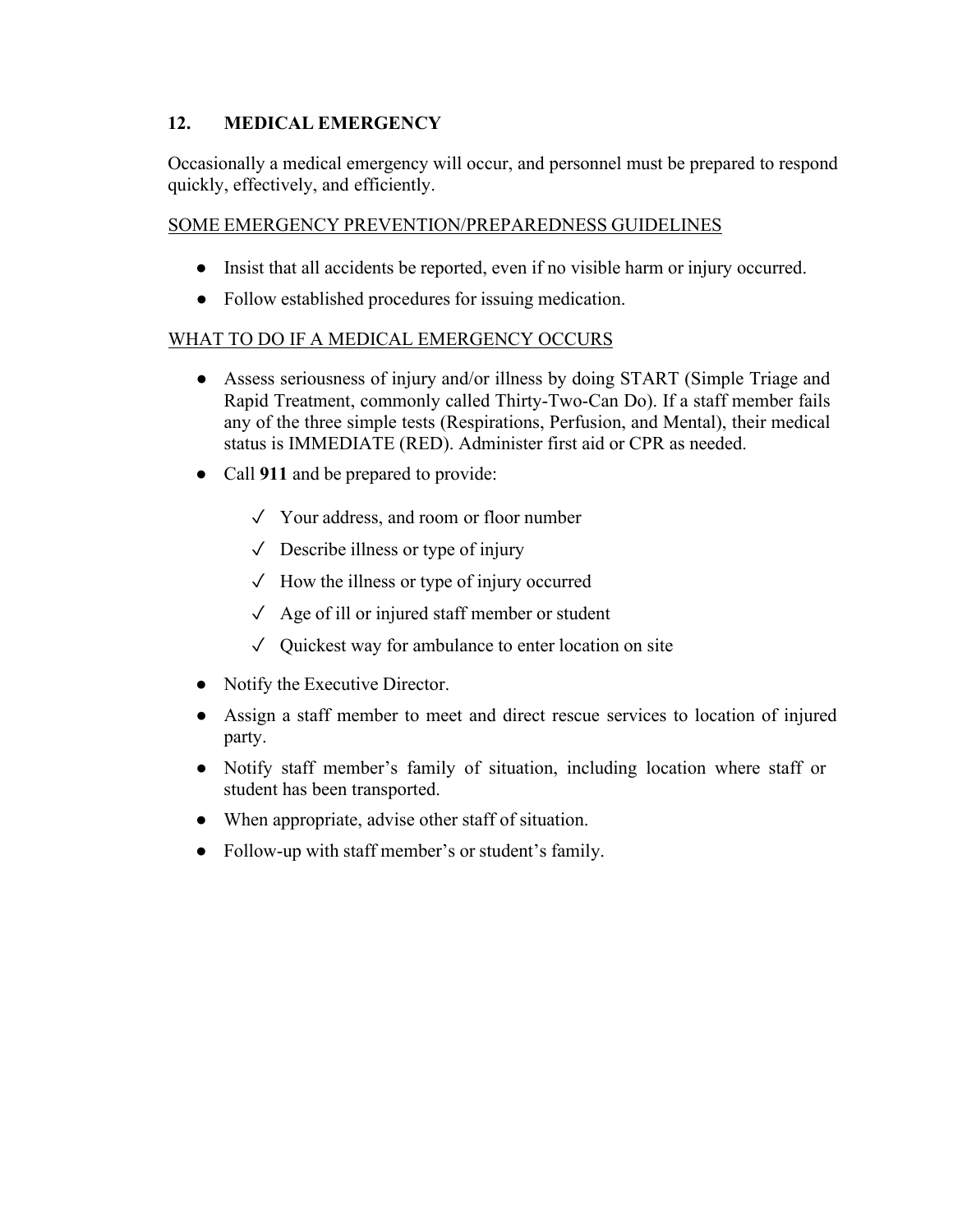## 12. MEDICAL EMERGENCY

Occasionally a medical emergency will occur, and personnel must be prepared to respond quickly, effectively, and efficiently.

SOME EMERGENCY PREVENTION/PREPAREDNESS GUIDELINES

- Insist that all accidents be reported, even if no visible harm or injury occurred.
- Follow established procedures for issuing medication.

WHAT TO DO IF A MEDICAL EMERGENCY OCCURS

- Assess seriousness of injury and/or illness by doing START (Simple Triage and Rapid Treatment, commonly called Thirty-Two-Can Do). If a staff member fails any of the three simple tests (Respirations, Perfusion, and Mental), their medical status is IMMEDIATE (RED). Administer first aid or CPR as needed.
- Call **911** and be prepared to provide:
  - ✓ Your address, and room or floor number
  - ✓ Describe illness or type of injury
  - ✓ How the illness or type of injury occurred
  - ✓ Age of ill or injured staff member or student
  - ✓ Quickest way for ambulance to enter location on site
- Notify the Executive Director.
- Assign a staff member to meet and direct rescue services to location of injured party.
- Notify staff member's family of situation, including location where staff or student has been transported.
- When appropriate, advise other staff of situation.
- Follow-up with staff member's or student's family.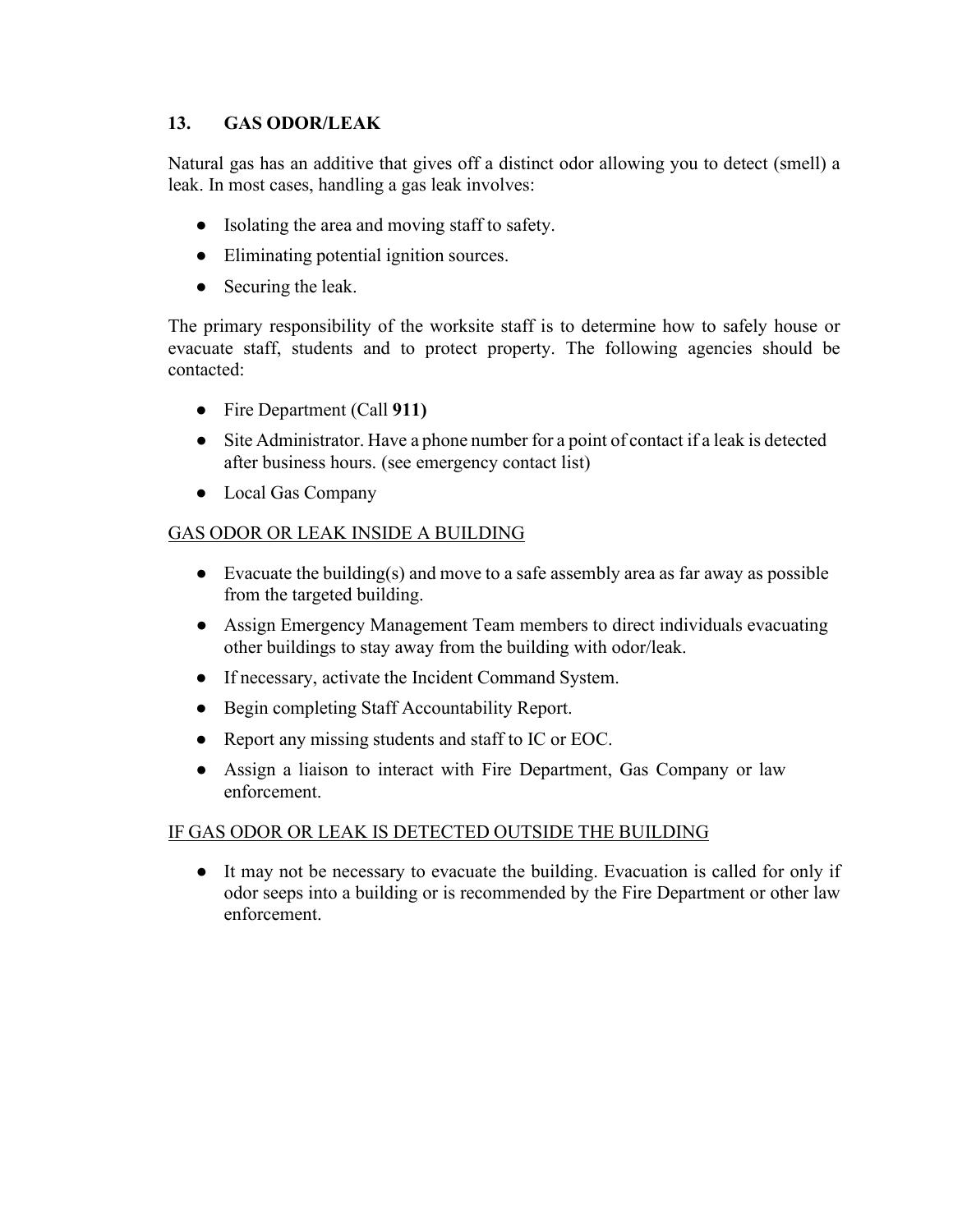## 13. GAS ODOR/LEAK

Natural gas has an additive that gives off a distinct odor allowing you to detect (smell) a leak. In most cases, handling a gas leak involves:

- Isolating the area and moving staff to safety.
- Eliminating potential ignition sources.
- Securing the leak.

The primary responsibility of the worksite staff is to determine how to safely house or evacuate staff, students and to protect property. The following agencies should be contacted:

- Fire Department (Call **911)**
- Site Administrator. Have a phone number for a point of contact if a leak is detected after business hours. (see emergency contact list)
- Local Gas Company

### GAS ODOR OR LEAK INSIDE A BUILDING

- Evacuate the building(s) and move to a safe assembly area as far away as possible from the targeted building.
- Assign Emergency Management Team members to direct individuals evacuating other buildings to stay away from the building with odor/leak.
- If necessary, activate the Incident Command System.
- Begin completing Staff Accountability Report.
- Report any missing students and staff to IC or EOC.
- Assign a liaison to interact with Fire Department, Gas Company or law enforcement.

### IF GAS ODOR OR LEAK IS DETECTED OUTSIDE THE BUILDING

- It may not be necessary to evacuate the building. Evacuation is called for only if odor seeps into a building or is recommended by the Fire Department or other law enforcement.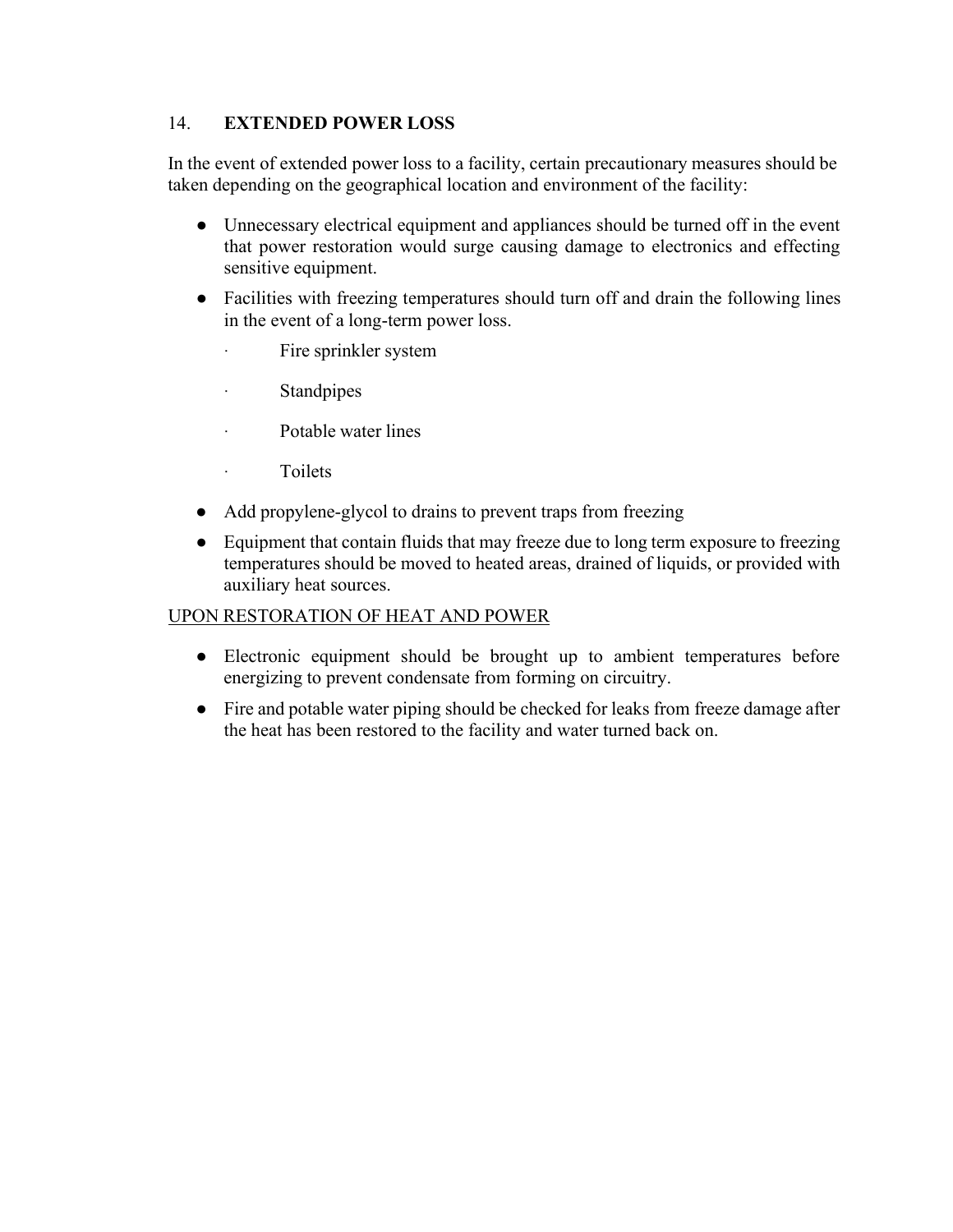## 14. EXTENDED POWER LOSS

In the event of extended power loss to a facility, certain precautionary measures should be taken depending on the geographical location and environment of the facility:

- Unnecessary electrical equipment and appliances should be turned off in the event that power restoration would surge causing damage to electronics and effecting sensitive equipment.
- Facilities with freezing temperatures should turn off and drain the following lines in the event of a long-term power loss.
  - Fire sprinkler system
  - Standpipes
  - Potable water lines
  - Toilets
- Add propylene-glycol to drains to prevent traps from freezing
- Equipment that contain fluids that may freeze due to long term exposure to freezing temperatures should be moved to heated areas, drained of liquids, or provided with auxiliary heat sources.

<u>UPON RESTORATION OF HEAT AND POWER</u>

- Electronic equipment should be brought up to ambient temperatures before energizing to prevent condensate from forming on circuitry.
- Fire and potable water piping should be checked for leaks from freeze damage after the heat has been restored to the facility and water turned back on.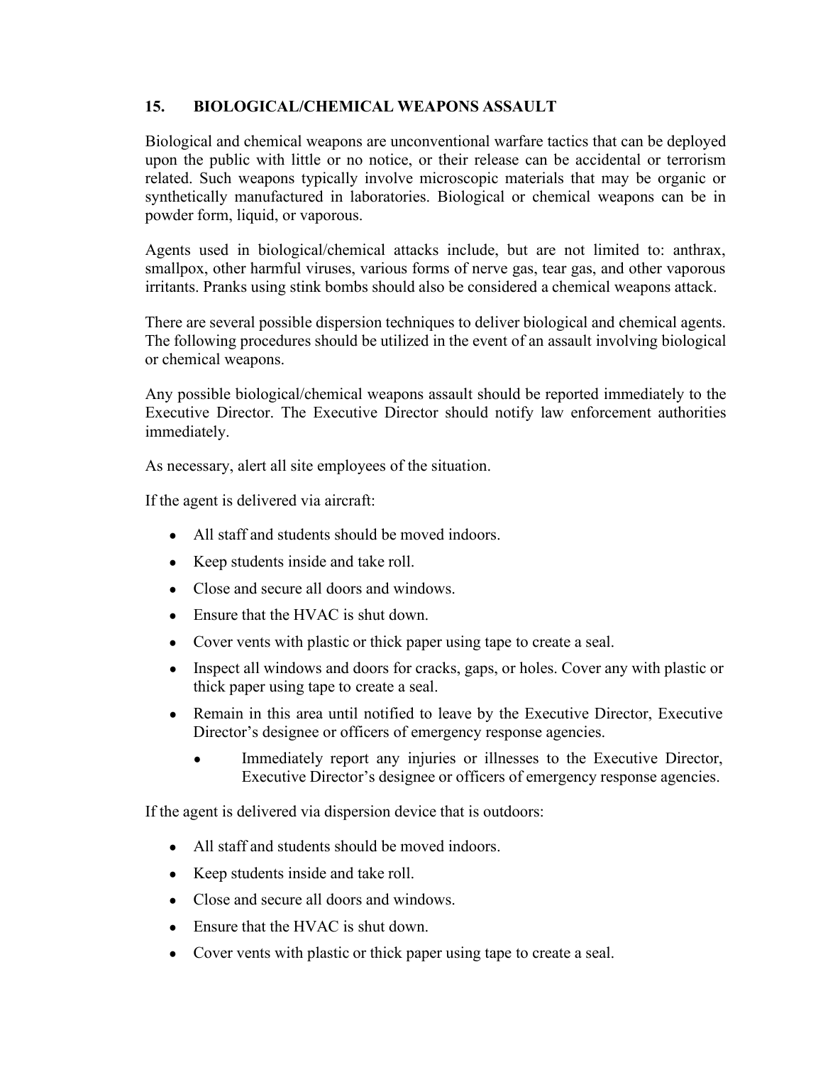## 15. BIOLOGICAL/CHEMICAL WEAPONS ASSAULT

Biological and chemical weapons are unconventional warfare tactics that can be deployed upon the public with little or no notice, or their release can be accidental or terrorism related. Such weapons typically involve microscopic materials that may be organic or synthetically manufactured in laboratories. Biological or chemical weapons can be in powder form, liquid, or vaporous.

Agents used in biological/chemical attacks include, but are not limited to: anthrax, smallpox, other harmful viruses, various forms of nerve gas, tear gas, and other vaporous irritants. Pranks using stink bombs should also be considered a chemical weapons attack.

There are several possible dispersion techniques to deliver biological and chemical agents. The following procedures should be utilized in the event of an assault involving biological or chemical weapons.

Any possible biological/chemical weapons assault should be reported immediately to the Executive Director. The Executive Director should notify law enforcement authorities immediately.

As necessary, alert all site employees of the situation.

If the agent is delivered via aircraft:

- All staff and students should be moved indoors.
- Keep students inside and take roll.
- Close and secure all doors and windows.
- Ensure that the HVAC is shut down.
- Cover vents with plastic or thick paper using tape to create a seal.
- Inspect all windows and doors for cracks, gaps, or holes. Cover any with plastic or thick paper using tape to create a seal.
- Remain in this area until notified to leave by the Executive Director, Executive Director's designee or officers of emergency response agencies.
    - Immediately report any injuries or illnesses to the Executive Director, Executive Director's designee or officers of emergency response agencies.

If the agent is delivered via dispersion device that is outdoors:

- All staff and students should be moved indoors.
- Keep students inside and take roll.
- Close and secure all doors and windows.
- Ensure that the HVAC is shut down.
- Cover vents with plastic or thick paper using tape to create a seal.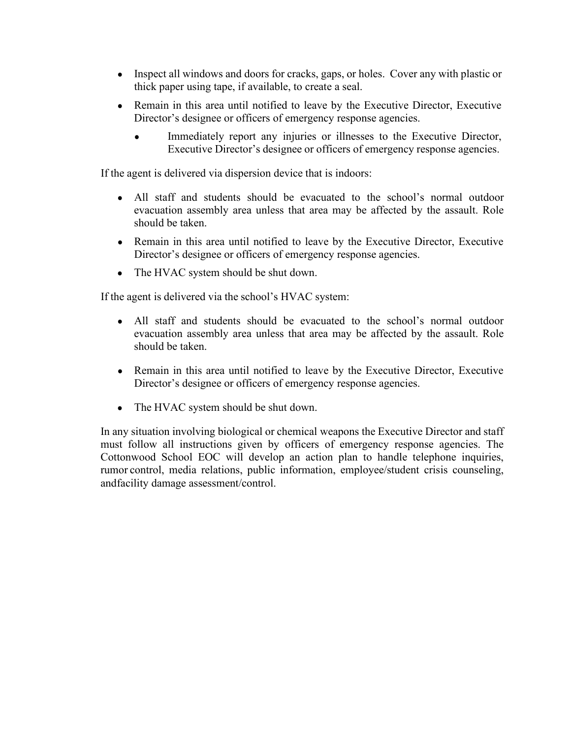- Inspect all windows and doors for cracks, gaps, or holes. Cover any with plastic or thick paper using tape, if available, to create a seal.
- Remain in this area until notified to leave by the Executive Director, Executive Director's designee or officers of emergency response agencies.
    - Immediately report any injuries or illnesses to the Executive Director, Executive Director's designee or officers of emergency response agencies.

If the agent is delivered via dispersion device that is indoors:

- All staff and students should be evacuated to the school's normal outdoor evacuation assembly area unless that area may be affected by the assault. Role should be taken.
- Remain in this area until notified to leave by the Executive Director, Executive Director's designee or officers of emergency response agencies.
- The HVAC system should be shut down.

If the agent is delivered via the school's HVAC system:

- All staff and students should be evacuated to the school's normal outdoor evacuation assembly area unless that area may be affected by the assault. Role should be taken.
- Remain in this area until notified to leave by the Executive Director, Executive Director's designee or officers of emergency response agencies.
- The HVAC system should be shut down.

In any situation involving biological or chemical weapons the Executive Director and staff must follow all instructions given by officers of emergency response agencies. The Cottonwood School EOC will develop an action plan to handle telephone inquiries, rumor control, media relations, public information, employee/student crisis counseling, andfacility damage assessment/control.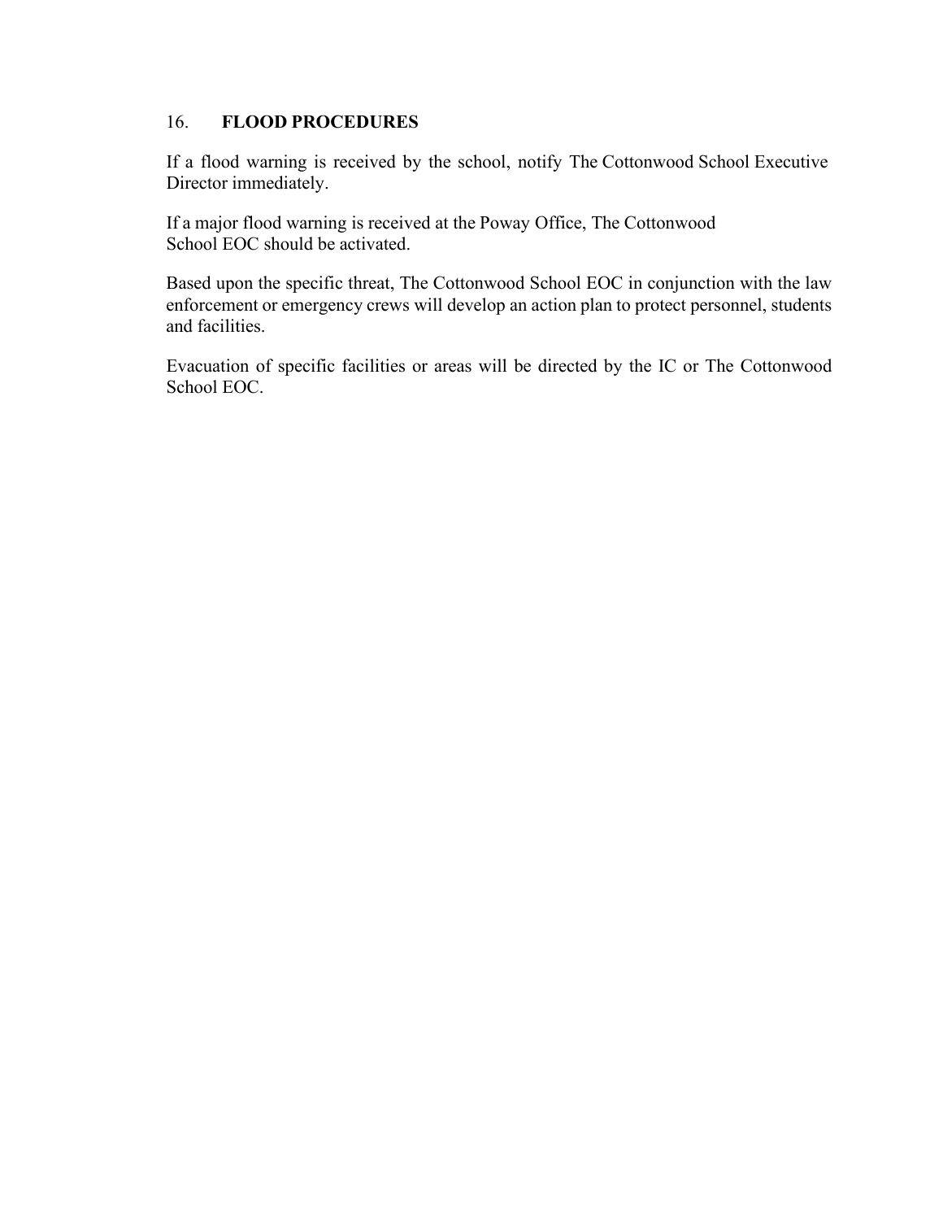## 16. FLOOD PROCEDURES

If a flood warning is received by the school, notify The Cottonwood School Executive Director immediately.

If a major flood warning is received at the Poway Office, The Cottonwood School EOC should be activated.

Based upon the specific threat, The Cottonwood School EOC in conjunction with the law enforcement or emergency crews will develop an action plan to protect personnel, students and facilities.

Evacuation of specific facilities or areas will be directed by the IC or The Cottonwood School EOC.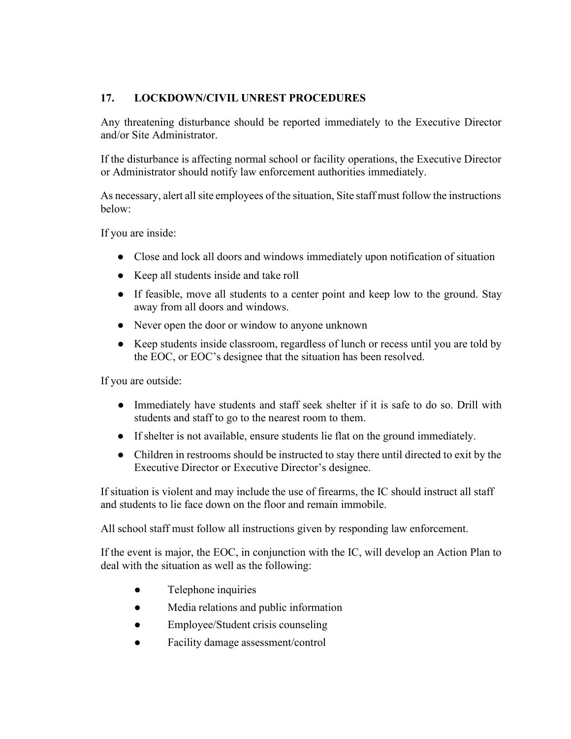## 17. LOCKDOWN/CIVIL UNREST PROCEDURES

Any threatening disturbance should be reported immediately to the Executive Director and/or Site Administrator.

If the disturbance is affecting normal school or facility operations, the Executive Director or Administrator should notify law enforcement authorities immediately.

As necessary, alert all site employees of the situation, Site staff must follow the instructions below:

If you are inside:

- Close and lock all doors and windows immediately upon notification of situation
- Keep all students inside and take roll
- If feasible, move all students to a center point and keep low to the ground. Stay away from all doors and windows.
- Never open the door or window to anyone unknown
- Keep students inside classroom, regardless of lunch or recess until you are told by the EOC, or EOC's designee that the situation has been resolved.

If you are outside:

- Immediately have students and staff seek shelter if it is safe to do so. Drill with students and staff to go to the nearest room to them.
- If shelter is not available, ensure students lie flat on the ground immediately.
- Children in restrooms should be instructed to stay there until directed to exit by the Executive Director or Executive Director's designee.

If situation is violent and may include the use of firearms, the IC should instruct all staff and students to lie face down on the floor and remain immobile.

All school staff must follow all instructions given by responding law enforcement.

If the event is major, the EOC, in conjunction with the IC, will develop an Action Plan to deal with the situation as well as the following:

- Telephone inquiries
- Media relations and public information
- Employee/Student crisis counseling
- Facility damage assessment/control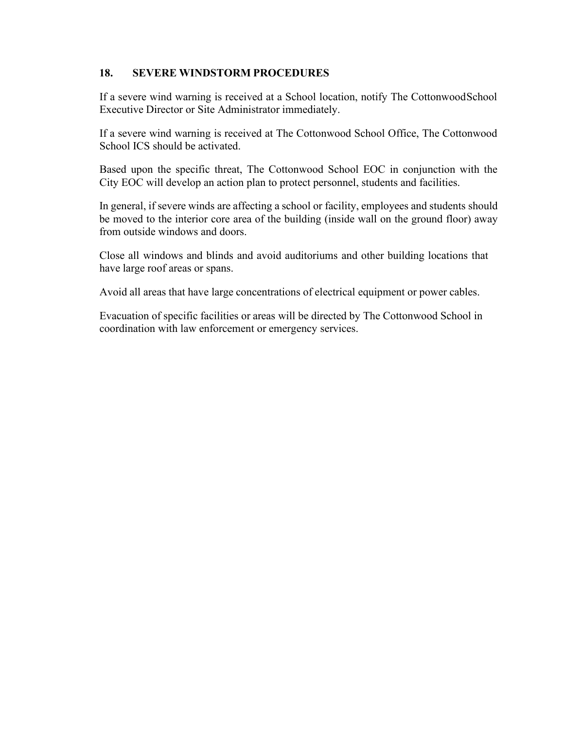## 18. SEVERE WINDSTORM PROCEDURES

If a severe wind warning is received at a School location, notify The CottonwoodSchool Executive Director or Site Administrator immediately.

If a severe wind warning is received at The Cottonwood School Office, The Cottonwood School ICS should be activated.

Based upon the specific threat, The Cottonwood School EOC in conjunction with the City EOC will develop an action plan to protect personnel, students and facilities.

In general, if severe winds are affecting a school or facility, employees and students should be moved to the interior core area of the building (inside wall on the ground floor) away from outside windows and doors.

Close all windows and blinds and avoid auditoriums and other building locations that have large roof areas or spans.

Avoid all areas that have large concentrations of electrical equipment or power cables.

Evacuation of specific facilities or areas will be directed by The Cottonwood School in coordination with law enforcement or emergency services.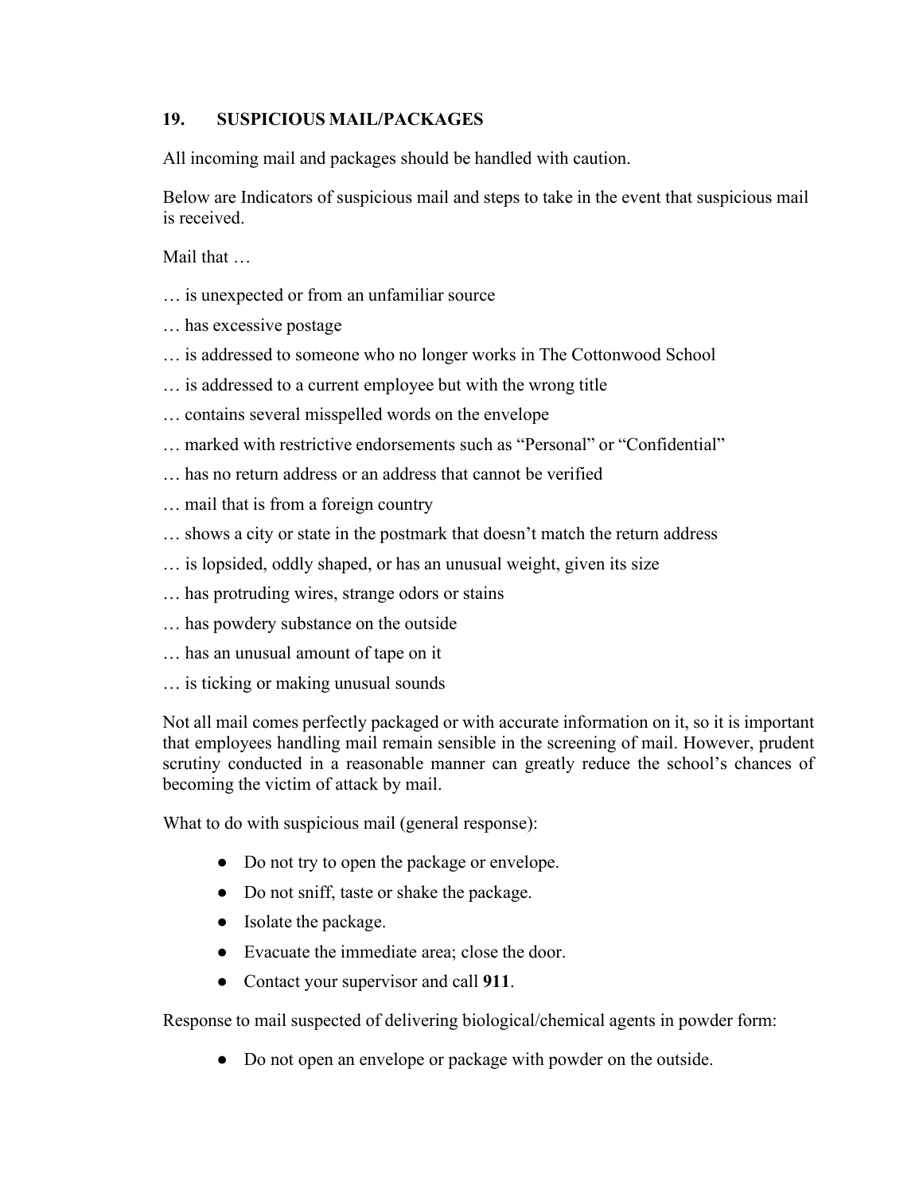## 19. SUSPICIOUS MAIL/PACKAGES

All incoming mail and packages should be handled with caution.

Below are Indicators of suspicious mail and steps to take in the event that suspicious mail is received.

Mail that …

… is unexpected or from an unfamiliar source

… has excessive postage

… is addressed to someone who no longer works in The Cottonwood School

… is addressed to a current employee but with the wrong title

… contains several misspelled words on the envelope

… marked with restrictive endorsements such as "Personal" or "Confidential"

… has no return address or an address that cannot be verified

… mail that is from a foreign country

… shows a city or state in the postmark that doesn't match the return address

… is lopsided, oddly shaped, or has an unusual weight, given its size

… has protruding wires, strange odors or stains

… has powdery substance on the outside

… has an unusual amount of tape on it

… is ticking or making unusual sounds

Not all mail comes perfectly packaged or with accurate information on it, so it is important that employees handling mail remain sensible in the screening of mail. However, prudent scrutiny conducted in a reasonable manner can greatly reduce the school's chances of becoming the victim of attack by mail.

What to do with suspicious mail (general response):

- Do not try to open the package or envelope.
- Do not sniff, taste or shake the package.
- Isolate the package.
- Evacuate the immediate area; close the door.
- Contact your supervisor and call **911**.

Response to mail suspected of delivering biological/chemical agents in powder form:

- Do not open an envelope or package with powder on the outside.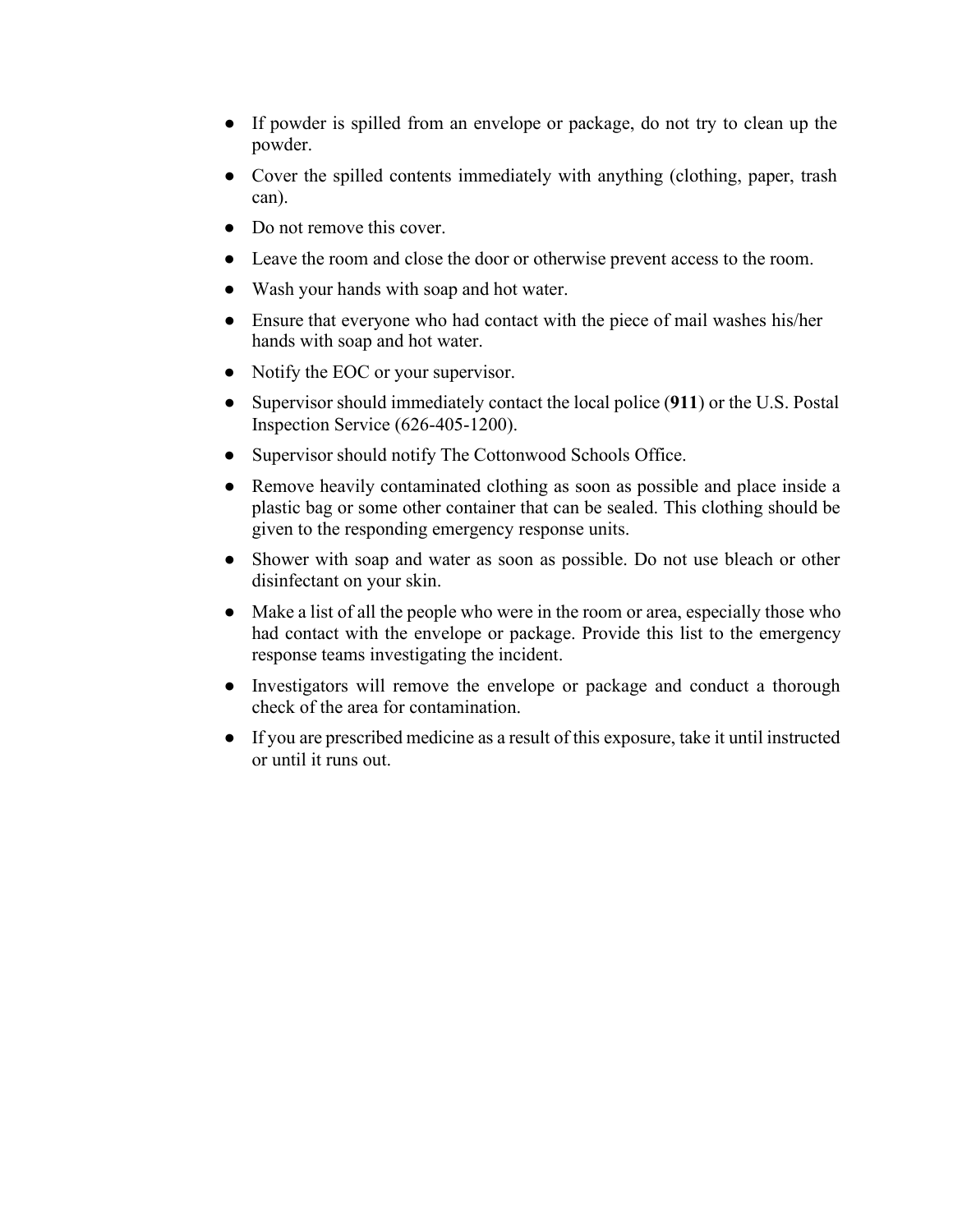- If powder is spilled from an envelope or package, do not try to clean up the powder.
- Cover the spilled contents immediately with anything (clothing, paper, trash can).
- Do not remove this cover.
- Leave the room and close the door or otherwise prevent access to the room.
- Wash your hands with soap and hot water.
- Ensure that everyone who had contact with the piece of mail washes his/her hands with soap and hot water.
- Notify the EOC or your supervisor.
- Supervisor should immediately contact the local police (**911**) or the U.S. Postal Inspection Service (626-405-1200).
- Supervisor should notify The Cottonwood Schools Office.
- Remove heavily contaminated clothing as soon as possible and place inside a plastic bag or some other container that can be sealed. This clothing should be given to the responding emergency response units.
- Shower with soap and water as soon as possible. Do not use bleach or other disinfectant on your skin.
- Make a list of all the people who were in the room or area, especially those who had contact with the envelope or package. Provide this list to the emergency response teams investigating the incident.
- Investigators will remove the envelope or package and conduct a thorough check of the area for contamination.
- If you are prescribed medicine as a result of this exposure, take it until instructed or until it runs out.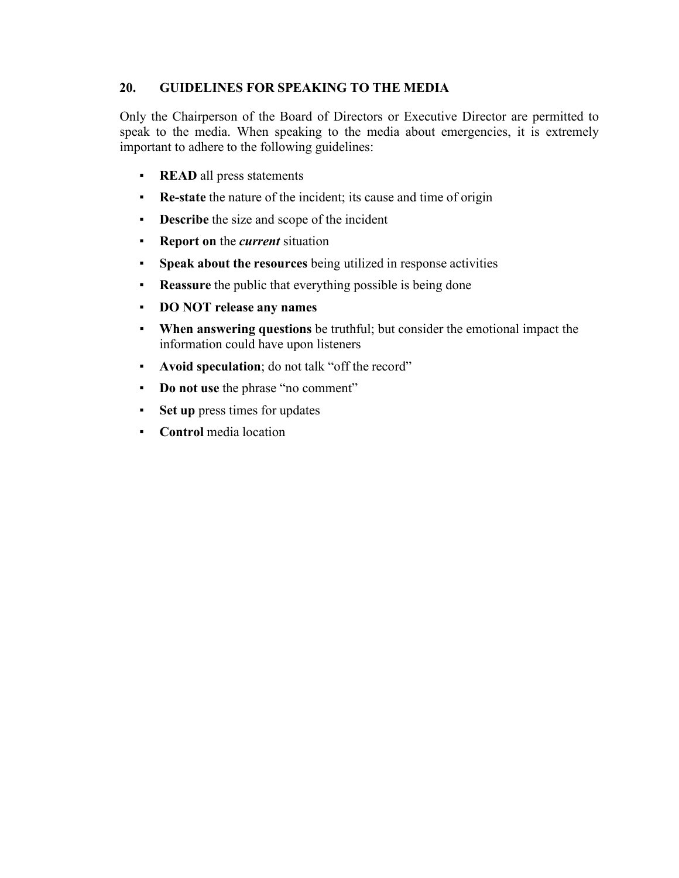## 20. GUIDELINES FOR SPEAKING TO THE MEDIA

Only the Chairperson of the Board of Directors or Executive Director are permitted to speak to the media. When speaking to the media about emergencies, it is extremely important to adhere to the following guidelines:

- **READ** all press statements
- **Re-state** the nature of the incident; its cause and time of origin
- **Describe** the size and scope of the incident
- **Report on** the ***current*** situation
- **Speak about the resources** being utilized in response activities
- **Reassure** the public that everything possible is being done
- **DO NOT release any names**
- **When answering questions** be truthful; but consider the emotional impact the information could have upon listeners
- **Avoid speculation**; do not talk "off the record"
- **Do not use** the phrase "no comment"
- **Set up** press times for updates
- **Control** media location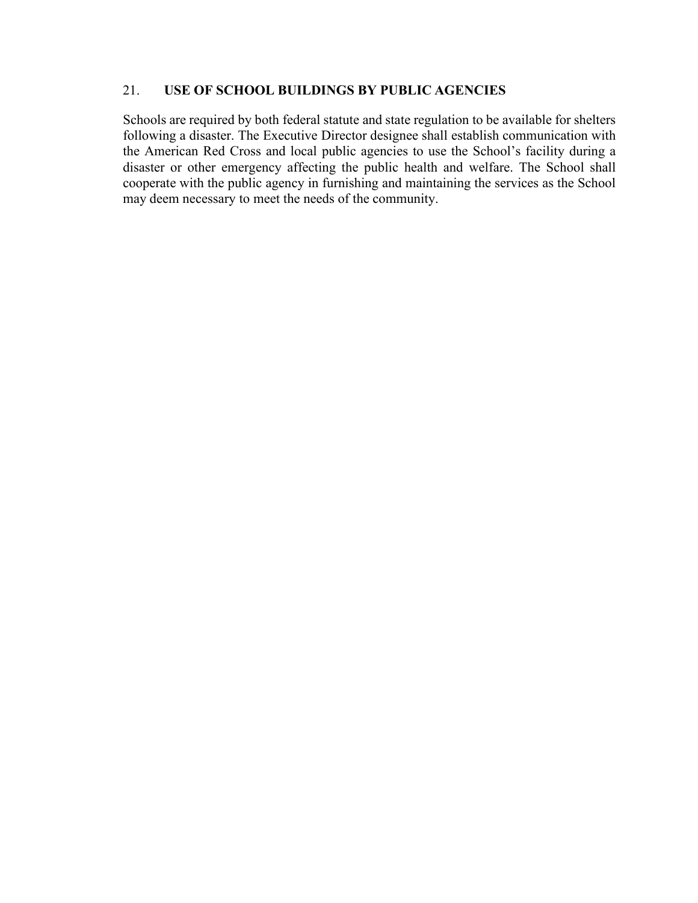## 21. USE OF SCHOOL BUILDINGS BY PUBLIC AGENCIES

Schools are required by both federal statute and state regulation to be available for shelters following a disaster. The Executive Director designee shall establish communication with the American Red Cross and local public agencies to use the School's facility during a disaster or other emergency affecting the public health and welfare. The School shall cooperate with the public agency in furnishing and maintaining the services as the School may deem necessary to meet the needs of the community.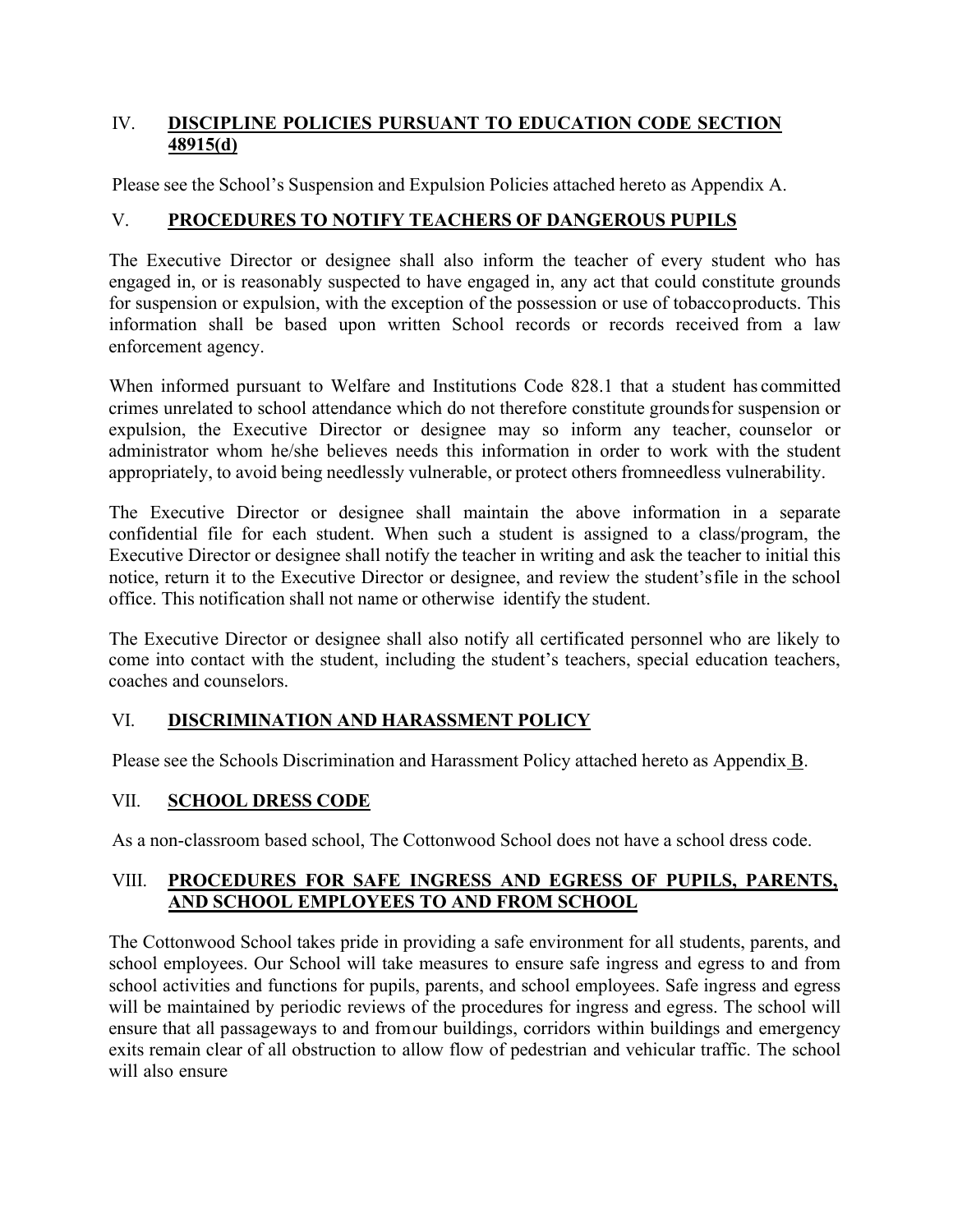## IV. DISCIPLINE POLICIES PURSUANT TO EDUCATION CODE SECTION 48915(d)

Please see the School's Suspension and Expulsion Policies attached hereto as Appendix A.

## V. PROCEDURES TO NOTIFY TEACHERS OF DANGEROUS PUPILS

The Executive Director or designee shall also inform the teacher of every student who has engaged in, or is reasonably suspected to have engaged in, any act that could constitute grounds for suspension or expulsion, with the exception of the possession or use of tobacco products. This information shall be based upon written School records or records received from a law enforcement agency.

When informed pursuant to Welfare and Institutions Code 828.1 that a student has committed crimes unrelated to school attendance which do not therefore constitute grounds for suspension or expulsion, the Executive Director or designee may so inform any teacher, counselor or administrator whom he/she believes needs this information in order to work with the student appropriately, to avoid being needlessly vulnerable, or protect others from needless vulnerability.

The Executive Director or designee shall maintain the above information in a separate confidential file for each student. When such a student is assigned to a class/program, the Executive Director or designee shall notify the teacher in writing and ask the teacher to initial this notice, return it to the Executive Director or designee, and review the student's file in the school office. This notification shall not name or otherwise identify the student.

The Executive Director or designee shall also notify all certificated personnel who are likely to come into contact with the student, including the student's teachers, special education teachers, coaches and counselors.

## VI. DISCRIMINATION AND HARASSMENT POLICY

Please see the Schools Discrimination and Harassment Policy attached hereto as Appendix B.

## VII. SCHOOL DRESS CODE

As a non-classroom based school, The Cottonwood School does not have a school dress code.

## VIII. PROCEDURES FOR SAFE INGRESS AND EGRESS OF PUPILS, PARENTS, AND SCHOOL EMPLOYEES TO AND FROM SCHOOL

The Cottonwood School takes pride in providing a safe environment for all students, parents, and school employees. Our School will take measures to ensure safe ingress and egress to and from school activities and functions for pupils, parents, and school employees. Safe ingress and egress will be maintained by periodic reviews of the procedures for ingress and egress. The school will ensure that all passageways to and from our buildings, corridors within buildings and emergency exits remain clear of all obstruction to allow flow of pedestrian and vehicular traffic. The school will also ensure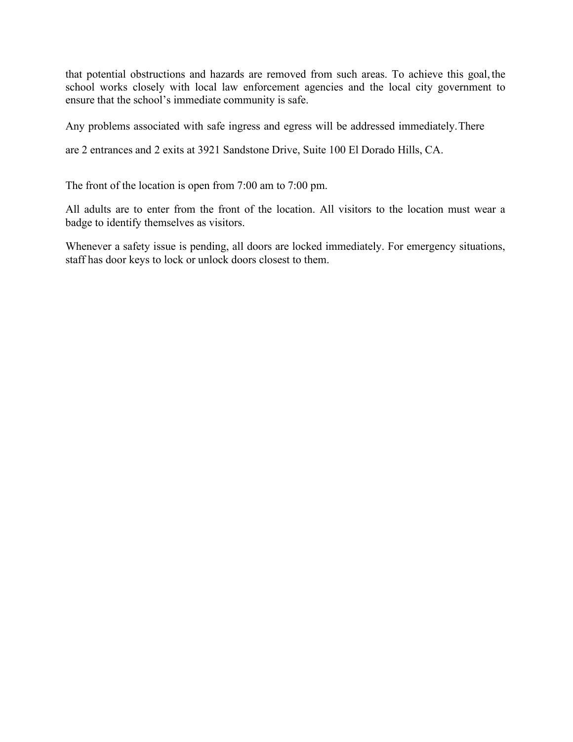that potential obstructions and hazards are removed from such areas. To achieve this goal, the school works closely with local law enforcement agencies and the local city government to ensure that the school's immediate community is safe.

Any problems associated with safe ingress and egress will be addressed immediately. There are 2 entrances and 2 exits at 3921 Sandstone Drive, Suite 100 El Dorado Hills, CA.

The front of the location is open from 7:00 am to 7:00 pm.

All adults are to enter from the front of the location. All visitors to the location must wear a badge to identify themselves as visitors.

Whenever a safety issue is pending, all doors are locked immediately. For emergency situations, staff has door keys to lock or unlock doors closest to them.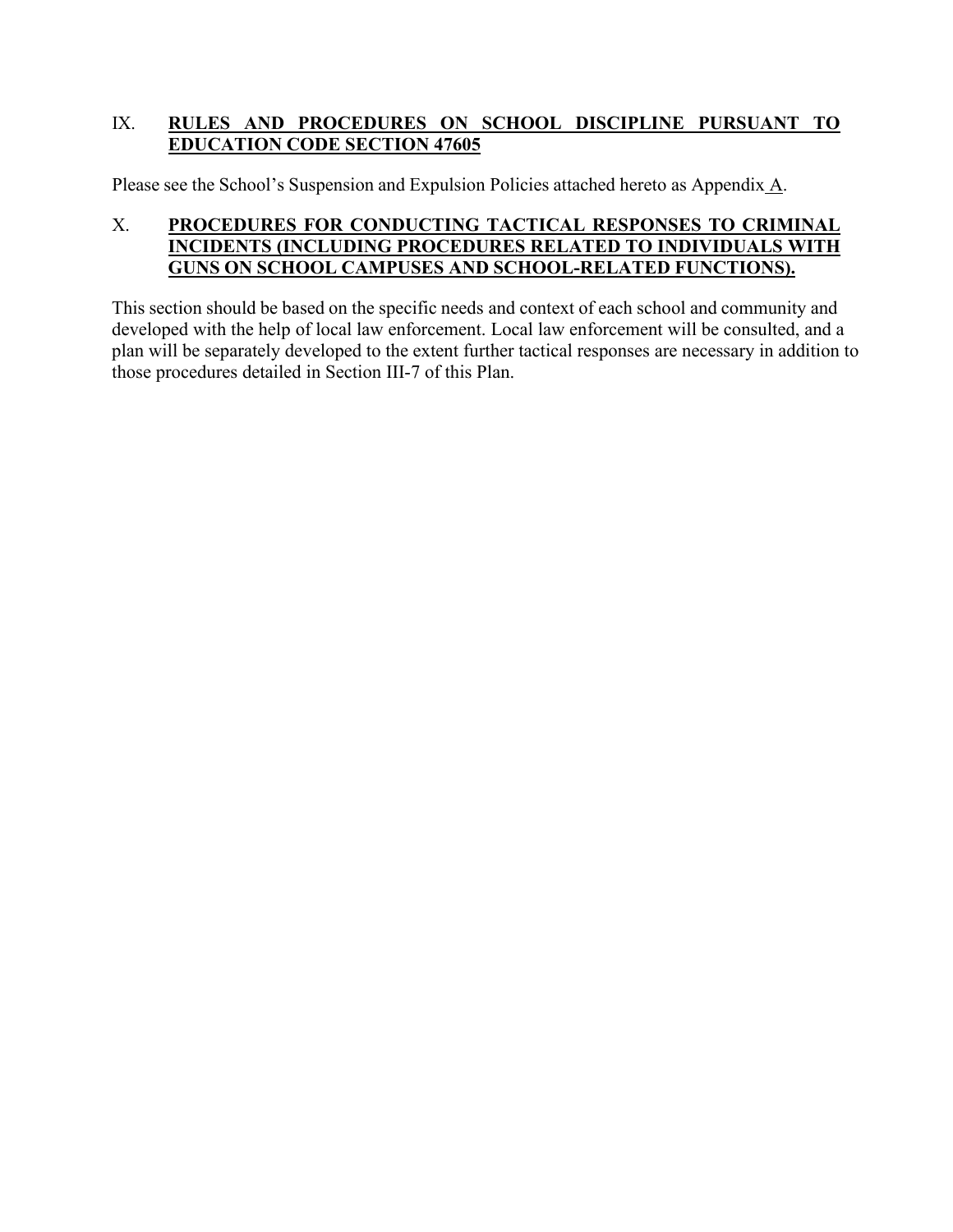## IX. **RULES AND PROCEDURES ON SCHOOL DISCIPLINE PURSUANT TO EDUCATION CODE SECTION 47605**

Please see the School's Suspension and Expulsion Policies attached hereto as Appendix A.

## X. **PROCEDURES FOR CONDUCTING TACTICAL RESPONSES TO CRIMINAL INCIDENTS (INCLUDING PROCEDURES RELATED TO INDIVIDUALS WITH GUNS ON SCHOOL CAMPUSES AND SCHOOL-RELATED FUNCTIONS).**

This section should be based on the specific needs and context of each school and community and developed with the help of local law enforcement. Local law enforcement will be consulted, and a plan will be separately developed to the extent further tactical responses are necessary in addition to those procedures detailed in Section III-7 of this Plan.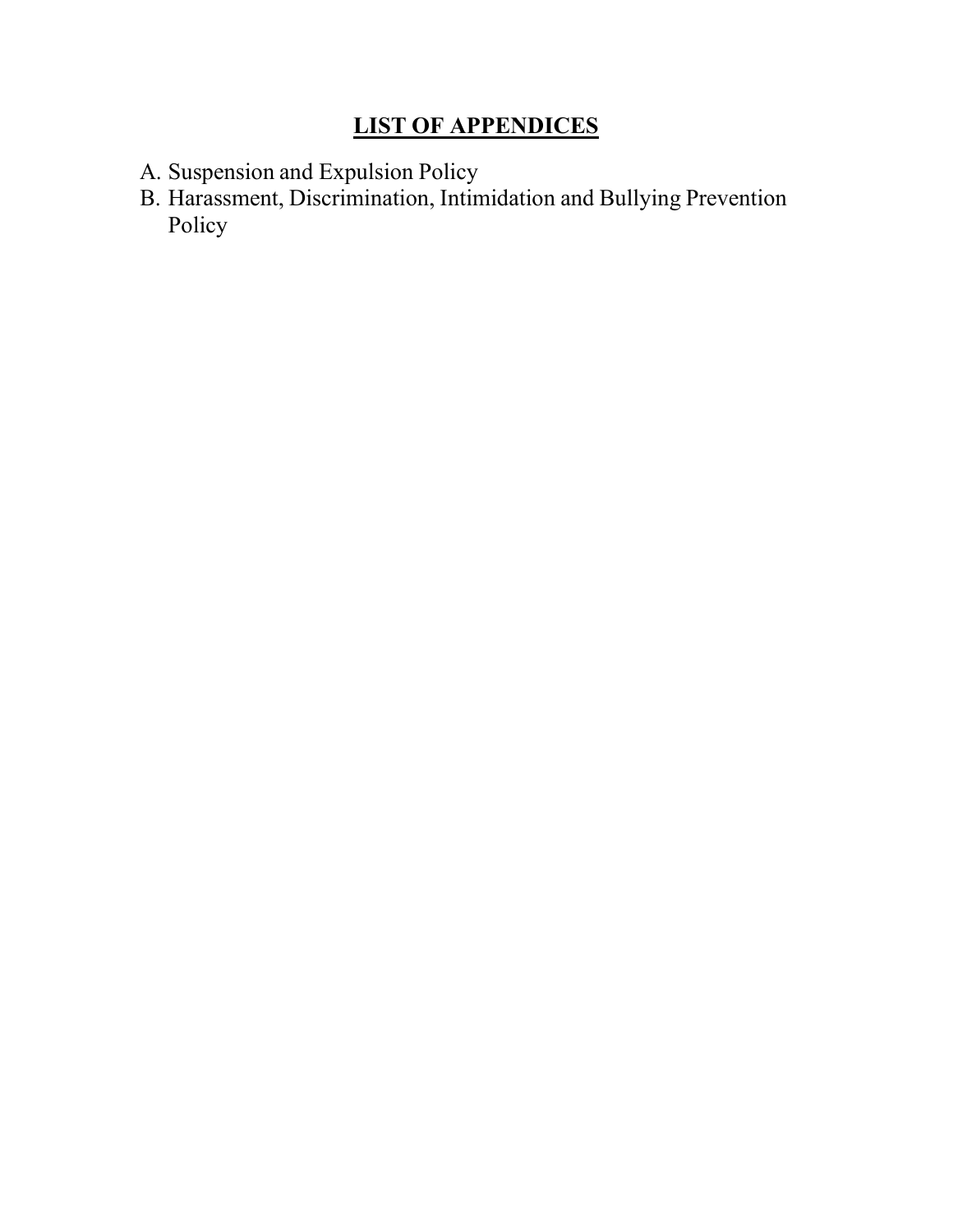## LIST OF APPENDICES

A. Suspension and Expulsion Policy
B. Harassment, Discrimination, Intimidation and Bullying Prevention Policy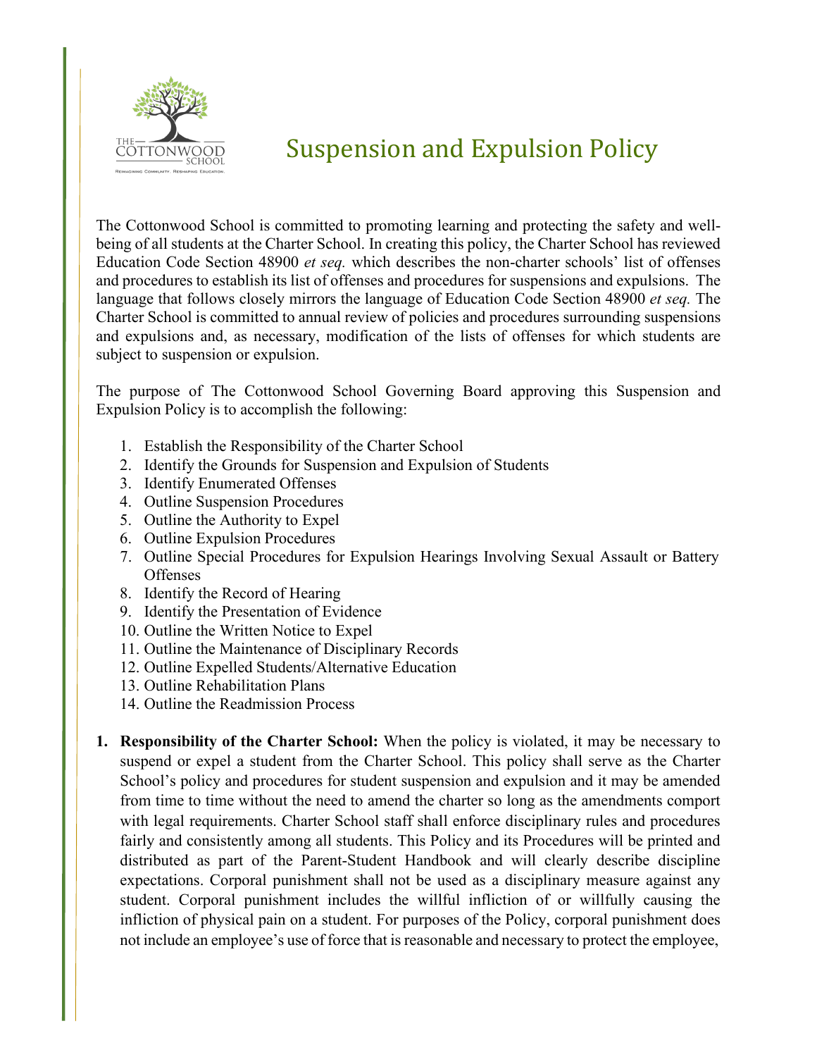# Suspension and Expulsion Policy

The Cottonwood School is committed to promoting learning and protecting the safety and well-being of all students at the Charter School. In creating this policy, the Charter School has reviewed Education Code Section 48900 *et seq.* which describes the non-charter schools' list of offenses and procedures to establish its list of offenses and procedures for suspensions and expulsions. The language that follows closely mirrors the language of Education Code Section 48900 *et seq.* The Charter School is committed to annual review of policies and procedures surrounding suspensions and expulsions and, as necessary, modification of the lists of offenses for which students are subject to suspension or expulsion.

The purpose of The Cottonwood School Governing Board approving this Suspension and Expulsion Policy is to accomplish the following:

1. Establish the Responsibility of the Charter School
2. Identify the Grounds for Suspension and Expulsion of Students
3. Identify Enumerated Offenses
4. Outline Suspension Procedures
5. Outline the Authority to Expel
6. Outline Expulsion Procedures
7. Outline Special Procedures for Expulsion Hearings Involving Sexual Assault or Battery Offenses
8. Identify the Record of Hearing
9. Identify the Presentation of Evidence
10. Outline the Written Notice to Expel
11. Outline the Maintenance of Disciplinary Records
12. Outline Expelled Students/Alternative Education
13. Outline Rehabilitation Plans
14. Outline the Readmission Process

1. **Responsibility of the Charter School:** When the policy is violated, it may be necessary to suspend or expel a student from the Charter School. This policy shall serve as the Charter School's policy and procedures for student suspension and expulsion and it may be amended from time to time without the need to amend the charter so long as the amendments comport with legal requirements. Charter School staff shall enforce disciplinary rules and procedures fairly and consistently among all students. This Policy and its Procedures will be printed and distributed as part of the Parent-Student Handbook and will clearly describe discipline expectations. Corporal punishment shall not be used as a disciplinary measure against any student. Corporal punishment includes the willful infliction of or willfully causing the infliction of physical pain on a student. For purposes of the Policy, corporal punishment does not include an employee's use of force that is reasonable and necessary to protect the employee,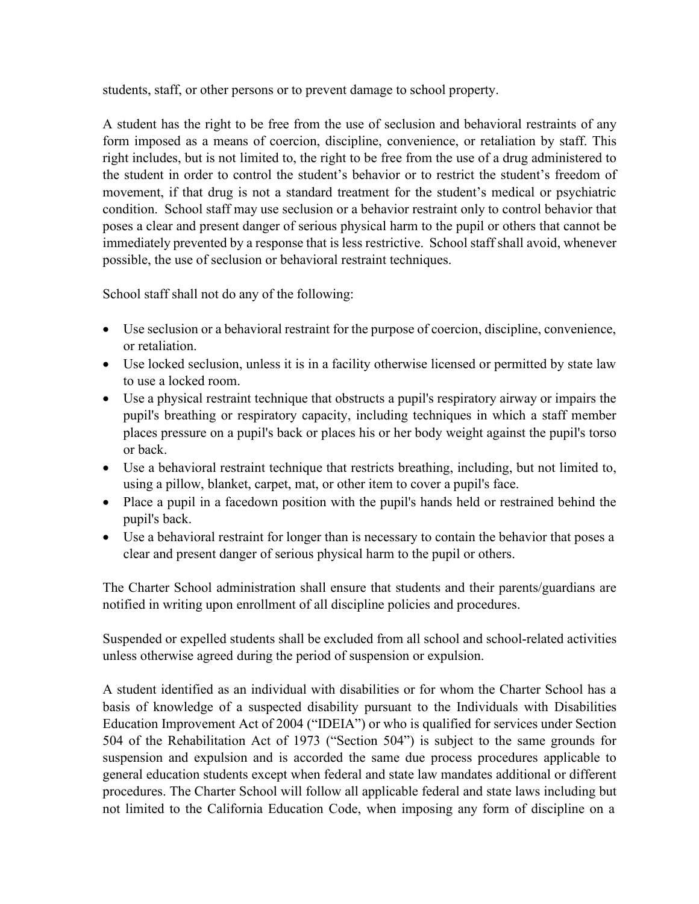students, staff, or other persons or to prevent damage to school property.

A student has the right to be free from the use of seclusion and behavioral restraints of any form imposed as a means of coercion, discipline, convenience, or retaliation by staff. This right includes, but is not limited to, the right to be free from the use of a drug administered to the student in order to control the student's behavior or to restrict the student's freedom of movement, if that drug is not a standard treatment for the student's medical or psychiatric condition. School staff may use seclusion or a behavior restraint only to control behavior that poses a clear and present danger of serious physical harm to the pupil or others that cannot be immediately prevented by a response that is less restrictive. School staff shall avoid, whenever possible, the use of seclusion or behavioral restraint techniques.

School staff shall not do any of the following:

- Use seclusion or a behavioral restraint for the purpose of coercion, discipline, convenience, or retaliation.
- Use locked seclusion, unless it is in a facility otherwise licensed or permitted by state law to use a locked room.
- Use a physical restraint technique that obstructs a pupil's respiratory airway or impairs the pupil's breathing or respiratory capacity, including techniques in which a staff member places pressure on a pupil's back or places his or her body weight against the pupil's torso or back.
- Use a behavioral restraint technique that restricts breathing, including, but not limited to, using a pillow, blanket, carpet, mat, or other item to cover a pupil's face.
- Place a pupil in a facedown position with the pupil's hands held or restrained behind the pupil's back.
- Use a behavioral restraint for longer than is necessary to contain the behavior that poses a clear and present danger of serious physical harm to the pupil or others.

The Charter School administration shall ensure that students and their parents/guardians are notified in writing upon enrollment of all discipline policies and procedures.

Suspended or expelled students shall be excluded from all school and school-related activities unless otherwise agreed during the period of suspension or expulsion.

A student identified as an individual with disabilities or for whom the Charter School has a basis of knowledge of a suspected disability pursuant to the Individuals with Disabilities Education Improvement Act of 2004 ("IDEIA") or who is qualified for services under Section 504 of the Rehabilitation Act of 1973 ("Section 504") is subject to the same grounds for suspension and expulsion and is accorded the same due process procedures applicable to general education students except when federal and state law mandates additional or different procedures. The Charter School will follow all applicable federal and state laws including but not limited to the California Education Code, when imposing any form of discipline on a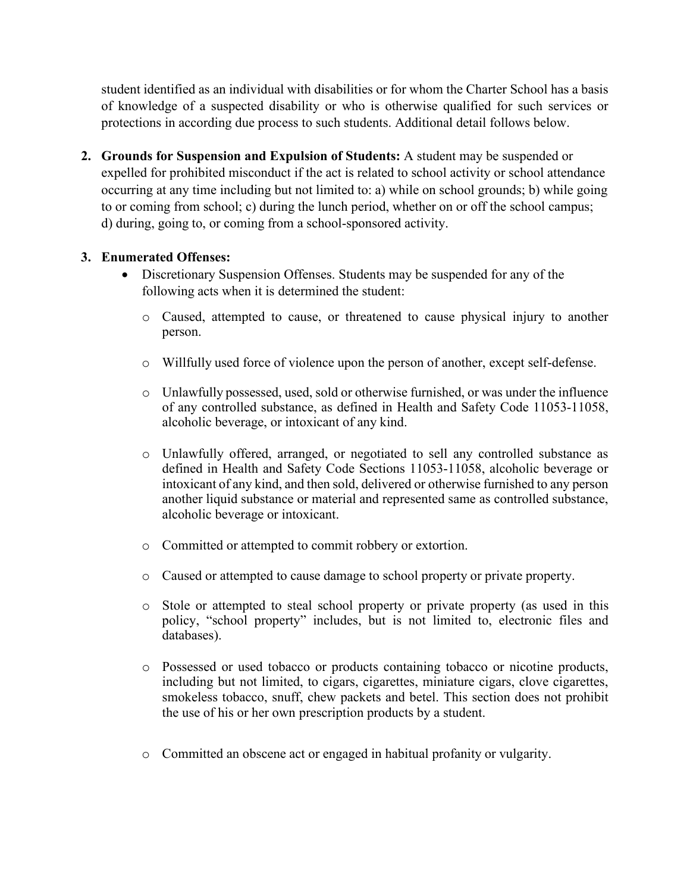student identified as an individual with disabilities or for whom the Charter School has a basis of knowledge of a suspected disability or who is otherwise qualified for such services or protections in according due process to such students. Additional detail follows below.

2. **Grounds for Suspension and Expulsion of Students:** A student may be suspended or expelled for prohibited misconduct if the act is related to school activity or school attendance occurring at any time including but not limited to: a) while on school grounds; b) while going to or coming from school; c) during the lunch period, whether on or off the school campus; d) during, going to, or coming from a school-sponsored activity.

3. **Enumerated Offenses:**
   - Discretionary Suspension Offenses. Students may be suspended for any of the following acts when it is determined the student:
     - Caused, attempted to cause, or threatened to cause physical injury to another person.
     - Willfully used force of violence upon the person of another, except self-defense.
     - Unlawfully possessed, used, sold or otherwise furnished, or was under the influence of any controlled substance, as defined in Health and Safety Code 11053-11058, alcoholic beverage, or intoxicant of any kind.
     - Unlawfully offered, arranged, or negotiated to sell any controlled substance as defined in Health and Safety Code Sections 11053-11058, alcoholic beverage or intoxicant of any kind, and then sold, delivered or otherwise furnished to any person another liquid substance or material and represented same as controlled substance, alcoholic beverage or intoxicant.
     - Committed or attempted to commit robbery or extortion.
     - Caused or attempted to cause damage to school property or private property.
     - Stole or attempted to steal school property or private property (as used in this policy, "school property" includes, but is not limited to, electronic files and databases).
     - Possessed or used tobacco or products containing tobacco or nicotine products, including but not limited, to cigars, cigarettes, miniature cigars, clove cigarettes, smokeless tobacco, snuff, chew packets and betel. This section does not prohibit the use of his or her own prescription products by a student.
     - Committed an obscene act or engaged in habitual profanity or vulgarity.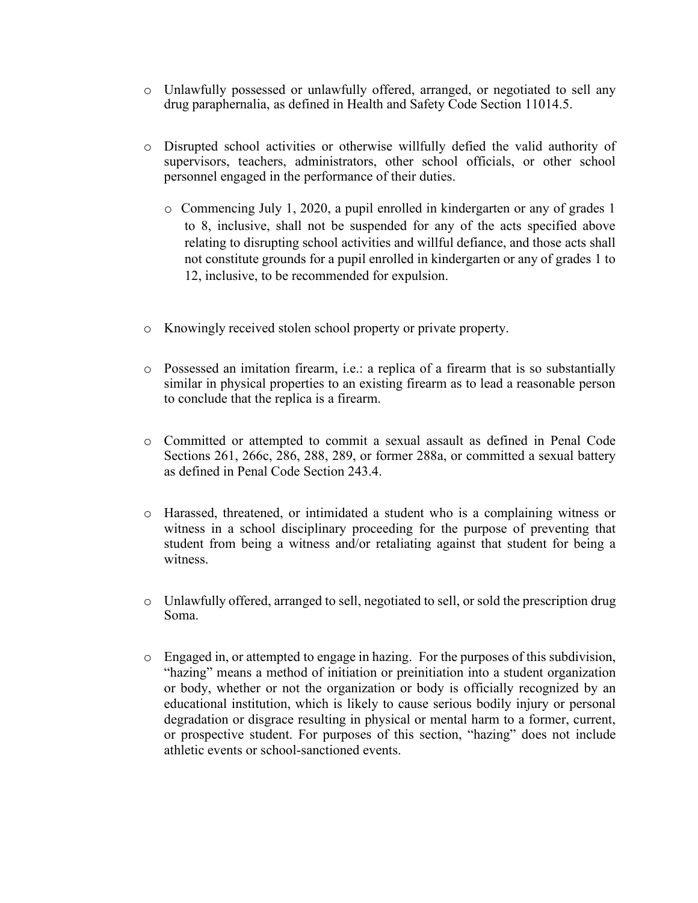- Unlawfully possessed or unlawfully offered, arranged, or negotiated to sell any drug paraphernalia, as defined in Health and Safety Code Section 11014.5.

- Disrupted school activities or otherwise willfully defied the valid authority of supervisors, teachers, administrators, other school officials, or other school personnel engaged in the performance of their duties.

  - Commencing July 1, 2020, a pupil enrolled in kindergarten or any of grades 1 to 8, inclusive, shall not be suspended for any of the acts specified above relating to disrupting school activities and willful defiance, and those acts shall not constitute grounds for a pupil enrolled in kindergarten or any of grades 1 to 12, inclusive, to be recommended for expulsion.

- Knowingly received stolen school property or private property.

- Possessed an imitation firearm, i.e.: a replica of a firearm that is so substantially similar in physical properties to an existing firearm as to lead a reasonable person to conclude that the replica is a firearm.

- Committed or attempted to commit a sexual assault as defined in Penal Code Sections 261, 266c, 286, 288, 289, or former 288a, or committed a sexual battery as defined in Penal Code Section 243.4.

- Harassed, threatened, or intimidated a student who is a complaining witness or witness in a school disciplinary proceeding for the purpose of preventing that student from being a witness and/or retaliating against that student for being a witness.

- Unlawfully offered, arranged to sell, negotiated to sell, or sold the prescription drug Soma.

- Engaged in, or attempted to engage in hazing. For the purposes of this subdivision, "hazing" means a method of initiation or preinitiation into a student organization or body, whether or not the organization or body is officially recognized by an educational institution, which is likely to cause serious bodily injury or personal degradation or disgrace resulting in physical or mental harm to a former, current, or prospective student. For purposes of this section, "hazing" does not include athletic events or school-sanctioned events.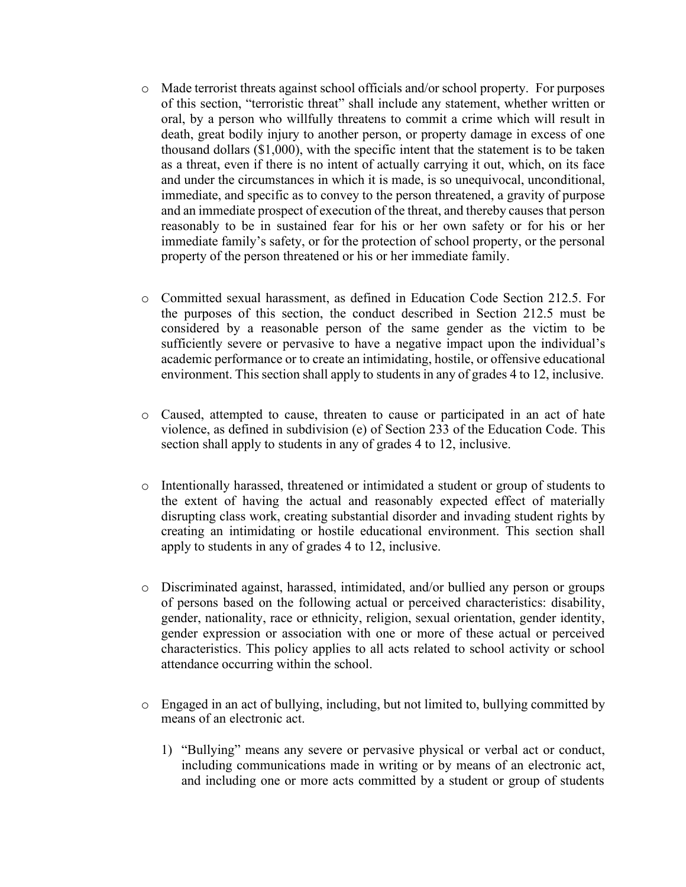- Made terrorist threats against school officials and/or school property. For purposes of this section, "terroristic threat" shall include any statement, whether written or oral, by a person who willfully threatens to commit a crime which will result in death, great bodily injury to another person, or property damage in excess of one thousand dollars ($1,000), with the specific intent that the statement is to be taken as a threat, even if there is no intent of actually carrying it out, which, on its face and under the circumstances in which it is made, is so unequivocal, unconditional, immediate, and specific as to convey to the person threatened, a gravity of purpose and an immediate prospect of execution of the threat, and thereby causes that person reasonably to be in sustained fear for his or her own safety or for his or her immediate family's safety, or for the protection of school property, or the personal property of the person threatened or his or her immediate family.

- Committed sexual harassment, as defined in Education Code Section 212.5. For the purposes of this section, the conduct described in Section 212.5 must be considered by a reasonable person of the same gender as the victim to be sufficiently severe or pervasive to have a negative impact upon the individual's academic performance or to create an intimidating, hostile, or offensive educational environment. This section shall apply to students in any of grades 4 to 12, inclusive.

- Caused, attempted to cause, threaten to cause or participated in an act of hate violence, as defined in subdivision (e) of Section 233 of the Education Code. This section shall apply to students in any of grades 4 to 12, inclusive.

- Intentionally harassed, threatened or intimidated a student or group of students to the extent of having the actual and reasonably expected effect of materially disrupting class work, creating substantial disorder and invading student rights by creating an intimidating or hostile educational environment. This section shall apply to students in any of grades 4 to 12, inclusive.

- Discriminated against, harassed, intimidated, and/or bullied any person or groups of persons based on the following actual or perceived characteristics: disability, gender, nationality, race or ethnicity, religion, sexual orientation, gender identity, gender expression or association with one or more of these actual or perceived characteristics. This policy applies to all acts related to school activity or school attendance occurring within the school.

- Engaged in an act of bullying, including, but not limited to, bullying committed by means of an electronic act.

  1) "Bullying" means any severe or pervasive physical or verbal act or conduct, including communications made in writing or by means of an electronic act, and including one or more acts committed by a student or group of students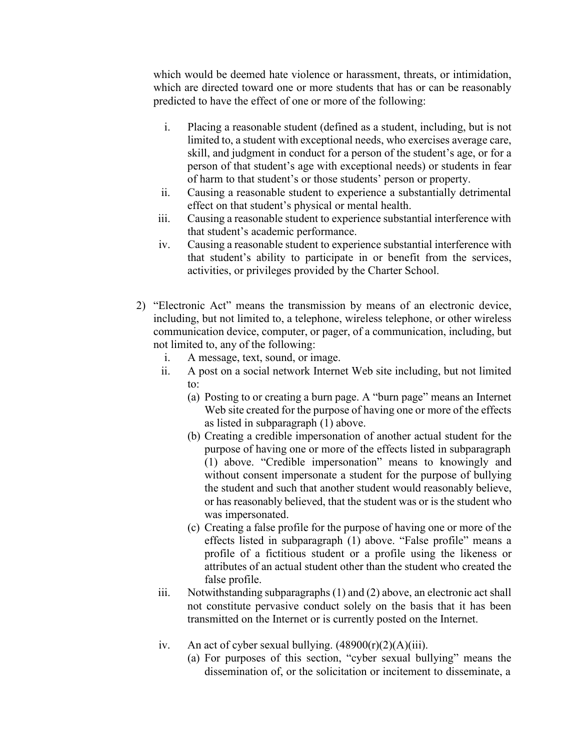which would be deemed hate violence or harassment, threats, or intimidation, which are directed toward one or more students that has or can be reasonably predicted to have the effect of one or more of the following:

i. Placing a reasonable student (defined as a student, including, but is not limited to, a student with exceptional needs, who exercises average care, skill, and judgment in conduct for a person of the student's age, or for a person of that student's age with exceptional needs) or students in fear of harm to that student's or those students' person or property.
ii. Causing a reasonable student to experience a substantially detrimental effect on that student's physical or mental health.
iii. Causing a reasonable student to experience substantial interference with that student's academic performance.
iv. Causing a reasonable student to experience substantial interference with that student's ability to participate in or benefit from the services, activities, or privileges provided by the Charter School.

2) "Electronic Act" means the transmission by means of an electronic device, including, but not limited to, a telephone, wireless telephone, or other wireless communication device, computer, or pager, of a communication, including, but not limited to, any of the following:
   i. A message, text, sound, or image.
   ii. A post on a social network Internet Web site including, but not limited to:
      (a) Posting to or creating a burn page. A "burn page" means an Internet Web site created for the purpose of having one or more of the effects as listed in subparagraph (1) above.
      (b) Creating a credible impersonation of another actual student for the purpose of having one or more of the effects listed in subparagraph (1) above. "Credible impersonation" means to knowingly and without consent impersonate a student for the purpose of bullying the student and such that another student would reasonably believe, or has reasonably believed, that the student was or is the student who was impersonated.
      (c) Creating a false profile for the purpose of having one or more of the effects listed in subparagraph (1) above. "False profile" means a profile of a fictitious student or a profile using the likeness or attributes of an actual student other than the student who created the false profile.
   iii. Notwithstanding subparagraphs (1) and (2) above, an electronic act shall not constitute pervasive conduct solely on the basis that it has been transmitted on the Internet or is currently posted on the Internet.

   iv. An act of cyber sexual bullying. (48900(r)(2)(A)(iii).
      (a) For purposes of this section, "cyber sexual bullying" means the dissemination of, or the solicitation or incitement to disseminate, a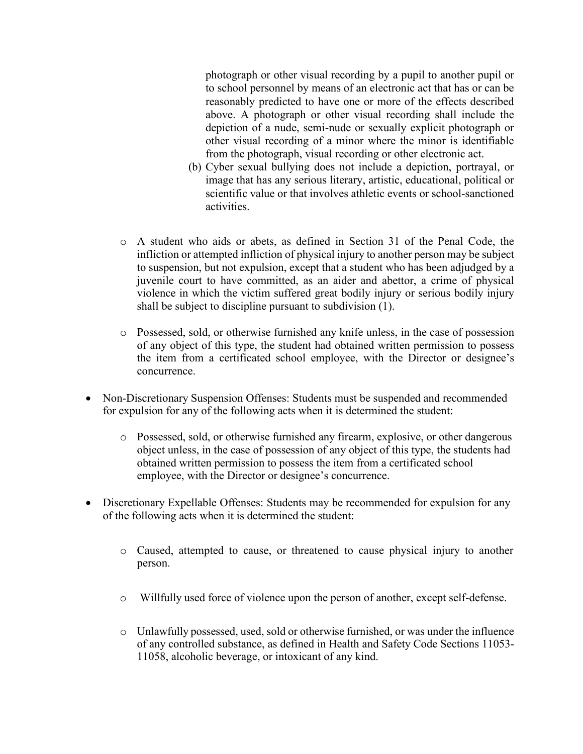photograph or other visual recording by a pupil to another pupil or to school personnel by means of an electronic act that has or can be reasonably predicted to have one or more of the effects described above. A photograph or other visual recording shall include the depiction of a nude, semi-nude or sexually explicit photograph or other visual recording of a minor where the minor is identifiable from the photograph, visual recording or other electronic act.

(b) Cyber sexual bullying does not include a depiction, portrayal, or image that has any serious literary, artistic, educational, political or scientific value or that involves athletic events or school-sanctioned activities.

- o A student who aids or abets, as defined in Section 31 of the Penal Code, the infliction or attempted infliction of physical injury to another person may be subject to suspension, but not expulsion, except that a student who has been adjudged by a juvenile court to have committed, as an aider and abettor, a crime of physical violence in which the victim suffered great bodily injury or serious bodily injury shall be subject to discipline pursuant to subdivision (1).

- o Possessed, sold, or otherwise furnished any knife unless, in the case of possession of any object of this type, the student had obtained written permission to possess the item from a certificated school employee, with the Director or designee's concurrence.

- Non-Discretionary Suspension Offenses: Students must be suspended and recommended for expulsion for any of the following acts when it is determined the student:

  - o Possessed, sold, or otherwise furnished any firearm, explosive, or other dangerous object unless, in the case of possession of any object of this type, the students had obtained written permission to possess the item from a certificated school employee, with the Director or designee's concurrence.

- Discretionary Expellable Offenses: Students may be recommended for expulsion for any of the following acts when it is determined the student:

  - o Caused, attempted to cause, or threatened to cause physical injury to another person.

  - o Willfully used force of violence upon the person of another, except self-defense.

  - o Unlawfully possessed, used, sold or otherwise furnished, or was under the influence of any controlled substance, as defined in Health and Safety Code Sections 11053-11058, alcoholic beverage, or intoxicant of any kind.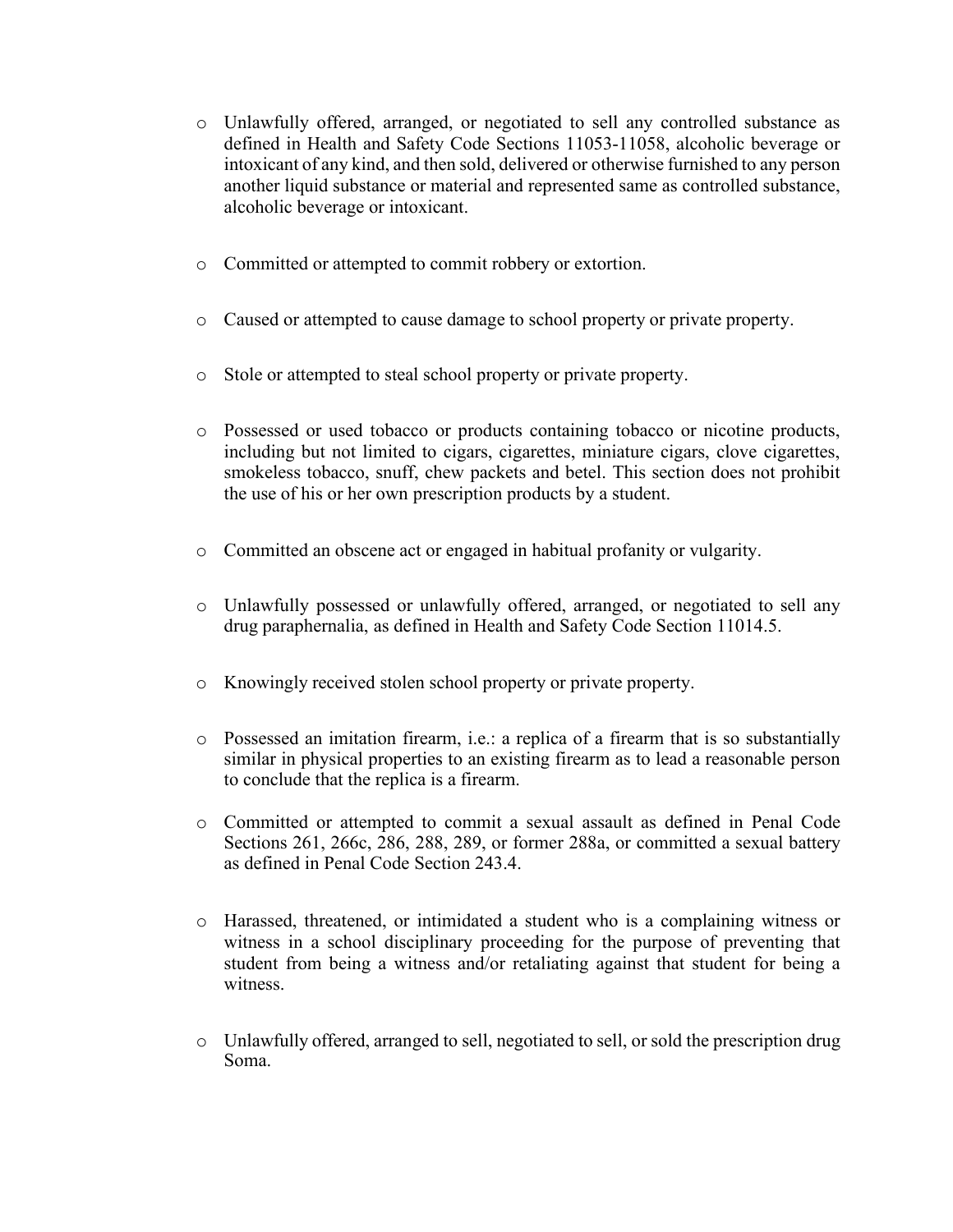- Unlawfully offered, arranged, or negotiated to sell any controlled substance as defined in Health and Safety Code Sections 11053-11058, alcoholic beverage or intoxicant of any kind, and then sold, delivered or otherwise furnished to any person another liquid substance or material and represented same as controlled substance, alcoholic beverage or intoxicant.

- Committed or attempted to commit robbery or extortion.

- Caused or attempted to cause damage to school property or private property.

- Stole or attempted to steal school property or private property.

- Possessed or used tobacco or products containing tobacco or nicotine products, including but not limited to cigars, cigarettes, miniature cigars, clove cigarettes, smokeless tobacco, snuff, chew packets and betel. This section does not prohibit the use of his or her own prescription products by a student.

- Committed an obscene act or engaged in habitual profanity or vulgarity.

- Unlawfully possessed or unlawfully offered, arranged, or negotiated to sell any drug paraphernalia, as defined in Health and Safety Code Section 11014.5.

- Knowingly received stolen school property or private property.

- Possessed an imitation firearm, i.e.: a replica of a firearm that is so substantially similar in physical properties to an existing firearm as to lead a reasonable person to conclude that the replica is a firearm.

- Committed or attempted to commit a sexual assault as defined in Penal Code Sections 261, 266c, 286, 288, 289, or former 288a, or committed a sexual battery as defined in Penal Code Section 243.4.

- Harassed, threatened, or intimidated a student who is a complaining witness or witness in a school disciplinary proceeding for the purpose of preventing that student from being a witness and/or retaliating against that student for being a witness.

- Unlawfully offered, arranged to sell, negotiated to sell, or sold the prescription drug Soma.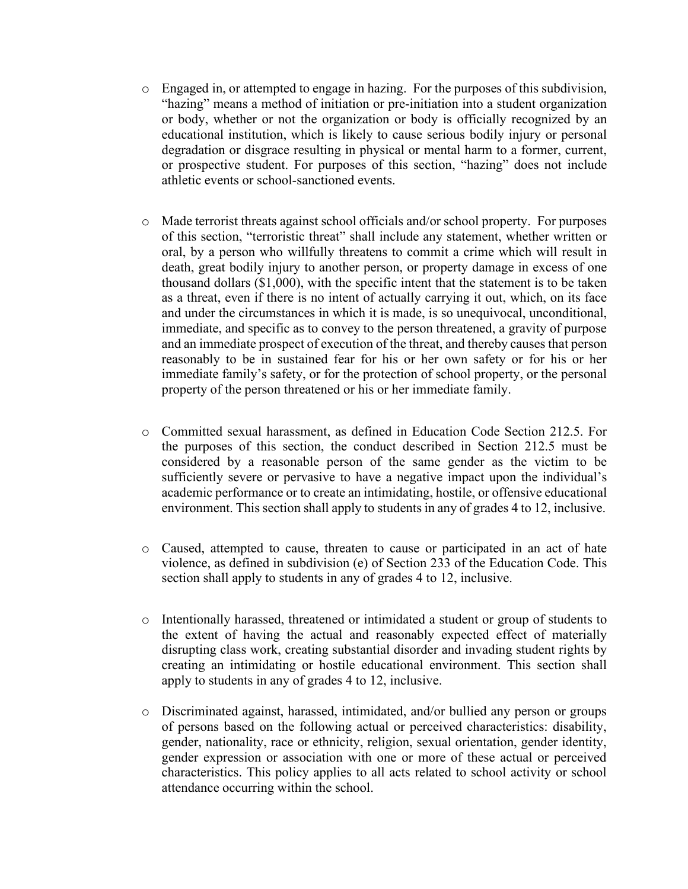- Engaged in, or attempted to engage in hazing. For the purposes of this subdivision, "hazing" means a method of initiation or pre-initiation into a student organization or body, whether or not the organization or body is officially recognized by an educational institution, which is likely to cause serious bodily injury or personal degradation or disgrace resulting in physical or mental harm to a former, current, or prospective student. For purposes of this section, "hazing" does not include athletic events or school-sanctioned events.

- Made terrorist threats against school officials and/or school property. For purposes of this section, "terroristic threat" shall include any statement, whether written or oral, by a person who willfully threatens to commit a crime which will result in death, great bodily injury to another person, or property damage in excess of one thousand dollars ($1,000), with the specific intent that the statement is to be taken as a threat, even if there is no intent of actually carrying it out, which, on its face and under the circumstances in which it is made, is so unequivocal, unconditional, immediate, and specific as to convey to the person threatened, a gravity of purpose and an immediate prospect of execution of the threat, and thereby causes that person reasonably to be in sustained fear for his or her own safety or for his or her immediate family's safety, or for the protection of school property, or the personal property of the person threatened or his or her immediate family.

- Committed sexual harassment, as defined in Education Code Section 212.5. For the purposes of this section, the conduct described in Section 212.5 must be considered by a reasonable person of the same gender as the victim to be sufficiently severe or pervasive to have a negative impact upon the individual's academic performance or to create an intimidating, hostile, or offensive educational environment. This section shall apply to students in any of grades 4 to 12, inclusive.

- Caused, attempted to cause, threaten to cause or participated in an act of hate violence, as defined in subdivision (e) of Section 233 of the Education Code. This section shall apply to students in any of grades 4 to 12, inclusive.

- Intentionally harassed, threatened or intimidated a student or group of students to the extent of having the actual and reasonably expected effect of materially disrupting class work, creating substantial disorder and invading student rights by creating an intimidating or hostile educational environment. This section shall apply to students in any of grades 4 to 12, inclusive.

- Discriminated against, harassed, intimidated, and/or bullied any person or groups of persons based on the following actual or perceived characteristics: disability, gender, nationality, race or ethnicity, religion, sexual orientation, gender identity, gender expression or association with one or more of these actual or perceived characteristics. This policy applies to all acts related to school activity or school attendance occurring within the school.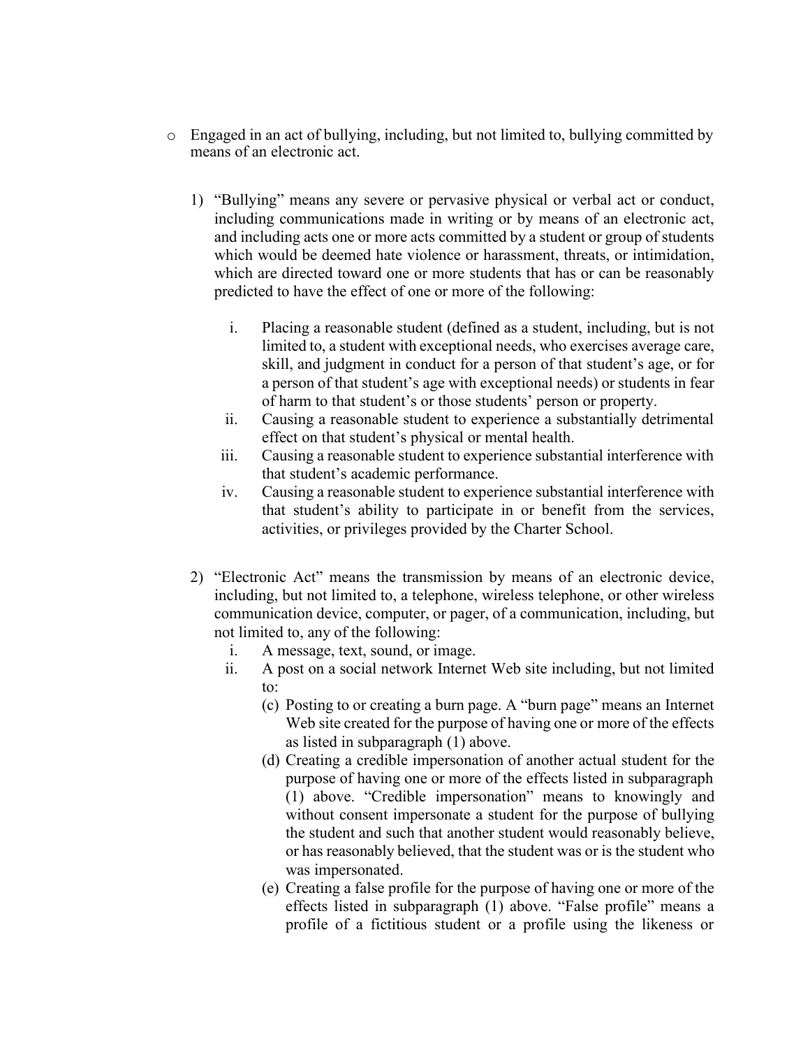- Engaged in an act of bullying, including, but not limited to, bullying committed by means of an electronic act.

  1) "Bullying" means any severe or pervasive physical or verbal act or conduct, including communications made in writing or by means of an electronic act, and including acts one or more acts committed by a student or group of students which would be deemed hate violence or harassment, threats, or intimidation, which are directed toward one or more students that has or can be reasonably predicted to have the effect of one or more of the following:

     i. Placing a reasonable student (defined as a student, including, but is not limited to, a student with exceptional needs, who exercises average care, skill, and judgment in conduct for a person of that student's age, or for a person of that student's age with exceptional needs) or students in fear of harm to that student's or those students' person or property.
     ii. Causing a reasonable student to experience a substantially detrimental effect on that student's physical or mental health.
     iii. Causing a reasonable student to experience substantial interference with that student's academic performance.
     iv. Causing a reasonable student to experience substantial interference with that student's ability to participate in or benefit from the services, activities, or privileges provided by the Charter School.

  2) "Electronic Act" means the transmission by means of an electronic device, including, but not limited to, a telephone, wireless telephone, or other wireless communication device, computer, or pager, of a communication, including, but not limited to, any of the following:
     i. A message, text, sound, or image.
     ii. A post on a social network Internet Web site including, but not limited to:
        (c) Posting to or creating a burn page. A "burn page" means an Internet Web site created for the purpose of having one or more of the effects as listed in subparagraph (1) above.
        (d) Creating a credible impersonation of another actual student for the purpose of having one or more of the effects listed in subparagraph (1) above. "Credible impersonation" means to knowingly and without consent impersonate a student for the purpose of bullying the student and such that another student would reasonably believe, or has reasonably believed, that the student was or is the student who was impersonated.
        (e) Creating a false profile for the purpose of having one or more of the effects listed in subparagraph (1) above. "False profile" means a profile of a fictitious student or a profile using the likeness or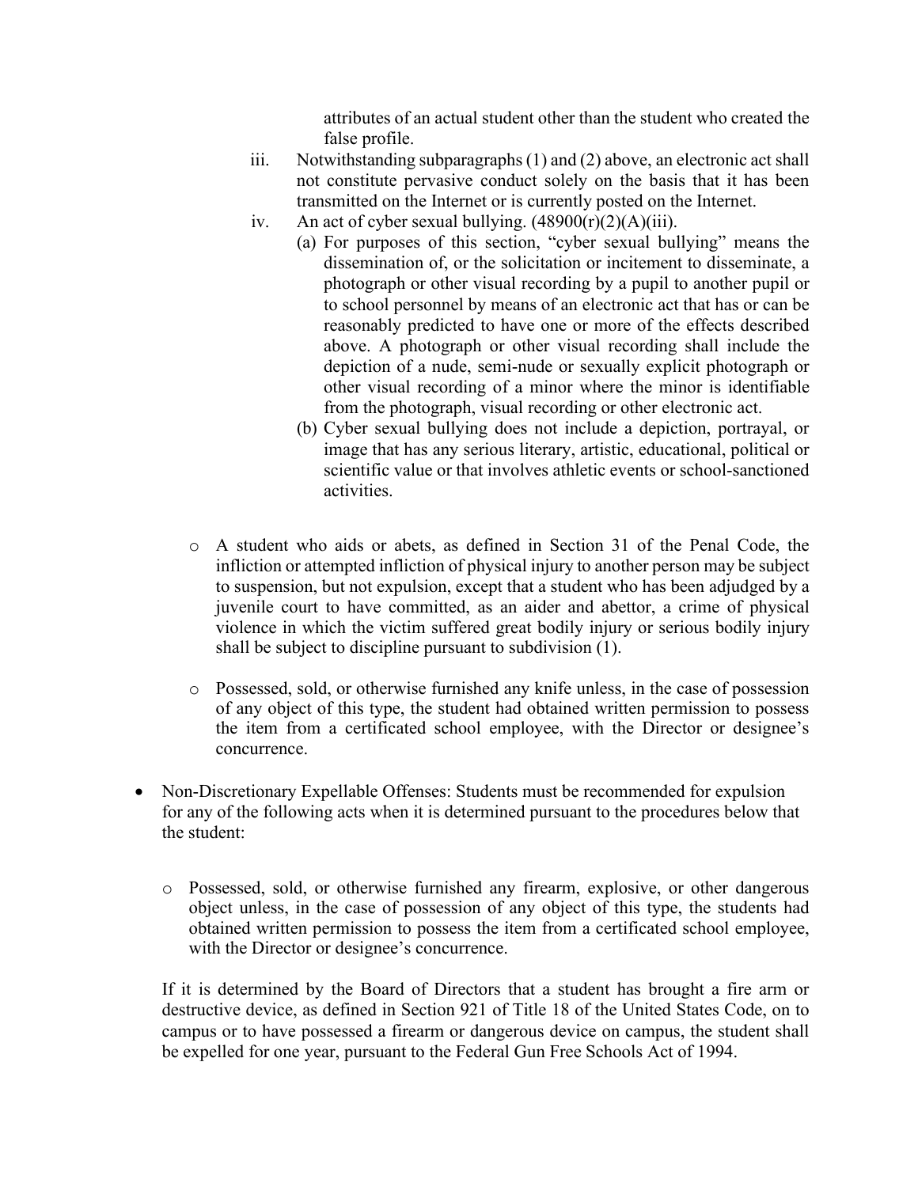attributes of an actual student other than the student who created the false profile.

iii. Notwithstanding subparagraphs (1) and (2) above, an electronic act shall not constitute pervasive conduct solely on the basis that it has been transmitted on the Internet or is currently posted on the Internet.

iv. An act of cyber sexual bullying. (48900(r)(2)(A)(iii).

(a) For purposes of this section, "cyber sexual bullying" means the dissemination of, or the solicitation or incitement to disseminate, a photograph or other visual recording by a pupil to another pupil or to school personnel by means of an electronic act that has or can be reasonably predicted to have one or more of the effects described above. A photograph or other visual recording shall include the depiction of a nude, semi-nude or sexually explicit photograph or other visual recording of a minor where the minor is identifiable from the photograph, visual recording or other electronic act.

(b) Cyber sexual bullying does not include a depiction, portrayal, or image that has any serious literary, artistic, educational, political or scientific value or that involves athletic events or school-sanctioned activities.

- A student who aids or abets, as defined in Section 31 of the Penal Code, the infliction or attempted infliction of physical injury to another person may be subject to suspension, but not expulsion, except that a student who has been adjudged by a juvenile court to have committed, as an aider and abettor, a crime of physical violence in which the victim suffered great bodily injury or serious bodily injury shall be subject to discipline pursuant to subdivision (1).

- Possessed, sold, or otherwise furnished any knife unless, in the case of possession of any object of this type, the student had obtained written permission to possess the item from a certificated school employee, with the Director or designee's concurrence.

- Non-Discretionary Expellable Offenses: Students must be recommended for expulsion for any of the following acts when it is determined pursuant to the procedures below that the student:

  - Possessed, sold, or otherwise furnished any firearm, explosive, or other dangerous object unless, in the case of possession of any object of this type, the students had obtained written permission to possess the item from a certificated school employee, with the Director or designee's concurrence.

  If it is determined by the Board of Directors that a student has brought a fire arm or destructive device, as defined in Section 921 of Title 18 of the United States Code, on to campus or to have possessed a firearm or dangerous device on campus, the student shall be expelled for one year, pursuant to the Federal Gun Free Schools Act of 1994.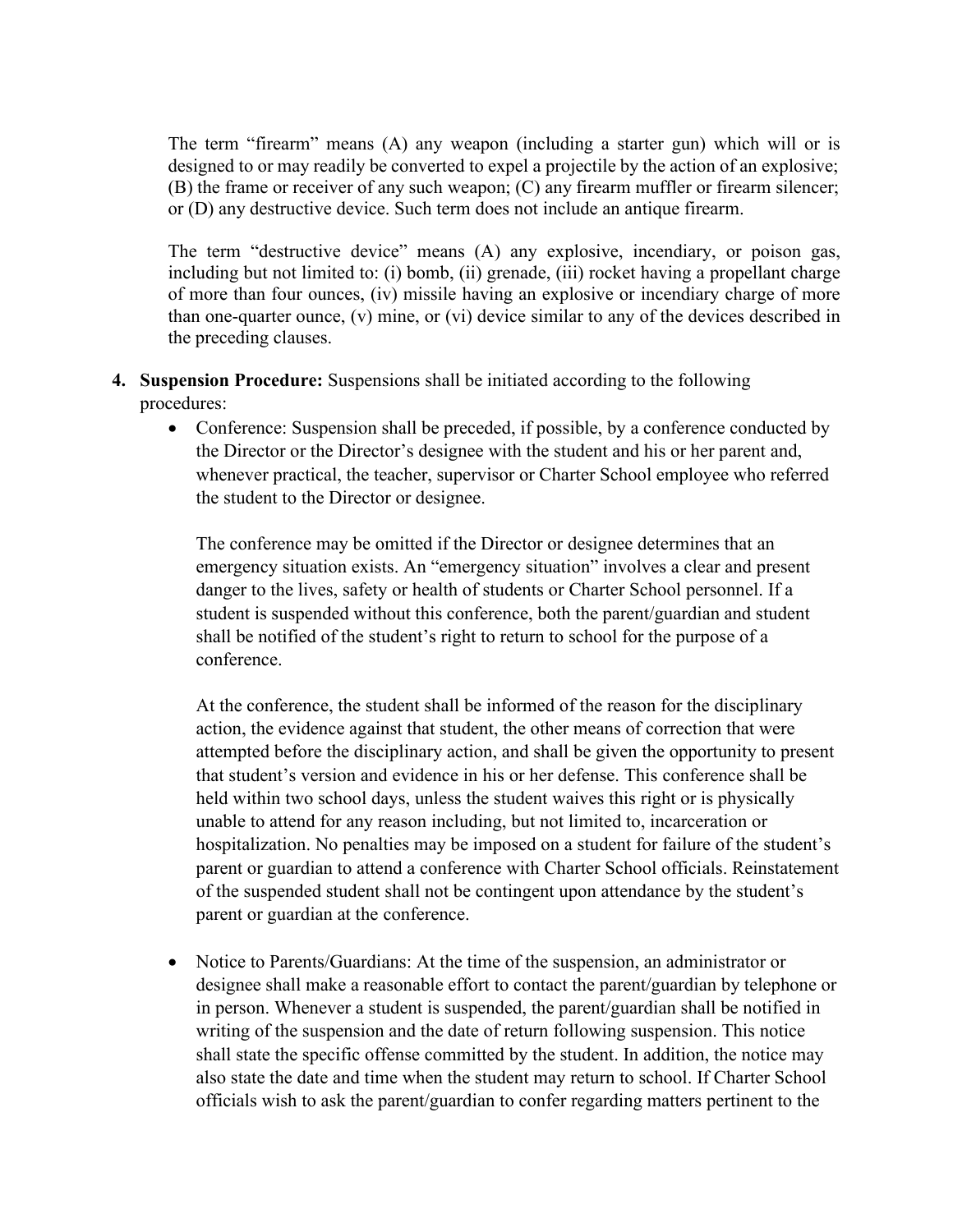The term "firearm" means (A) any weapon (including a starter gun) which will or is designed to or may readily be converted to expel a projectile by the action of an explosive; (B) the frame or receiver of any such weapon; (C) any firearm muffler or firearm silencer; or (D) any destructive device. Such term does not include an antique firearm.

The term "destructive device" means (A) any explosive, incendiary, or poison gas, including but not limited to: (i) bomb, (ii) grenade, (iii) rocket having a propellant charge of more than four ounces, (iv) missile having an explosive or incendiary charge of more than one-quarter ounce, (v) mine, or (vi) device similar to any of the devices described in the preceding clauses.

4. **Suspension Procedure:** Suspensions shall be initiated according to the following procedures:
   - Conference: Suspension shall be preceded, if possible, by a conference conducted by the Director or the Director's designee with the student and his or her parent and, whenever practical, the teacher, supervisor or Charter School employee who referred the student to the Director or designee.

     The conference may be omitted if the Director or designee determines that an emergency situation exists. An "emergency situation" involves a clear and present danger to the lives, safety or health of students or Charter School personnel. If a student is suspended without this conference, both the parent/guardian and student shall be notified of the student's right to return to school for the purpose of a conference.

     At the conference, the student shall be informed of the reason for the disciplinary action, the evidence against that student, the other means of correction that were attempted before the disciplinary action, and shall be given the opportunity to present that student's version and evidence in his or her defense. This conference shall be held within two school days, unless the student waives this right or is physically unable to attend for any reason including, but not limited to, incarceration or hospitalization. No penalties may be imposed on a student for failure of the student's parent or guardian to attend a conference with Charter School officials. Reinstatement of the suspended student shall not be contingent upon attendance by the student's parent or guardian at the conference.

   - Notice to Parents/Guardians: At the time of the suspension, an administrator or designee shall make a reasonable effort to contact the parent/guardian by telephone or in person. Whenever a student is suspended, the parent/guardian shall be notified in writing of the suspension and the date of return following suspension. This notice shall state the specific offense committed by the student. In addition, the notice may also state the date and time when the student may return to school. If Charter School officials wish to ask the parent/guardian to confer regarding matters pertinent to the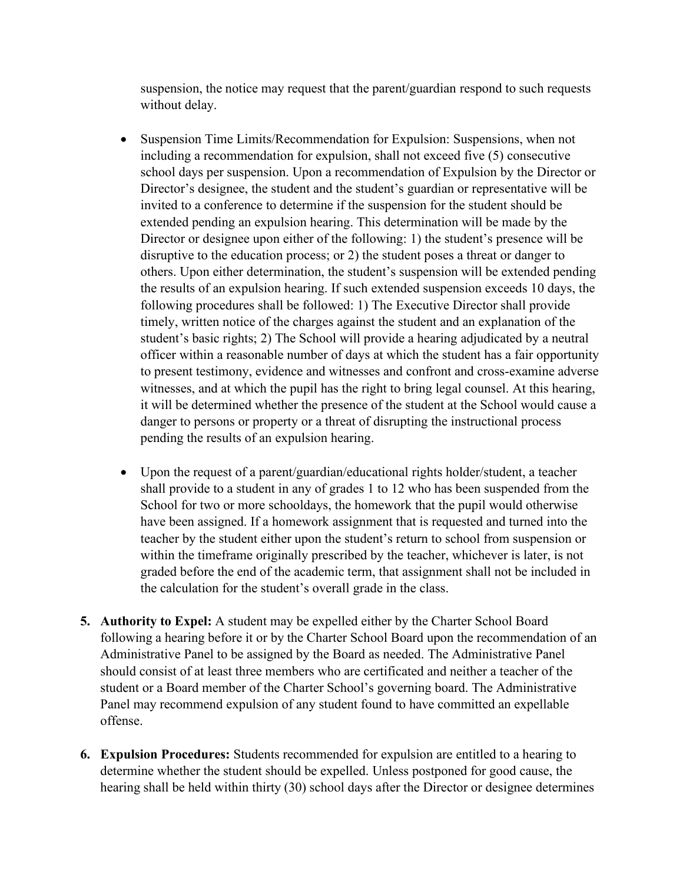suspension, the notice may request that the parent/guardian respond to such requests without delay.

- Suspension Time Limits/Recommendation for Expulsion: Suspensions, when not including a recommendation for expulsion, shall not exceed five (5) consecutive school days per suspension. Upon a recommendation of Expulsion by the Director or Director's designee, the student and the student's guardian or representative will be invited to a conference to determine if the suspension for the student should be extended pending an expulsion hearing. This determination will be made by the Director or designee upon either of the following: 1) the student's presence will be disruptive to the education process; or 2) the student poses a threat or danger to others. Upon either determination, the student's suspension will be extended pending the results of an expulsion hearing. If such extended suspension exceeds 10 days, the following procedures shall be followed: 1) The Executive Director shall provide timely, written notice of the charges against the student and an explanation of the student's basic rights; 2) The School will provide a hearing adjudicated by a neutral officer within a reasonable number of days at which the student has a fair opportunity to present testimony, evidence and witnesses and confront and cross-examine adverse witnesses, and at which the pupil has the right to bring legal counsel. At this hearing, it will be determined whether the presence of the student at the School would cause a danger to persons or property or a threat of disrupting the instructional process pending the results of an expulsion hearing.

- Upon the request of a parent/guardian/educational rights holder/student, a teacher shall provide to a student in any of grades 1 to 12 who has been suspended from the School for two or more schooldays, the homework that the pupil would otherwise have been assigned. If a homework assignment that is requested and turned into the teacher by the student either upon the student's return to school from suspension or within the timeframe originally prescribed by the teacher, whichever is later, is not graded before the end of the academic term, that assignment shall not be included in the calculation for the student's overall grade in the class.

5. **Authority to Expel:** A student may be expelled either by the Charter School Board following a hearing before it or by the Charter School Board upon the recommendation of an Administrative Panel to be assigned by the Board as needed. The Administrative Panel should consist of at least three members who are certificated and neither a teacher of the student or a Board member of the Charter School's governing board. The Administrative Panel may recommend expulsion of any student found to have committed an expellable offense.

6. **Expulsion Procedures:** Students recommended for expulsion are entitled to a hearing to determine whether the student should be expelled. Unless postponed for good cause, the hearing shall be held within thirty (30) school days after the Director or designee determines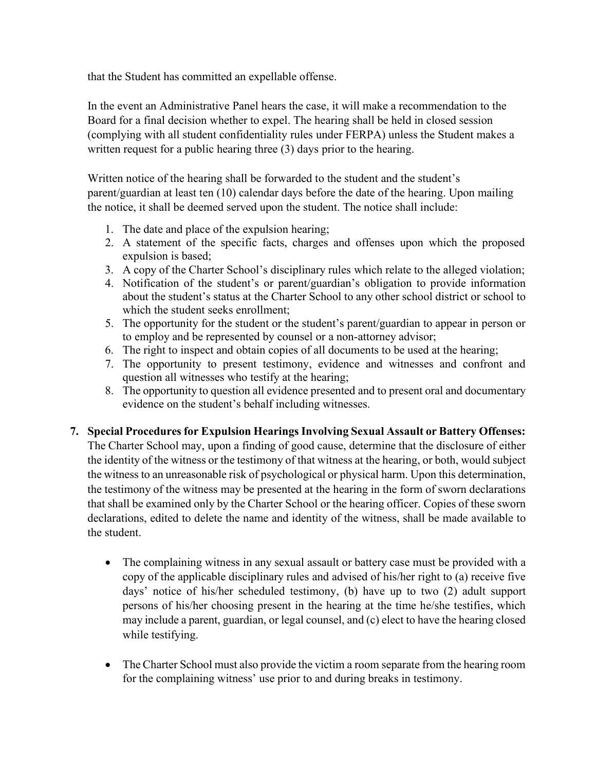that the Student has committed an expellable offense.

In the event an Administrative Panel hears the case, it will make a recommendation to the Board for a final decision whether to expel. The hearing shall be held in closed session (complying with all student confidentiality rules under FERPA) unless the Student makes a written request for a public hearing three (3) days prior to the hearing.

Written notice of the hearing shall be forwarded to the student and the student's parent/guardian at least ten (10) calendar days before the date of the hearing. Upon mailing the notice, it shall be deemed served upon the student. The notice shall include:

1. The date and place of the expulsion hearing;
2. A statement of the specific facts, charges and offenses upon which the proposed expulsion is based;
3. A copy of the Charter School's disciplinary rules which relate to the alleged violation;
4. Notification of the student's or parent/guardian's obligation to provide information about the student's status at the Charter School to any other school district or school to which the student seeks enrollment;
5. The opportunity for the student or the student's parent/guardian to appear in person or to employ and be represented by counsel or a non-attorney advisor;
6. The right to inspect and obtain copies of all documents to be used at the hearing;
7. The opportunity to present testimony, evidence and witnesses and confront and question all witnesses who testify at the hearing;
8. The opportunity to question all evidence presented and to present oral and documentary evidence on the student's behalf including witnesses.

7. **Special Procedures for Expulsion Hearings Involving Sexual Assault or Battery Offenses:** The Charter School may, upon a finding of good cause, determine that the disclosure of either the identity of the witness or the testimony of that witness at the hearing, or both, would subject the witness to an unreasonable risk of psychological or physical harm. Upon this determination, the testimony of the witness may be presented at the hearing in the form of sworn declarations that shall be examined only by the Charter School or the hearing officer. Copies of these sworn declarations, edited to delete the name and identity of the witness, shall be made available to the student.

   - The complaining witness in any sexual assault or battery case must be provided with a copy of the applicable disciplinary rules and advised of his/her right to (a) receive five days' notice of his/her scheduled testimony, (b) have up to two (2) adult support persons of his/her choosing present in the hearing at the time he/she testifies, which may include a parent, guardian, or legal counsel, and (c) elect to have the hearing closed while testifying.

   - The Charter School must also provide the victim a room separate from the hearing room for the complaining witness' use prior to and during breaks in testimony.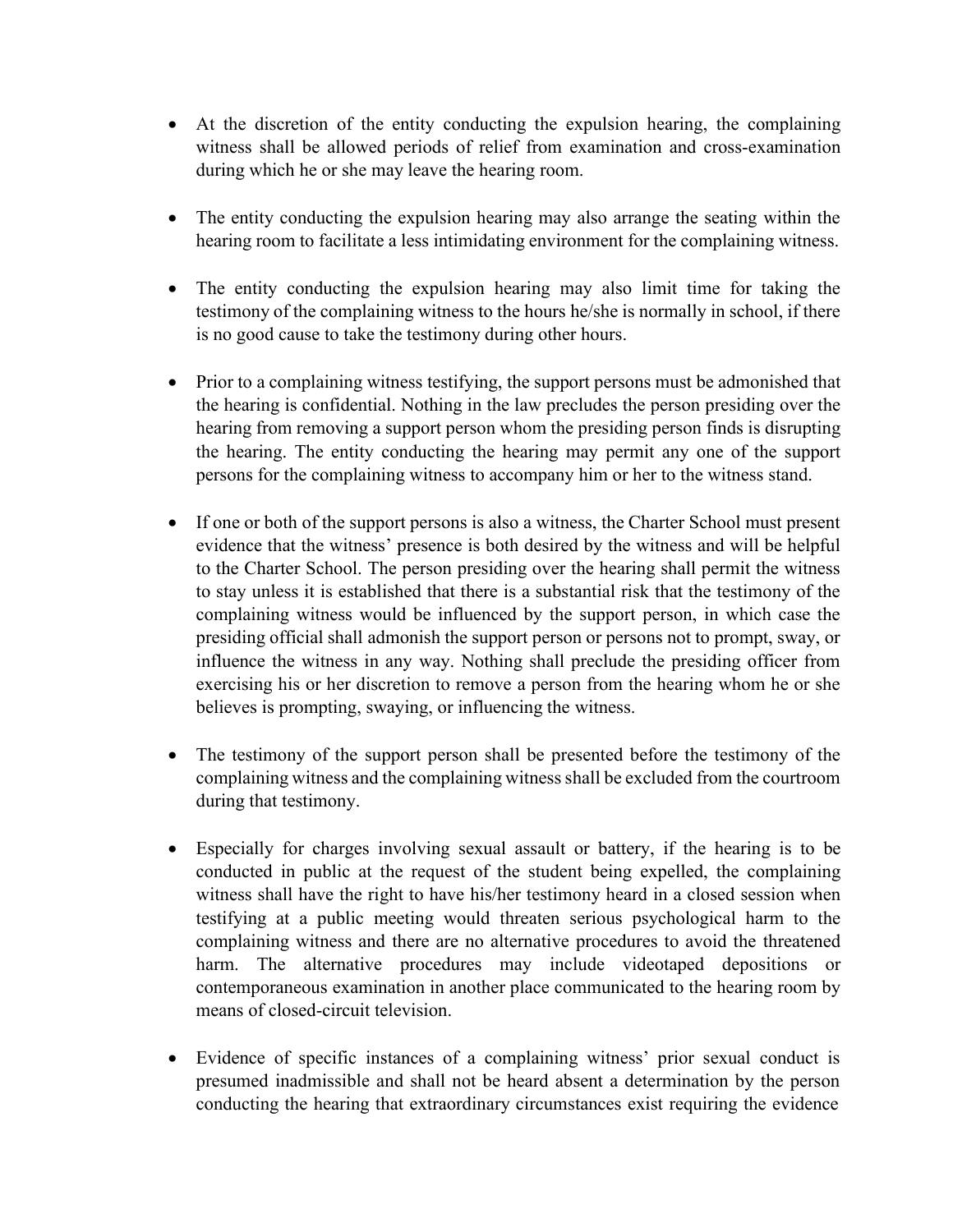- At the discretion of the entity conducting the expulsion hearing, the complaining witness shall be allowed periods of relief from examination and cross-examination during which he or she may leave the hearing room.

- The entity conducting the expulsion hearing may also arrange the seating within the hearing room to facilitate a less intimidating environment for the complaining witness.

- The entity conducting the expulsion hearing may also limit time for taking the testimony of the complaining witness to the hours he/she is normally in school, if there is no good cause to take the testimony during other hours.

- Prior to a complaining witness testifying, the support persons must be admonished that the hearing is confidential. Nothing in the law precludes the person presiding over the hearing from removing a support person whom the presiding person finds is disrupting the hearing. The entity conducting the hearing may permit any one of the support persons for the complaining witness to accompany him or her to the witness stand.

- If one or both of the support persons is also a witness, the Charter School must present evidence that the witness' presence is both desired by the witness and will be helpful to the Charter School. The person presiding over the hearing shall permit the witness to stay unless it is established that there is a substantial risk that the testimony of the complaining witness would be influenced by the support person, in which case the presiding official shall admonish the support person or persons not to prompt, sway, or influence the witness in any way. Nothing shall preclude the presiding officer from exercising his or her discretion to remove a person from the hearing whom he or she believes is prompting, swaying, or influencing the witness.

- The testimony of the support person shall be presented before the testimony of the complaining witness and the complaining witness shall be excluded from the courtroom during that testimony.

- Especially for charges involving sexual assault or battery, if the hearing is to be conducted in public at the request of the student being expelled, the complaining witness shall have the right to have his/her testimony heard in a closed session when testifying at a public meeting would threaten serious psychological harm to the complaining witness and there are no alternative procedures to avoid the threatened harm. The alternative procedures may include videotaped depositions or contemporaneous examination in another place communicated to the hearing room by means of closed-circuit television.

- Evidence of specific instances of a complaining witness' prior sexual conduct is presumed inadmissible and shall not be heard absent a determination by the person conducting the hearing that extraordinary circumstances exist requiring the evidence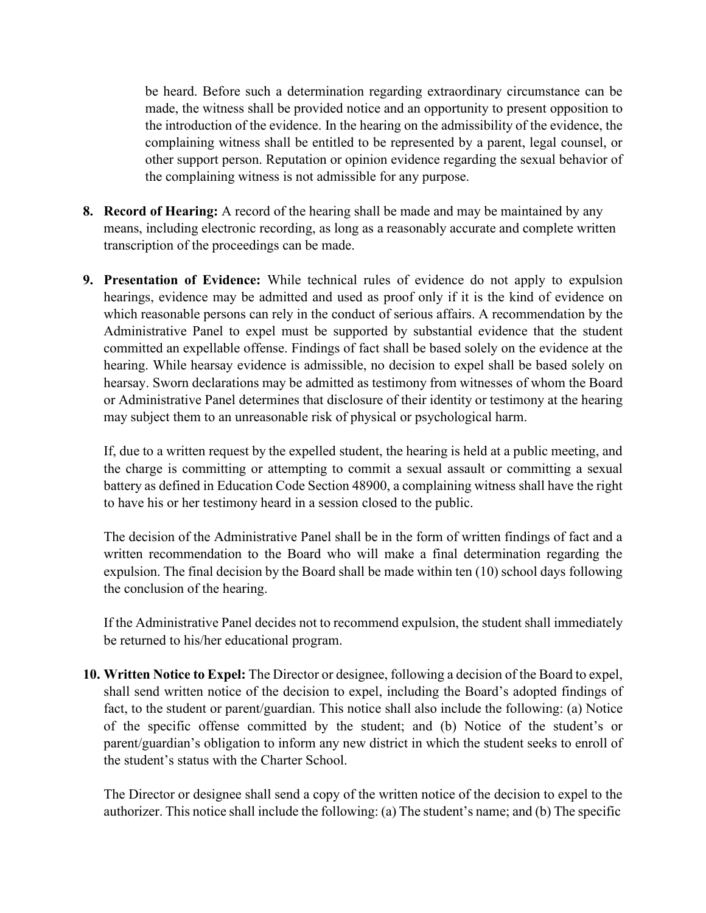be heard. Before such a determination regarding extraordinary circumstance can be made, the witness shall be provided notice and an opportunity to present opposition to the introduction of the evidence. In the hearing on the admissibility of the evidence, the complaining witness shall be entitled to be represented by a parent, legal counsel, or other support person. Reputation or opinion evidence regarding the sexual behavior of the complaining witness is not admissible for any purpose.

8. **Record of Hearing:** A record of the hearing shall be made and may be maintained by any means, including electronic recording, as long as a reasonably accurate and complete written transcription of the proceedings can be made.

9. **Presentation of Evidence:** While technical rules of evidence do not apply to expulsion hearings, evidence may be admitted and used as proof only if it is the kind of evidence on which reasonable persons can rely in the conduct of serious affairs. A recommendation by the Administrative Panel to expel must be supported by substantial evidence that the student committed an expellable offense. Findings of fact shall be based solely on the evidence at the hearing. While hearsay evidence is admissible, no decision to expel shall be based solely on hearsay. Sworn declarations may be admitted as testimony from witnesses of whom the Board or Administrative Panel determines that disclosure of their identity or testimony at the hearing may subject them to an unreasonable risk of physical or psychological harm.

   If, due to a written request by the expelled student, the hearing is held at a public meeting, and the charge is committing or attempting to commit a sexual assault or committing a sexual battery as defined in Education Code Section 48900, a complaining witness shall have the right to have his or her testimony heard in a session closed to the public.

   The decision of the Administrative Panel shall be in the form of written findings of fact and a written recommendation to the Board who will make a final determination regarding the expulsion. The final decision by the Board shall be made within ten (10) school days following the conclusion of the hearing.

   If the Administrative Panel decides not to recommend expulsion, the student shall immediately be returned to his/her educational program.

10. **Written Notice to Expel:** The Director or designee, following a decision of the Board to expel, shall send written notice of the decision to expel, including the Board's adopted findings of fact, to the student or parent/guardian. This notice shall also include the following: (a) Notice of the specific offense committed by the student; and (b) Notice of the student's or parent/guardian's obligation to inform any new district in which the student seeks to enroll of the student's status with the Charter School.

    The Director or designee shall send a copy of the written notice of the decision to expel to the authorizer. This notice shall include the following: (a) The student's name; and (b) The specific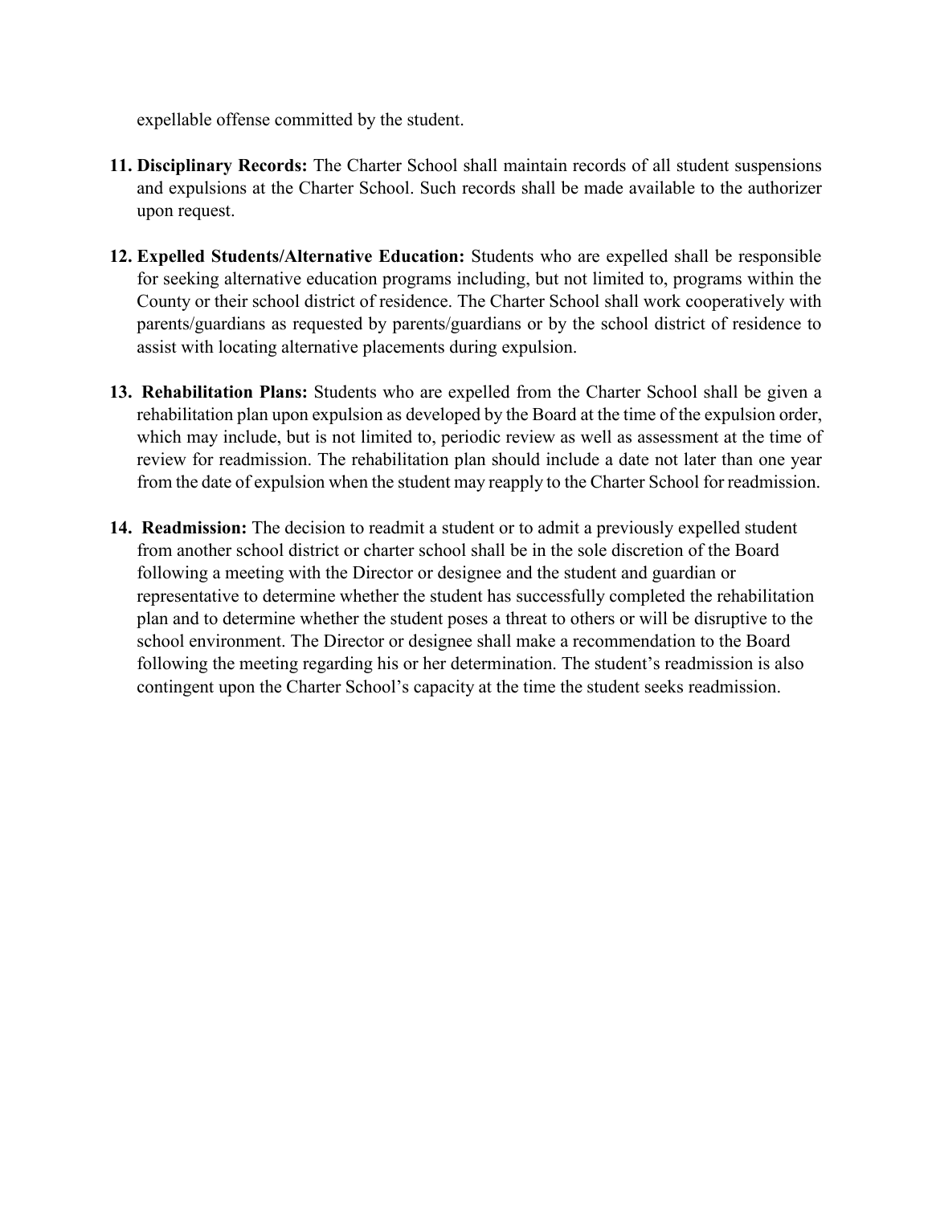expellable offense committed by the student.

11. **Disciplinary Records:** The Charter School shall maintain records of all student suspensions and expulsions at the Charter School. Such records shall be made available to the authorizer upon request.

12. **Expelled Students/Alternative Education:** Students who are expelled shall be responsible for seeking alternative education programs including, but not limited to, programs within the County or their school district of residence. The Charter School shall work cooperatively with parents/guardians as requested by parents/guardians or by the school district of residence to assist with locating alternative placements during expulsion.

13. **Rehabilitation Plans:** Students who are expelled from the Charter School shall be given a rehabilitation plan upon expulsion as developed by the Board at the time of the expulsion order, which may include, but is not limited to, periodic review as well as assessment at the time of review for readmission. The rehabilitation plan should include a date not later than one year from the date of expulsion when the student may reapply to the Charter School for readmission.

14. **Readmission:** The decision to readmit a student or to admit a previously expelled student from another school district or charter school shall be in the sole discretion of the Board following a meeting with the Director or designee and the student and guardian or representative to determine whether the student has successfully completed the rehabilitation plan and to determine whether the student poses a threat to others or will be disruptive to the school environment. The Director or designee shall make a recommendation to the Board following the meeting regarding his or her determination. The student's readmission is also contingent upon the Charter School's capacity at the time the student seeks readmission.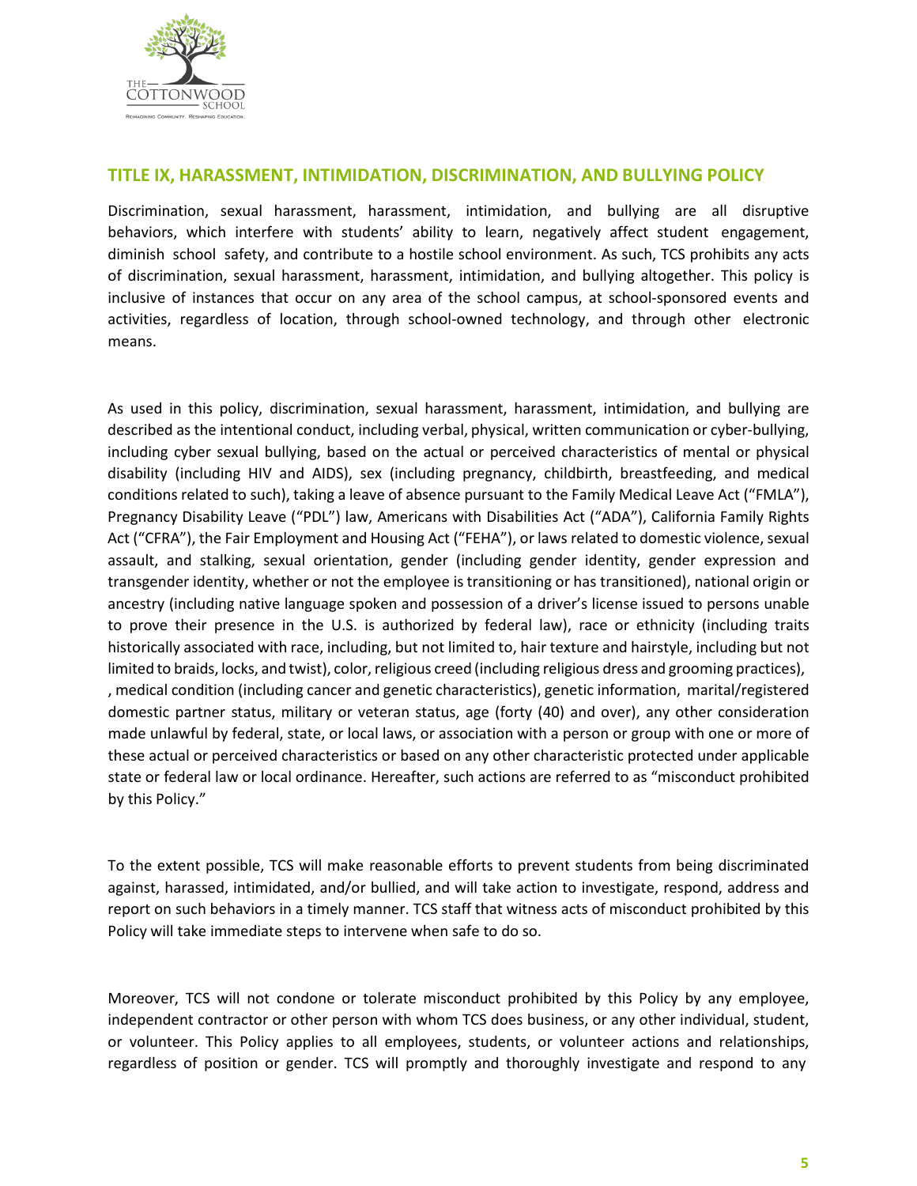## TITLE IX, HARASSMENT, INTIMIDATION, DISCRIMINATION, AND BULLYING POLICY

Discrimination, sexual harassment, harassment, intimidation, and bullying are all disruptive behaviors, which interfere with students' ability to learn, negatively affect student engagement, diminish school safety, and contribute to a hostile school environment. As such, TCS prohibits any acts of discrimination, sexual harassment, harassment, intimidation, and bullying altogether. This policy is inclusive of instances that occur on any area of the school campus, at school-sponsored events and activities, regardless of location, through school-owned technology, and through other electronic means.

As used in this policy, discrimination, sexual harassment, harassment, intimidation, and bullying are described as the intentional conduct, including verbal, physical, written communication or cyber-bullying, including cyber sexual bullying, based on the actual or perceived characteristics of mental or physical disability (including HIV and AIDS), sex (including pregnancy, childbirth, breastfeeding, and medical conditions related to such), taking a leave of absence pursuant to the Family Medical Leave Act ("FMLA"), Pregnancy Disability Leave ("PDL") law, Americans with Disabilities Act ("ADA"), California Family Rights Act ("CFRA"), the Fair Employment and Housing Act ("FEHA"), or laws related to domestic violence, sexual assault, and stalking, sexual orientation, gender (including gender identity, gender expression and transgender identity, whether or not the employee is transitioning or has transitioned), national origin or ancestry (including native language spoken and possession of a driver's license issued to persons unable to prove their presence in the U.S. is authorized by federal law), race or ethnicity (including traits historically associated with race, including, but not limited to, hair texture and hairstyle, including but not limited to braids, locks, and twist), color, religious creed (including religious dress and grooming practices), , medical condition (including cancer and genetic characteristics), genetic information, marital/registered domestic partner status, military or veteran status, age (forty (40) and over), any other consideration made unlawful by federal, state, or local laws, or association with a person or group with one or more of these actual or perceived characteristics or based on any other characteristic protected under applicable state or federal law or local ordinance. Hereafter, such actions are referred to as "misconduct prohibited by this Policy."

To the extent possible, TCS will make reasonable efforts to prevent students from being discriminated against, harassed, intimidated, and/or bullied, and will take action to investigate, respond, address and report on such behaviors in a timely manner. TCS staff that witness acts of misconduct prohibited by this Policy will take immediate steps to intervene when safe to do so.

Moreover, TCS will not condone or tolerate misconduct prohibited by this Policy by any employee, independent contractor or other person with whom TCS does business, or any other individual, student, or volunteer. This Policy applies to all employees, students, or volunteer actions and relationships, regardless of position or gender. TCS will promptly and thoroughly investigate and respond to any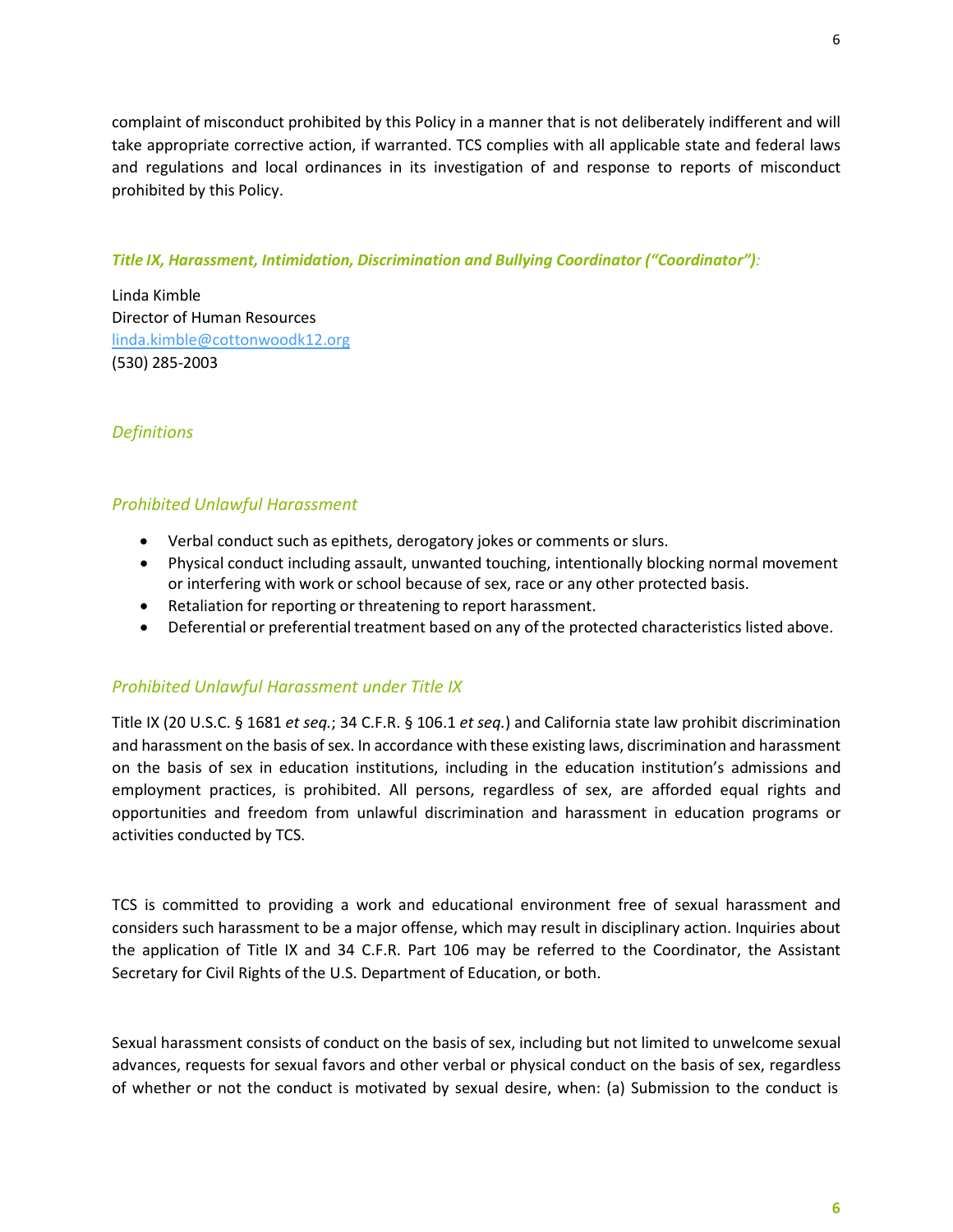complaint of misconduct prohibited by this Policy in a manner that is not deliberately indifferent and will take appropriate corrective action, if warranted. TCS complies with all applicable state and federal laws and regulations and local ordinances in its investigation of and response to reports of misconduct prohibited by this Policy.

***Title IX, Harassment, Intimidation, Discrimination and Bullying Coordinator ("Coordinator"):***

Linda Kimble
Director of Human Resources
[linda.kimble@cottonwoodk12.org](mailto:linda.kimble@cottonwoodk12.org)
(530) 285-2003

## *Definitions*

### *Prohibited Unlawful Harassment*

- Verbal conduct such as epithets, derogatory jokes or comments or slurs.
- Physical conduct including assault, unwanted touching, intentionally blocking normal movement or interfering with work or school because of sex, race or any other protected basis.
- Retaliation for reporting or threatening to report harassment.
- Deferential or preferential treatment based on any of the protected characteristics listed above.

### *Prohibited Unlawful Harassment under Title IX*

Title IX (20 U.S.C. § 1681 *et seq.*; 34 C.F.R. § 106.1 *et seq.*) and California state law prohibit discrimination and harassment on the basis of sex. In accordance with these existing laws, discrimination and harassment on the basis of sex in education institutions, including in the education institution's admissions and employment practices, is prohibited. All persons, regardless of sex, are afforded equal rights and opportunities and freedom from unlawful discrimination and harassment in education programs or activities conducted by TCS.

TCS is committed to providing a work and educational environment free of sexual harassment and considers such harassment to be a major offense, which may result in disciplinary action. Inquiries about the application of Title IX and 34 C.F.R. Part 106 may be referred to the Coordinator, the Assistant Secretary for Civil Rights of the U.S. Department of Education, or both.

Sexual harassment consists of conduct on the basis of sex, including but not limited to unwelcome sexual advances, requests for sexual favors and other verbal or physical conduct on the basis of sex, regardless of whether or not the conduct is motivated by sexual desire, when: (a) Submission to the conduct is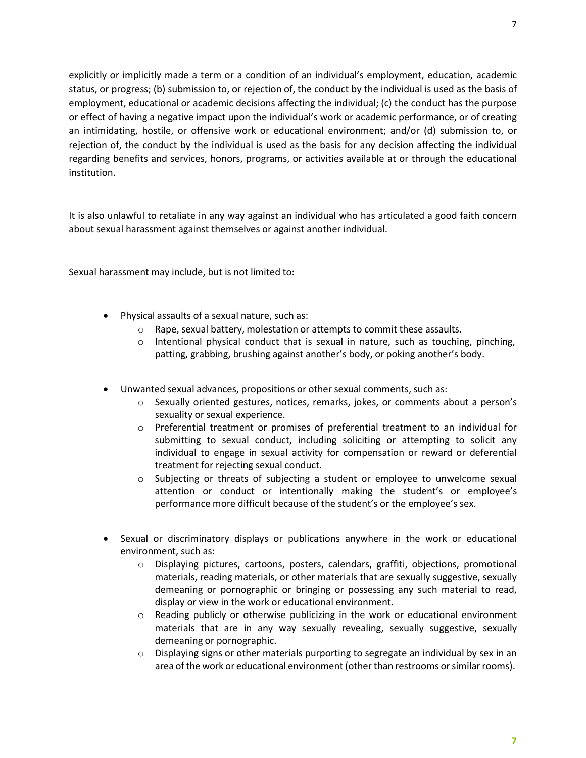explicitly or implicitly made a term or a condition of an individual's employment, education, academic status, or progress; (b) submission to, or rejection of, the conduct by the individual is used as the basis of employment, educational or academic decisions affecting the individual; (c) the conduct has the purpose or effect of having a negative impact upon the individual's work or academic performance, or of creating an intimidating, hostile, or offensive work or educational environment; and/or (d) submission to, or rejection of, the conduct by the individual is used as the basis for any decision affecting the individual regarding benefits and services, honors, programs, or activities available at or through the educational institution.

It is also unlawful to retaliate in any way against an individual who has articulated a good faith concern about sexual harassment against themselves or against another individual.

Sexual harassment may include, but is not limited to:

- Physical assaults of a sexual nature, such as:
    - Rape, sexual battery, molestation or attempts to commit these assaults.
    - Intentional physical conduct that is sexual in nature, such as touching, pinching, patting, grabbing, brushing against another's body, or poking another's body.
- Unwanted sexual advances, propositions or other sexual comments, such as:
    - Sexually oriented gestures, notices, remarks, jokes, or comments about a person's sexuality or sexual experience.
    - Preferential treatment or promises of preferential treatment to an individual for submitting to sexual conduct, including soliciting or attempting to solicit any individual to engage in sexual activity for compensation or reward or deferential treatment for rejecting sexual conduct.
    - Subjecting or threats of subjecting a student or employee to unwelcome sexual attention or conduct or intentionally making the student's or employee's performance more difficult because of the student's or the employee's sex.
- Sexual or discriminatory displays or publications anywhere in the work or educational environment, such as:
    - Displaying pictures, cartoons, posters, calendars, graffiti, objections, promotional materials, reading materials, or other materials that are sexually suggestive, sexually demeaning or pornographic or bringing or possessing any such material to read, display or view in the work or educational environment.
    - Reading publicly or otherwise publicizing in the work or educational environment materials that are in any way sexually revealing, sexually suggestive, sexually demeaning or pornographic.
    - Displaying signs or other materials purporting to segregate an individual by sex in an area of the work or educational environment (other than restrooms or similar rooms).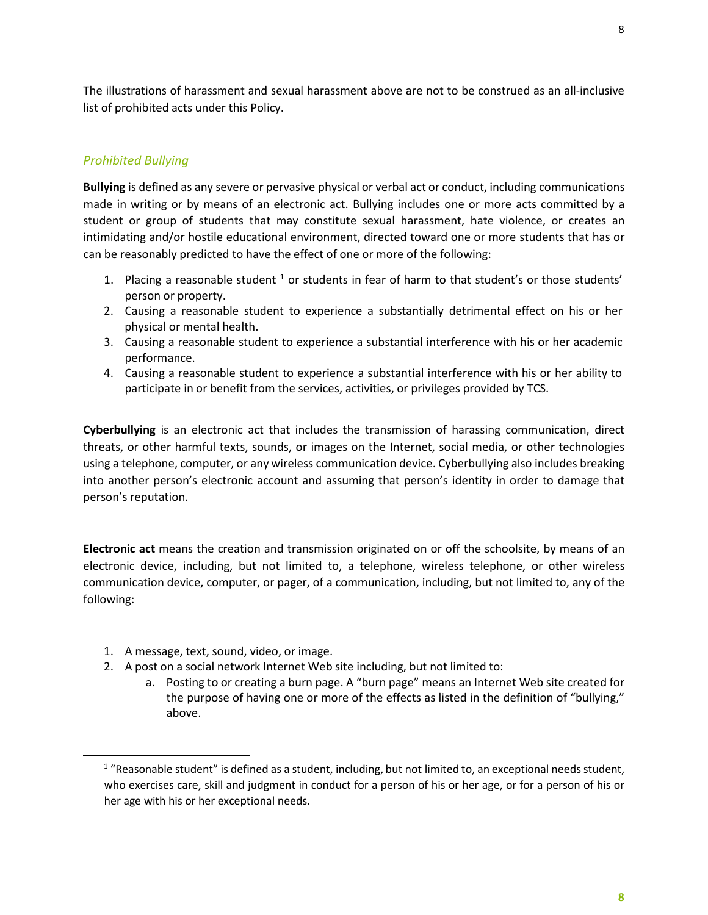The illustrations of harassment and sexual harassment above are not to be construed as an all-inclusive list of prohibited acts under this Policy.

### *Prohibited Bullying*

**Bullying** is defined as any severe or pervasive physical or verbal act or conduct, including communications made in writing or by means of an electronic act. Bullying includes one or more acts committed by a student or group of students that may constitute sexual harassment, hate violence, or creates an intimidating and/or hostile educational environment, directed toward one or more students that has or can be reasonably predicted to have the effect of one or more of the following:

1. Placing a reasonable student [1] or students in fear of harm to that student's or those students' person or property.
2. Causing a reasonable student to experience a substantially detrimental effect on his or her physical or mental health.
3. Causing a reasonable student to experience a substantial interference with his or her academic performance.
4. Causing a reasonable student to experience a substantial interference with his or her ability to participate in or benefit from the services, activities, or privileges provided by TCS.

**Cyberbullying** is an electronic act that includes the transmission of harassing communication, direct threats, or other harmful texts, sounds, or images on the Internet, social media, or other technologies using a telephone, computer, or any wireless communication device. Cyberbullying also includes breaking into another person's electronic account and assuming that person's identity in order to damage that person's reputation.

**Electronic act** means the creation and transmission originated on or off the schoolsite, by means of an electronic device, including, but not limited to, a telephone, wireless telephone, or other wireless communication device, computer, or pager, of a communication, including, but not limited to, any of the following:

1. A message, text, sound, video, or image.
2. A post on a social network Internet Web site including, but not limited to:
    a. Posting to or creating a burn page. A "burn page" means an Internet Web site created for the purpose of having one or more of the effects as listed in the definition of "bullying," above.

---

[1] "Reasonable student" is defined as a student, including, but not limited to, an exceptional needs student, who exercises care, skill and judgment in conduct for a person of his or her age, or for a person of his or her age with his or her exceptional needs.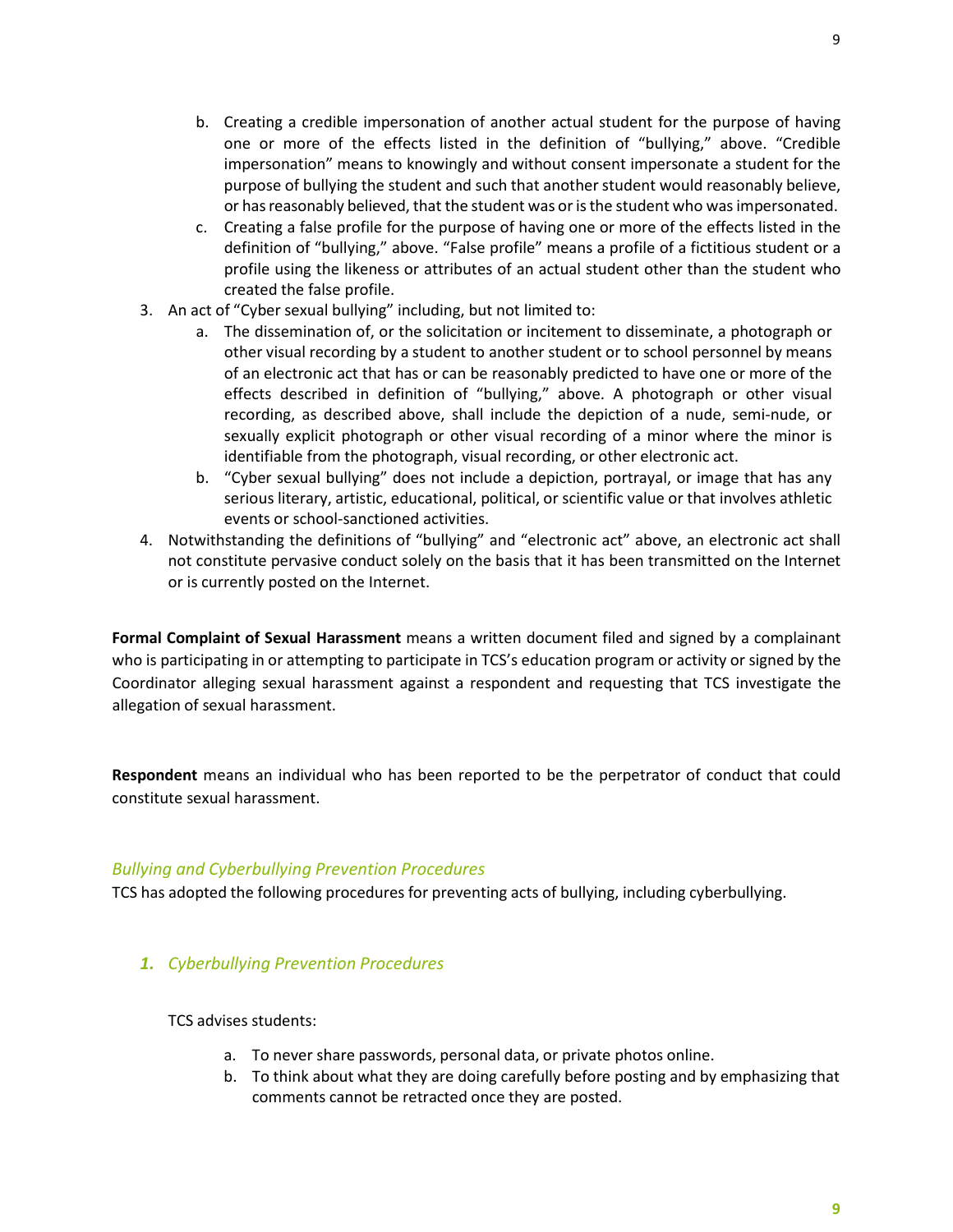b. Creating a credible impersonation of another actual student for the purpose of having one or more of the effects listed in the definition of "bullying," above. "Credible impersonation" means to knowingly and without consent impersonate a student for the purpose of bullying the student and such that another student would reasonably believe, or has reasonably believed, that the student was or is the student who was impersonated.
   c. Creating a false profile for the purpose of having one or more of the effects listed in the definition of "bullying," above. "False profile" means a profile of a fictitious student or a profile using the likeness or attributes of an actual student other than the student who created the false profile.
3. An act of "Cyber sexual bullying" including, but not limited to:
   a. The dissemination of, or the solicitation or incitement to disseminate, a photograph or other visual recording by a student to another student or to school personnel by means of an electronic act that has or can be reasonably predicted to have one or more of the effects described in definition of "bullying," above. A photograph or other visual recording, as described above, shall include the depiction of a nude, semi-nude, or sexually explicit photograph or other visual recording of a minor where the minor is identifiable from the photograph, visual recording, or other electronic act.
   b. "Cyber sexual bullying" does not include a depiction, portrayal, or image that has any serious literary, artistic, educational, political, or scientific value or that involves athletic events or school-sanctioned activities.
4. Notwithstanding the definitions of "bullying" and "electronic act" above, an electronic act shall not constitute pervasive conduct solely on the basis that it has been transmitted on the Internet or is currently posted on the Internet.

**Formal Complaint of Sexual Harassment** means a written document filed and signed by a complainant who is participating in or attempting to participate in TCS's education program or activity or signed by the Coordinator alleging sexual harassment against a respondent and requesting that TCS investigate the allegation of sexual harassment.

**Respondent** means an individual who has been reported to be the perpetrator of conduct that could constitute sexual harassment.

### *Bullying and Cyberbullying Prevention Procedures*

TCS has adopted the following procedures for preventing acts of bullying, including cyberbullying.

#### ***1.*** *Cyberbullying Prevention Procedures*

TCS advises students:

a. To never share passwords, personal data, or private photos online.
b. To think about what they are doing carefully before posting and by emphasizing that comments cannot be retracted once they are posted.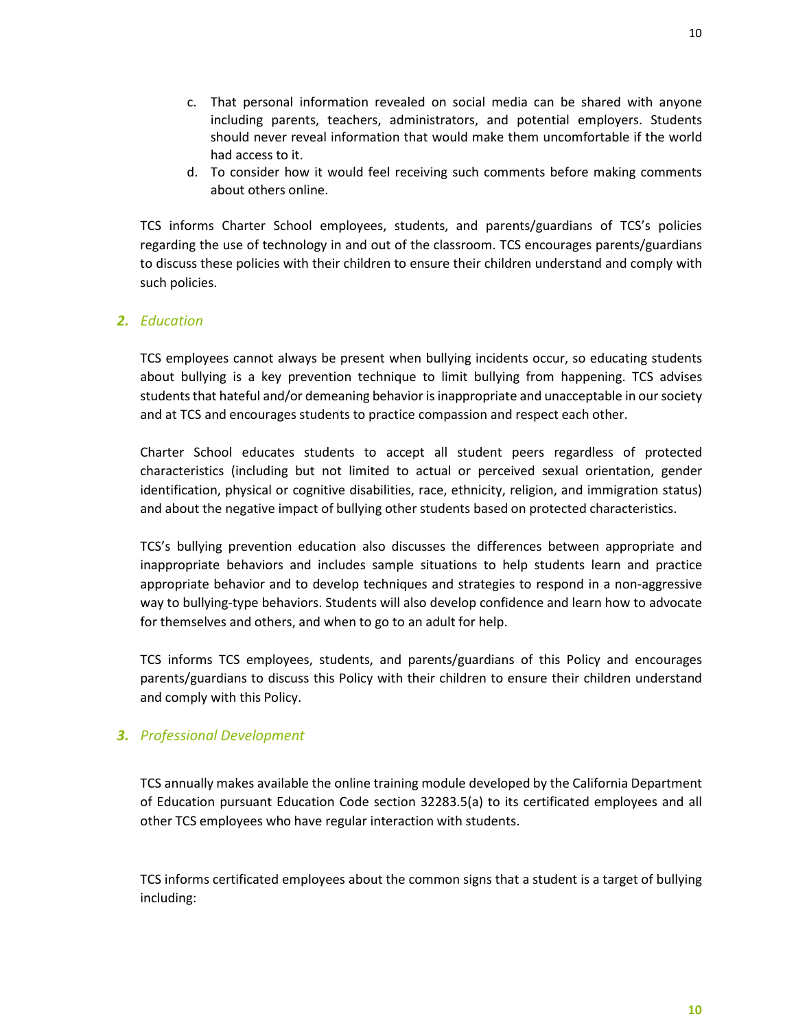c. That personal information revealed on social media can be shared with anyone including parents, teachers, administrators, and potential employers. Students should never reveal information that would make them uncomfortable if the world had access to it.
d. To consider how it would feel receiving such comments before making comments about others online.

TCS informs Charter School employees, students, and parents/guardians of TCS's policies regarding the use of technology in and out of the classroom. TCS encourages parents/guardians to discuss these policies with their children to ensure their children understand and comply with such policies.

### ***2.*** *Education*

TCS employees cannot always be present when bullying incidents occur, so educating students about bullying is a key prevention technique to limit bullying from happening. TCS advises students that hateful and/or demeaning behavior is inappropriate and unacceptable in our society and at TCS and encourages students to practice compassion and respect each other.

Charter School educates students to accept all student peers regardless of protected characteristics (including but not limited to actual or perceived sexual orientation, gender identification, physical or cognitive disabilities, race, ethnicity, religion, and immigration status) and about the negative impact of bullying other students based on protected characteristics.

TCS's bullying prevention education also discusses the differences between appropriate and inappropriate behaviors and includes sample situations to help students learn and practice appropriate behavior and to develop techniques and strategies to respond in a non-aggressive way to bullying-type behaviors. Students will also develop confidence and learn how to advocate for themselves and others, and when to go to an adult for help.

TCS informs TCS employees, students, and parents/guardians of this Policy and encourages parents/guardians to discuss this Policy with their children to ensure their children understand and comply with this Policy.

### ***3.*** *Professional Development*

TCS annually makes available the online training module developed by the California Department of Education pursuant Education Code section 32283.5(a) to its certificated employees and all other TCS employees who have regular interaction with students.

TCS informs certificated employees about the common signs that a student is a target of bullying including: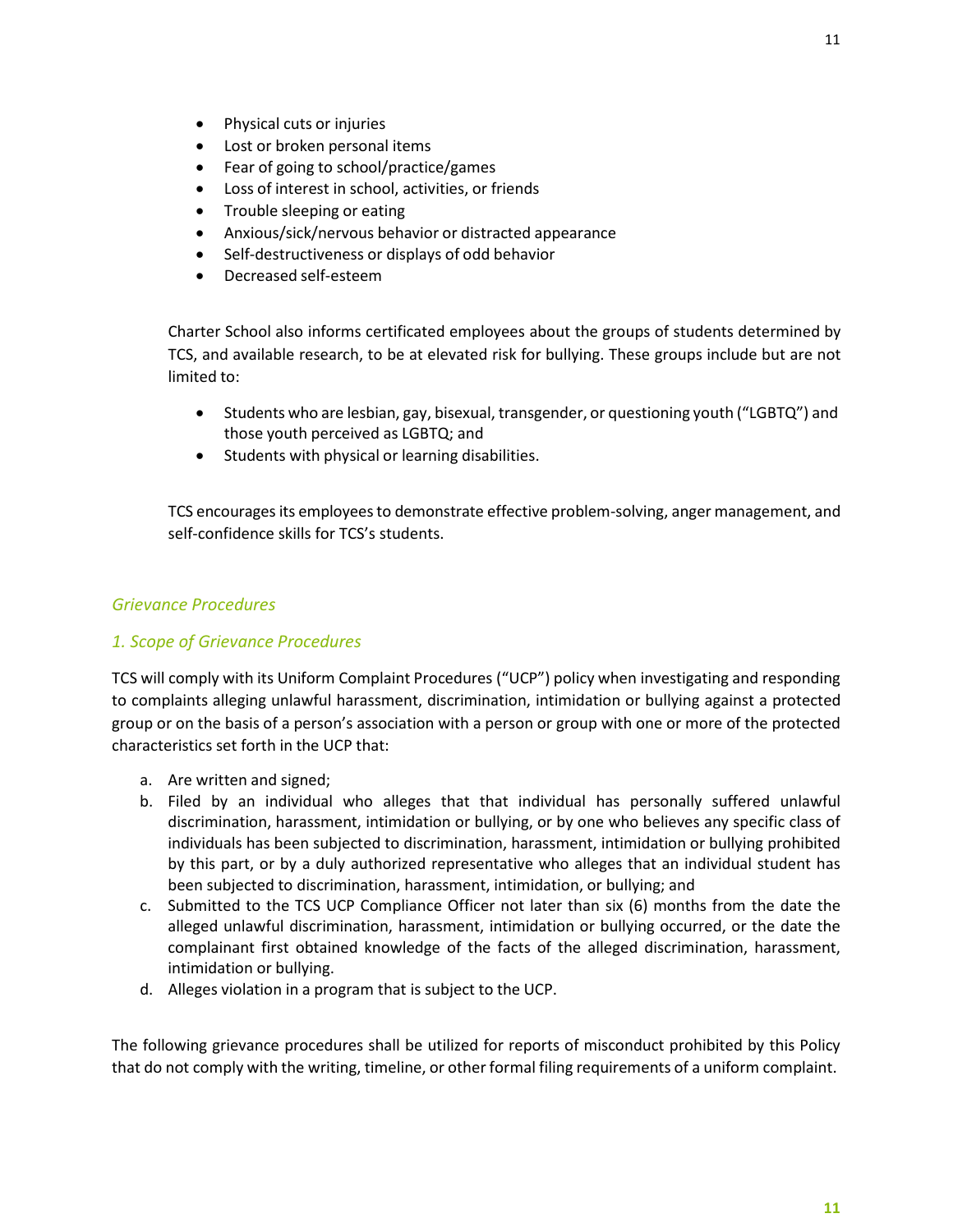- Physical cuts or injuries
- Lost or broken personal items
- Fear of going to school/practice/games
- Loss of interest in school, activities, or friends
- Trouble sleeping or eating
- Anxious/sick/nervous behavior or distracted appearance
- Self-destructiveness or displays of odd behavior
- Decreased self-esteem

Charter School also informs certificated employees about the groups of students determined by TCS, and available research, to be at elevated risk for bullying. These groups include but are not limited to:

- Students who are lesbian, gay, bisexual, transgender, or questioning youth ("LGBTQ") and those youth perceived as LGBTQ; and
- Students with physical or learning disabilities.

TCS encourages its employees to demonstrate effective problem-solving, anger management, and self-confidence skills for TCS's students.

### *Grievance Procedures*

### *1. Scope of Grievance Procedures*

TCS will comply with its Uniform Complaint Procedures ("UCP") policy when investigating and responding to complaints alleging unlawful harassment, discrimination, intimidation or bullying against a protected group or on the basis of a person's association with a person or group with one or more of the protected characteristics set forth in the UCP that:

a. Are written and signed;
b. Filed by an individual who alleges that that individual has personally suffered unlawful discrimination, harassment, intimidation or bullying, or by one who believes any specific class of individuals has been subjected to discrimination, harassment, intimidation or bullying prohibited by this part, or by a duly authorized representative who alleges that an individual student has been subjected to discrimination, harassment, intimidation, or bullying; and
c. Submitted to the TCS UCP Compliance Officer not later than six (6) months from the date the alleged unlawful discrimination, harassment, intimidation or bullying occurred, or the date the complainant first obtained knowledge of the facts of the alleged discrimination, harassment, intimidation or bullying.
d. Alleges violation in a program that is subject to the UCP.

The following grievance procedures shall be utilized for reports of misconduct prohibited by this Policy that do not comply with the writing, timeline, or other formal filing requirements of a uniform complaint.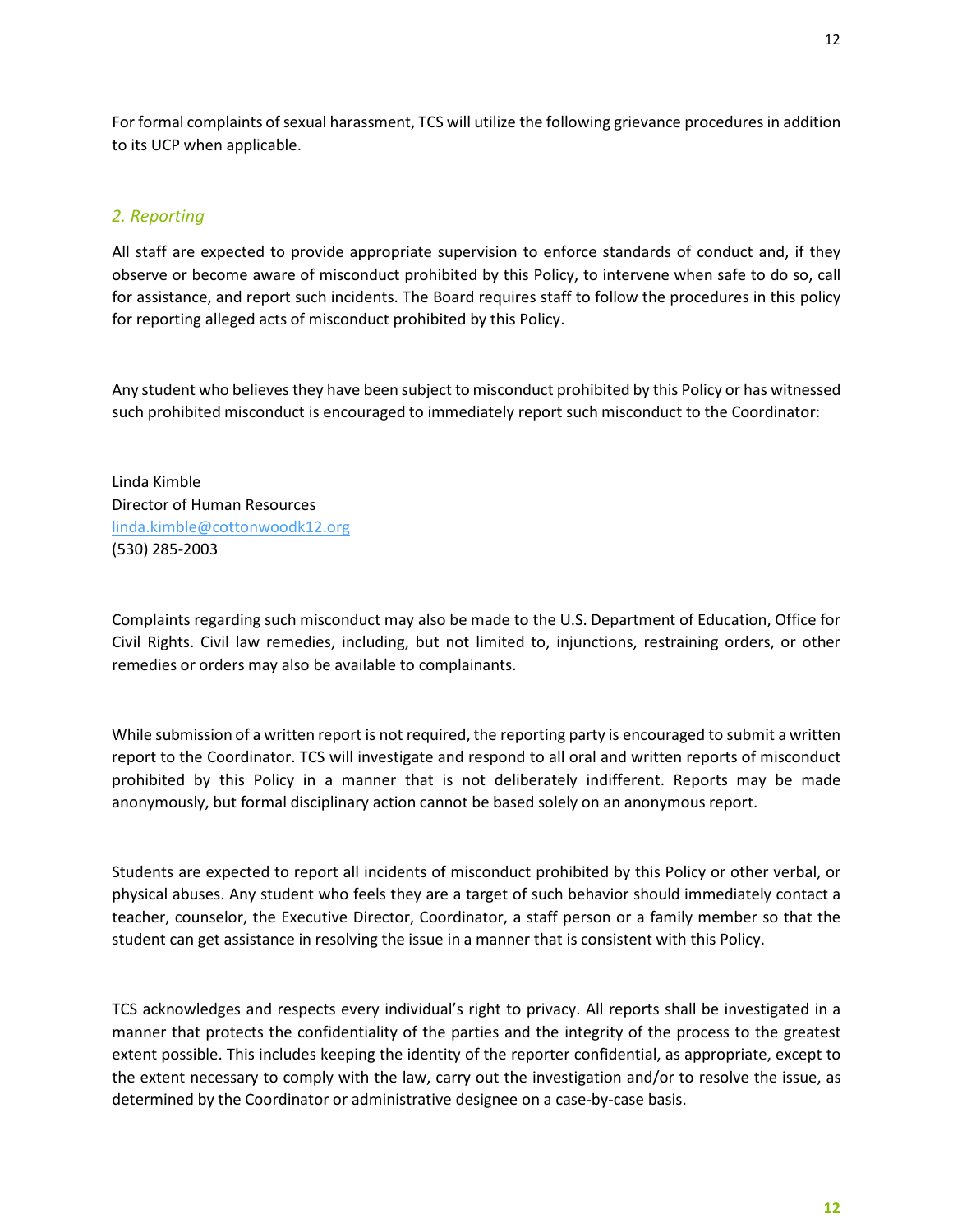For formal complaints of sexual harassment, TCS will utilize the following grievance procedures in addition to its UCP when applicable.

### *2. Reporting*

All staff are expected to provide appropriate supervision to enforce standards of conduct and, if they observe or become aware of misconduct prohibited by this Policy, to intervene when safe to do so, call for assistance, and report such incidents. The Board requires staff to follow the procedures in this policy for reporting alleged acts of misconduct prohibited by this Policy.

Any student who believes they have been subject to misconduct prohibited by this Policy or has witnessed such prohibited misconduct is encouraged to immediately report such misconduct to the Coordinator:

Linda Kimble
Director of Human Resources
linda.kimble@cottonwoodk12.org
(530) 285-2003

Complaints regarding such misconduct may also be made to the U.S. Department of Education, Office for Civil Rights. Civil law remedies, including, but not limited to, injunctions, restraining orders, or other remedies or orders may also be available to complainants.

While submission of a written report is not required, the reporting party is encouraged to submit a written report to the Coordinator. TCS will investigate and respond to all oral and written reports of misconduct prohibited by this Policy in a manner that is not deliberately indifferent. Reports may be made anonymously, but formal disciplinary action cannot be based solely on an anonymous report.

Students are expected to report all incidents of misconduct prohibited by this Policy or other verbal, or physical abuses. Any student who feels they are a target of such behavior should immediately contact a teacher, counselor, the Executive Director, Coordinator, a staff person or a family member so that the student can get assistance in resolving the issue in a manner that is consistent with this Policy.

TCS acknowledges and respects every individual's right to privacy. All reports shall be investigated in a manner that protects the confidentiality of the parties and the integrity of the process to the greatest extent possible. This includes keeping the identity of the reporter confidential, as appropriate, except to the extent necessary to comply with the law, carry out the investigation and/or to resolve the issue, as determined by the Coordinator or administrative designee on a case-by-case basis.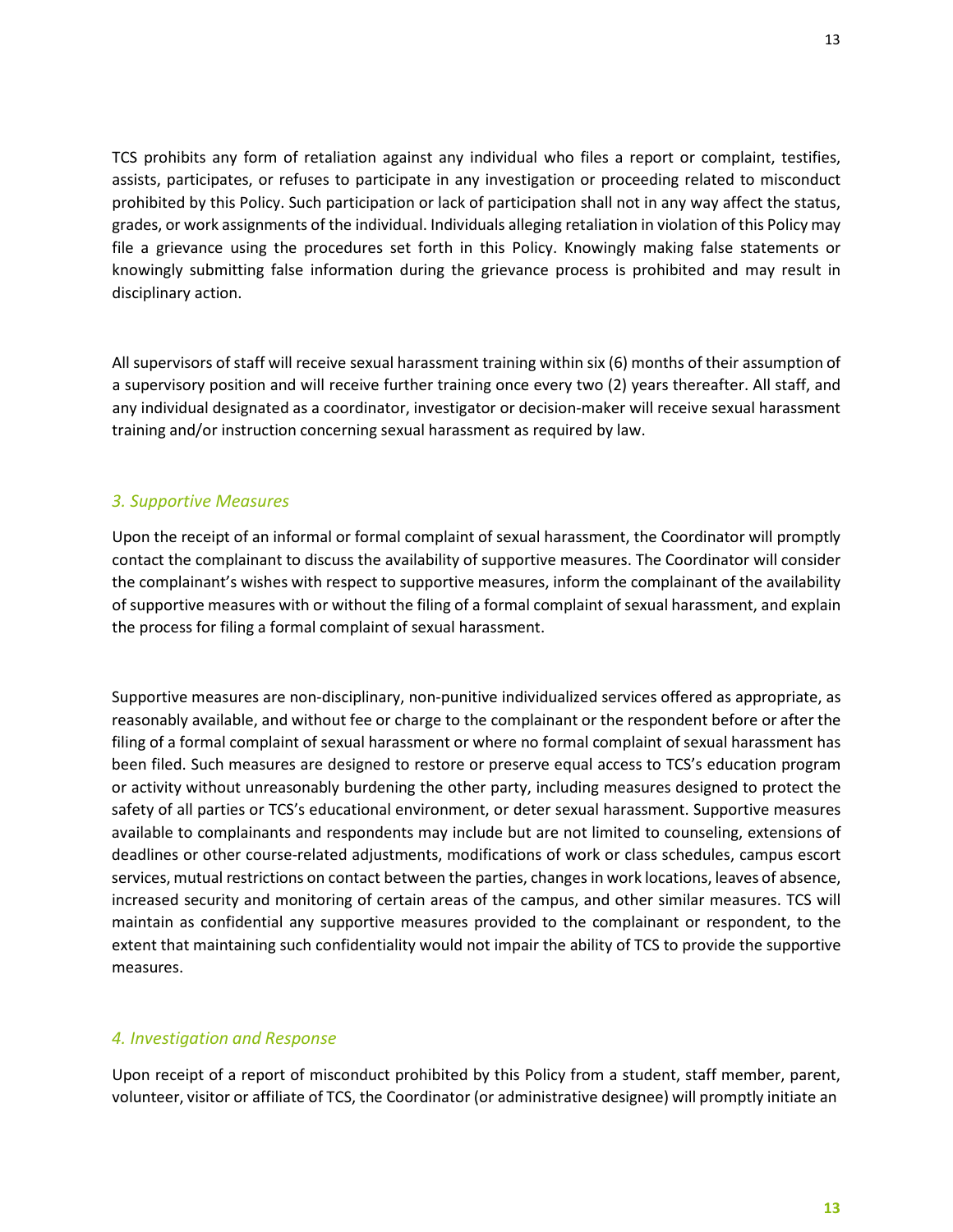TCS prohibits any form of retaliation against any individual who files a report or complaint, testifies, assists, participates, or refuses to participate in any investigation or proceeding related to misconduct prohibited by this Policy. Such participation or lack of participation shall not in any way affect the status, grades, or work assignments of the individual. Individuals alleging retaliation in violation of this Policy may file a grievance using the procedures set forth in this Policy. Knowingly making false statements or knowingly submitting false information during the grievance process is prohibited and may result in disciplinary action.

All supervisors of staff will receive sexual harassment training within six (6) months of their assumption of a supervisory position and will receive further training once every two (2) years thereafter. All staff, and any individual designated as a coordinator, investigator or decision-maker will receive sexual harassment training and/or instruction concerning sexual harassment as required by law.

### *3. Supportive Measures*

Upon the receipt of an informal or formal complaint of sexual harassment, the Coordinator will promptly contact the complainant to discuss the availability of supportive measures. The Coordinator will consider the complainant's wishes with respect to supportive measures, inform the complainant of the availability of supportive measures with or without the filing of a formal complaint of sexual harassment, and explain the process for filing a formal complaint of sexual harassment.

Supportive measures are non-disciplinary, non-punitive individualized services offered as appropriate, as reasonably available, and without fee or charge to the complainant or the respondent before or after the filing of a formal complaint of sexual harassment or where no formal complaint of sexual harassment has been filed. Such measures are designed to restore or preserve equal access to TCS's education program or activity without unreasonably burdening the other party, including measures designed to protect the safety of all parties or TCS's educational environment, or deter sexual harassment. Supportive measures available to complainants and respondents may include but are not limited to counseling, extensions of deadlines or other course-related adjustments, modifications of work or class schedules, campus escort services, mutual restrictions on contact between the parties, changes in work locations, leaves of absence, increased security and monitoring of certain areas of the campus, and other similar measures. TCS will maintain as confidential any supportive measures provided to the complainant or respondent, to the extent that maintaining such confidentiality would not impair the ability of TCS to provide the supportive measures.

### *4. Investigation and Response*

Upon receipt of a report of misconduct prohibited by this Policy from a student, staff member, parent, volunteer, visitor or affiliate of TCS, the Coordinator (or administrative designee) will promptly initiate an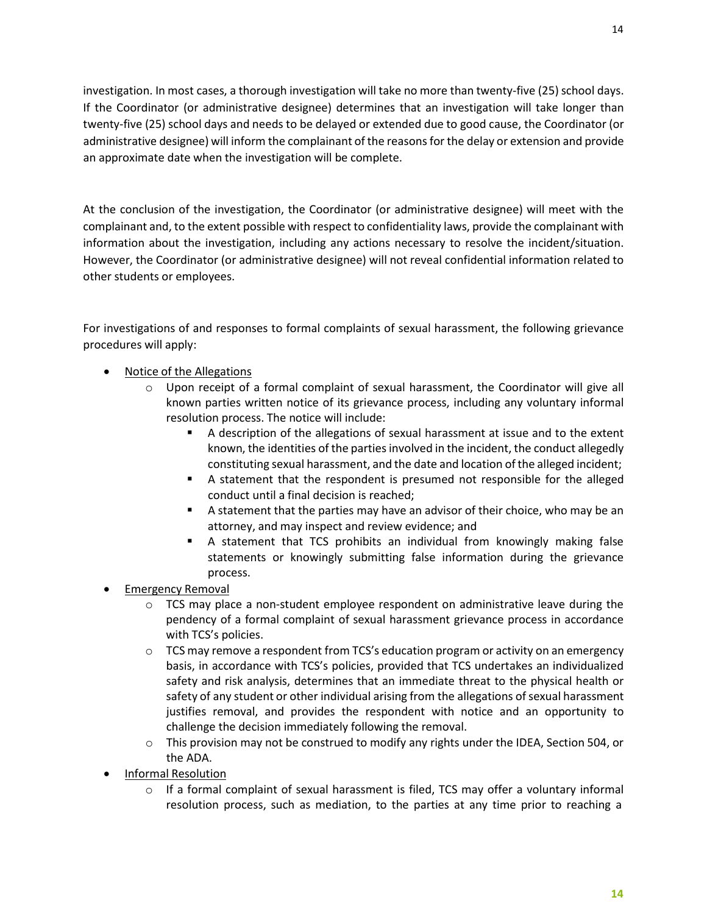investigation. In most cases, a thorough investigation will take no more than twenty-five (25) school days. If the Coordinator (or administrative designee) determines that an investigation will take longer than twenty-five (25) school days and needs to be delayed or extended due to good cause, the Coordinator (or administrative designee) will inform the complainant of the reasons for the delay or extension and provide an approximate date when the investigation will be complete.

At the conclusion of the investigation, the Coordinator (or administrative designee) will meet with the complainant and, to the extent possible with respect to confidentiality laws, provide the complainant with information about the investigation, including any actions necessary to resolve the incident/situation. However, the Coordinator (or administrative designee) will not reveal confidential information related to other students or employees.

For investigations of and responses to formal complaints of sexual harassment, the following grievance procedures will apply:

- <u>Notice of the Allegations</u>
  - Upon receipt of a formal complaint of sexual harassment, the Coordinator will give all known parties written notice of its grievance process, including any voluntary informal resolution process. The notice will include:
    - A description of the allegations of sexual harassment at issue and to the extent known, the identities of the parties involved in the incident, the conduct allegedly constituting sexual harassment, and the date and location of the alleged incident;
    - A statement that the respondent is presumed not responsible for the alleged conduct until a final decision is reached;
    - A statement that the parties may have an advisor of their choice, who may be an attorney, and may inspect and review evidence; and
    - A statement that TCS prohibits an individual from knowingly making false statements or knowingly submitting false information during the grievance process.
- <u>Emergency Removal</u>
  - TCS may place a non-student employee respondent on administrative leave during the pendency of a formal complaint of sexual harassment grievance process in accordance with TCS's policies.
  - TCS may remove a respondent from TCS's education program or activity on an emergency basis, in accordance with TCS's policies, provided that TCS undertakes an individualized safety and risk analysis, determines that an immediate threat to the physical health or safety of any student or other individual arising from the allegations of sexual harassment justifies removal, and provides the respondent with notice and an opportunity to challenge the decision immediately following the removal.
  - This provision may not be construed to modify any rights under the IDEA, Section 504, or the ADA.
- <u>Informal Resolution</u>
  - If a formal complaint of sexual harassment is filed, TCS may offer a voluntary informal resolution process, such as mediation, to the parties at any time prior to reaching a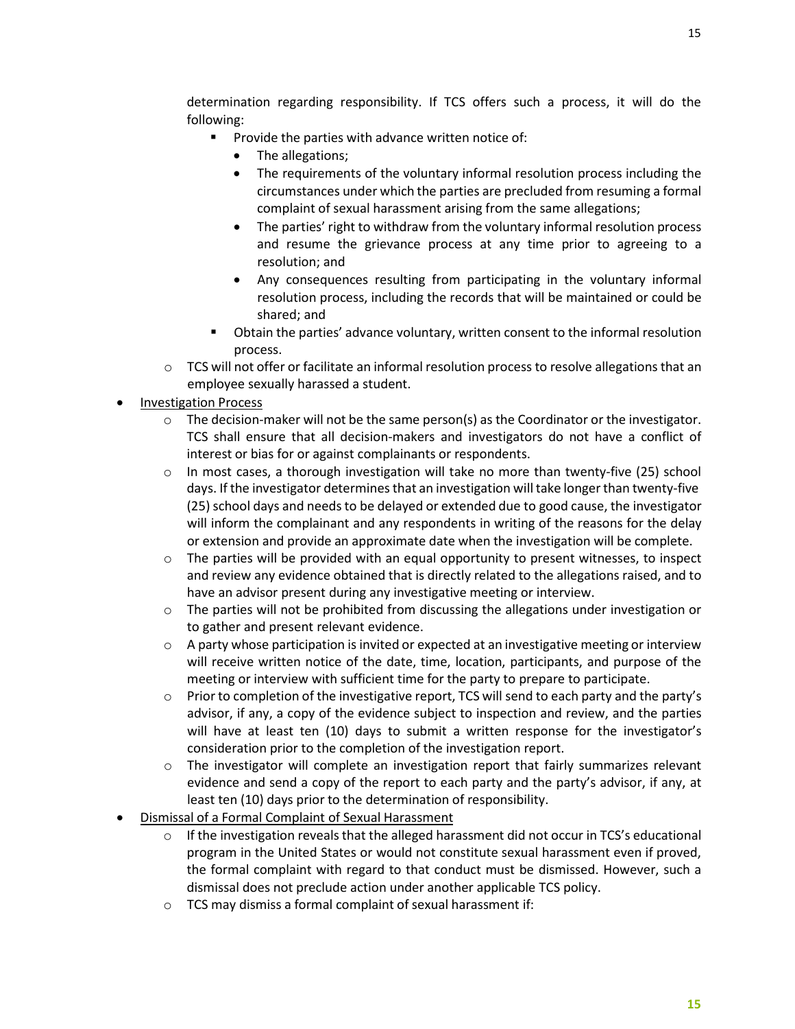determination regarding responsibility. If TCS offers such a process, it will do the following:

        - Provide the parties with advance written notice of:
            - The allegations;
            - The requirements of the voluntary informal resolution process including the circumstances under which the parties are precluded from resuming a formal complaint of sexual harassment arising from the same allegations;
            - The parties' right to withdraw from the voluntary informal resolution process and resume the grievance process at any time prior to agreeing to a resolution; and
            - Any consequences resulting from participating in the voluntary informal resolution process, including the records that will be maintained or could be shared; and
        - Obtain the parties' advance voluntary, written consent to the informal resolution process.
    - TCS will not offer or facilitate an informal resolution process to resolve allegations that an employee sexually harassed a student.
- <u>Investigation Process</u>
    - The decision-maker will not be the same person(s) as the Coordinator or the investigator. TCS shall ensure that all decision-makers and investigators do not have a conflict of interest or bias for or against complainants or respondents.
    - In most cases, a thorough investigation will take no more than twenty-five (25) school days. If the investigator determines that an investigation will take longer than twenty-five (25) school days and needs to be delayed or extended due to good cause, the investigator will inform the complainant and any respondents in writing of the reasons for the delay or extension and provide an approximate date when the investigation will be complete.
    - The parties will be provided with an equal opportunity to present witnesses, to inspect and review any evidence obtained that is directly related to the allegations raised, and to have an advisor present during any investigative meeting or interview.
    - The parties will not be prohibited from discussing the allegations under investigation or to gather and present relevant evidence.
    - A party whose participation is invited or expected at an investigative meeting or interview will receive written notice of the date, time, location, participants, and purpose of the meeting or interview with sufficient time for the party to prepare to participate.
    - Prior to completion of the investigative report, TCS will send to each party and the party's advisor, if any, a copy of the evidence subject to inspection and review, and the parties will have at least ten (10) days to submit a written response for the investigator's consideration prior to the completion of the investigation report.
    - The investigator will complete an investigation report that fairly summarizes relevant evidence and send a copy of the report to each party and the party's advisor, if any, at least ten (10) days prior to the determination of responsibility.
- <u>Dismissal of a Formal Complaint of Sexual Harassment</u>
    - If the investigation reveals that the alleged harassment did not occur in TCS's educational program in the United States or would not constitute sexual harassment even if proved, the formal complaint with regard to that conduct must be dismissed. However, such a dismissal does not preclude action under another applicable TCS policy.
    - TCS may dismiss a formal complaint of sexual harassment if: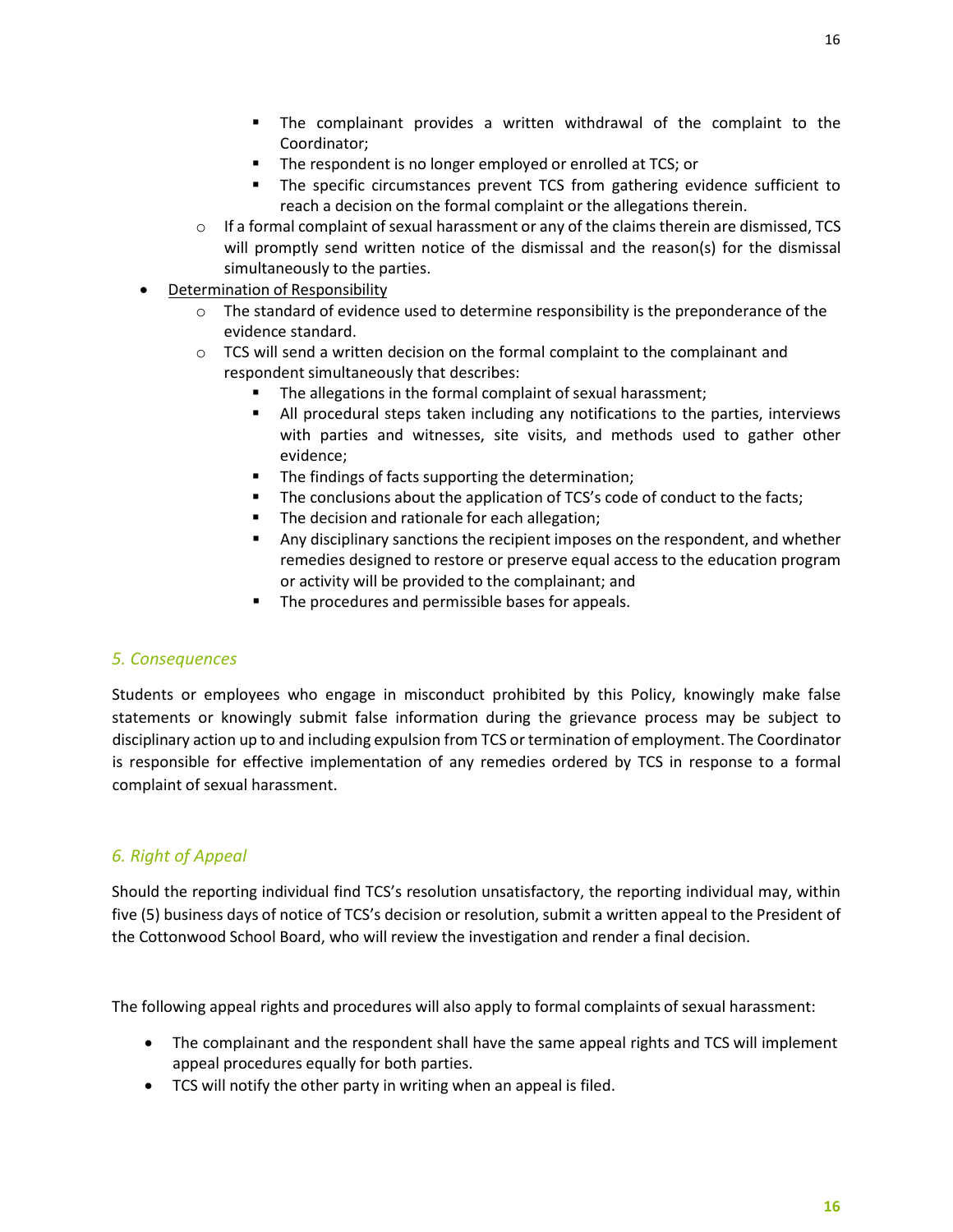- The complainant provides a written withdrawal of the complaint to the Coordinator;
        - The respondent is no longer employed or enrolled at TCS; or
        - The specific circumstances prevent TCS from gathering evidence sufficient to reach a decision on the formal complaint or the allegations therein.
    - If a formal complaint of sexual harassment or any of the claims therein are dismissed, TCS will promptly send written notice of the dismissal and the reason(s) for the dismissal simultaneously to the parties.
- Determination of Responsibility
    - The standard of evidence used to determine responsibility is the preponderance of the evidence standard.
    - TCS will send a written decision on the formal complaint to the complainant and respondent simultaneously that describes:
        - The allegations in the formal complaint of sexual harassment;
        - All procedural steps taken including any notifications to the parties, interviews with parties and witnesses, site visits, and methods used to gather other evidence;
        - The findings of facts supporting the determination;
        - The conclusions about the application of TCS's code of conduct to the facts;
        - The decision and rationale for each allegation;
        - Any disciplinary sanctions the recipient imposes on the respondent, and whether remedies designed to restore or preserve equal access to the education program or activity will be provided to the complainant; and
        - The procedures and permissible bases for appeals.

### *5. Consequences*

Students or employees who engage in misconduct prohibited by this Policy, knowingly make false statements or knowingly submit false information during the grievance process may be subject to disciplinary action up to and including expulsion from TCS or termination of employment. The Coordinator is responsible for effective implementation of any remedies ordered by TCS in response to a formal complaint of sexual harassment.

### *6. Right of Appeal*

Should the reporting individual find TCS's resolution unsatisfactory, the reporting individual may, within five (5) business days of notice of TCS's decision or resolution, submit a written appeal to the President of the Cottonwood School Board, who will review the investigation and render a final decision.

The following appeal rights and procedures will also apply to formal complaints of sexual harassment:

- The complainant and the respondent shall have the same appeal rights and TCS will implement appeal procedures equally for both parties.
- TCS will notify the other party in writing when an appeal is filed.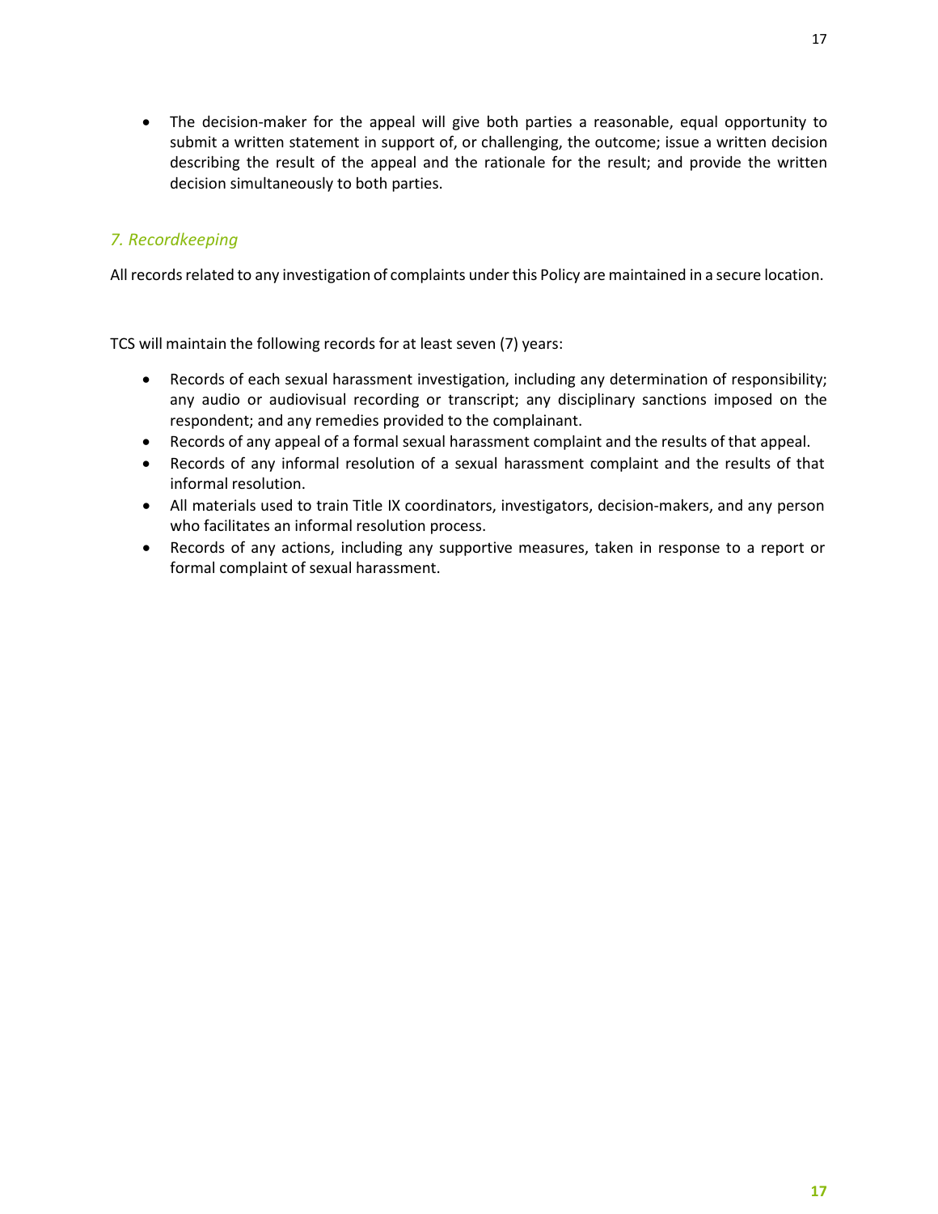- The decision-maker for the appeal will give both parties a reasonable, equal opportunity to submit a written statement in support of, or challenging, the outcome; issue a written decision describing the result of the appeal and the rationale for the result; and provide the written decision simultaneously to both parties.

### *7. Recordkeeping*

All records related to any investigation of complaints under this Policy are maintained in a secure location.

TCS will maintain the following records for at least seven (7) years:

- Records of each sexual harassment investigation, including any determination of responsibility; any audio or audiovisual recording or transcript; any disciplinary sanctions imposed on the respondent; and any remedies provided to the complainant.
- Records of any appeal of a formal sexual harassment complaint and the results of that appeal.
- Records of any informal resolution of a sexual harassment complaint and the results of that informal resolution.
- All materials used to train Title IX coordinators, investigators, decision-makers, and any person who facilitates an informal resolution process.
- Records of any actions, including any supportive measures, taken in response to a report or formal complaint of sexual harassment.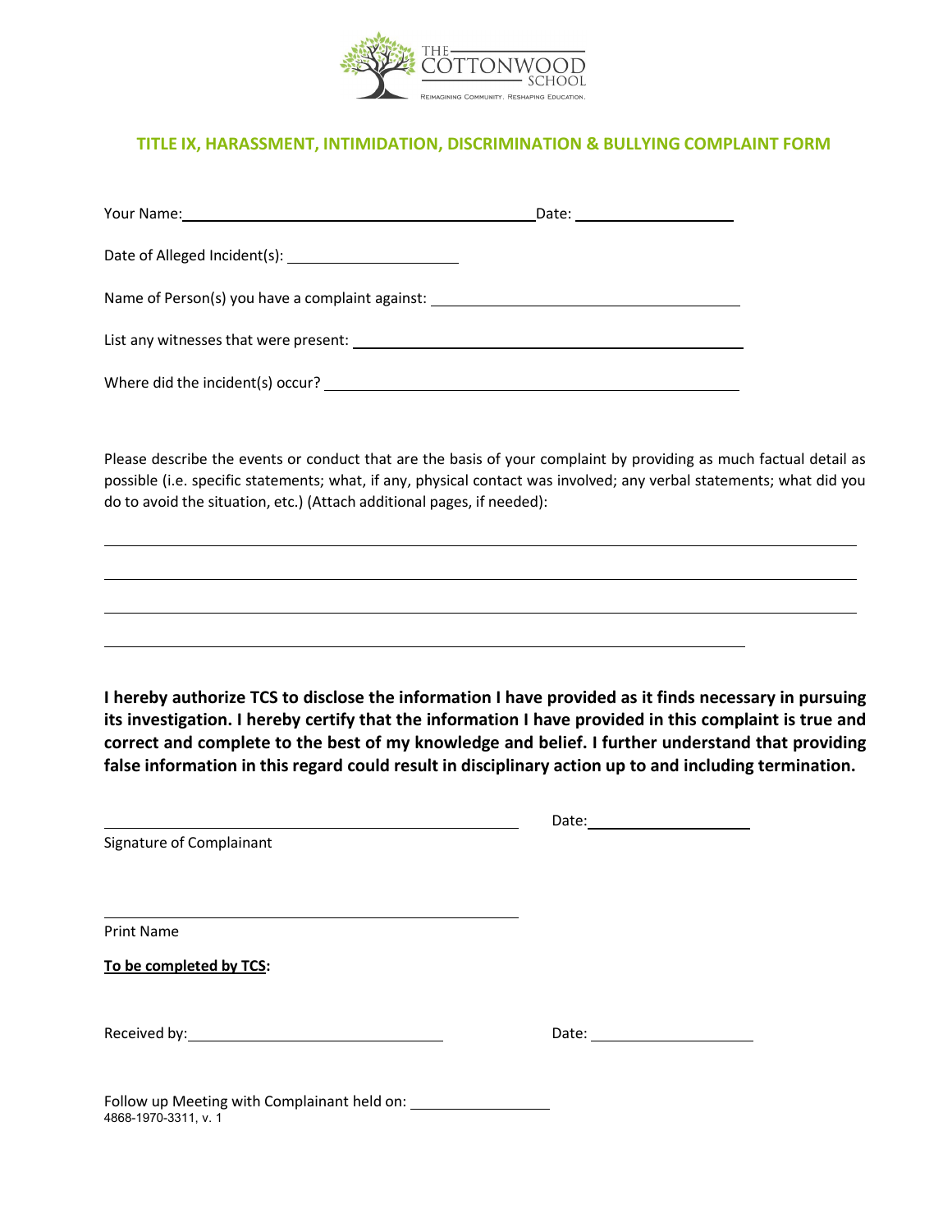THE COTTONWOOD SCHOOL

Reimagining Community. Reshaping Education.

## TITLE IX, HARASSMENT, INTIMIDATION, DISCRIMINATION & BULLYING COMPLAINT FORM

Your Name: ____________________________________ Date: ____________________

Date of Alleged Incident(s): ____________________

Name of Person(s) you have a complaint against: ____________________________________

List any witnesses that were present: ____________________________________

Where did the incident(s) occur? ____________________________________

Please describe the events or conduct that are the basis of your complaint by providing as much factual detail as possible (i.e. specific statements; what, if any, physical contact was involved; any verbal statements; what did you do to avoid the situation, etc.) (Attach additional pages, if needed):

____________________________________________________________________________

____________________________________________________________________________

____________________________________________________________________________

____________________________________________________________________________

**I hereby authorize TCS to disclose the information I have provided as it finds necessary in pursuing its investigation. I hereby certify that the information I have provided in this complaint is true and correct and complete to the best of my knowledge and belief. I further understand that providing false information in this regard could result in disciplinary action up to and including termination.**

____________________________________ Date: ____________________

Signature of Complainant

____________________________________

Print Name

**<u>To be completed by TCS</u>:**

Received by: ____________________________ Date: ____________________

Follow up Meeting with Complainant held on: ____________________

4868-1970-3311, v. 1